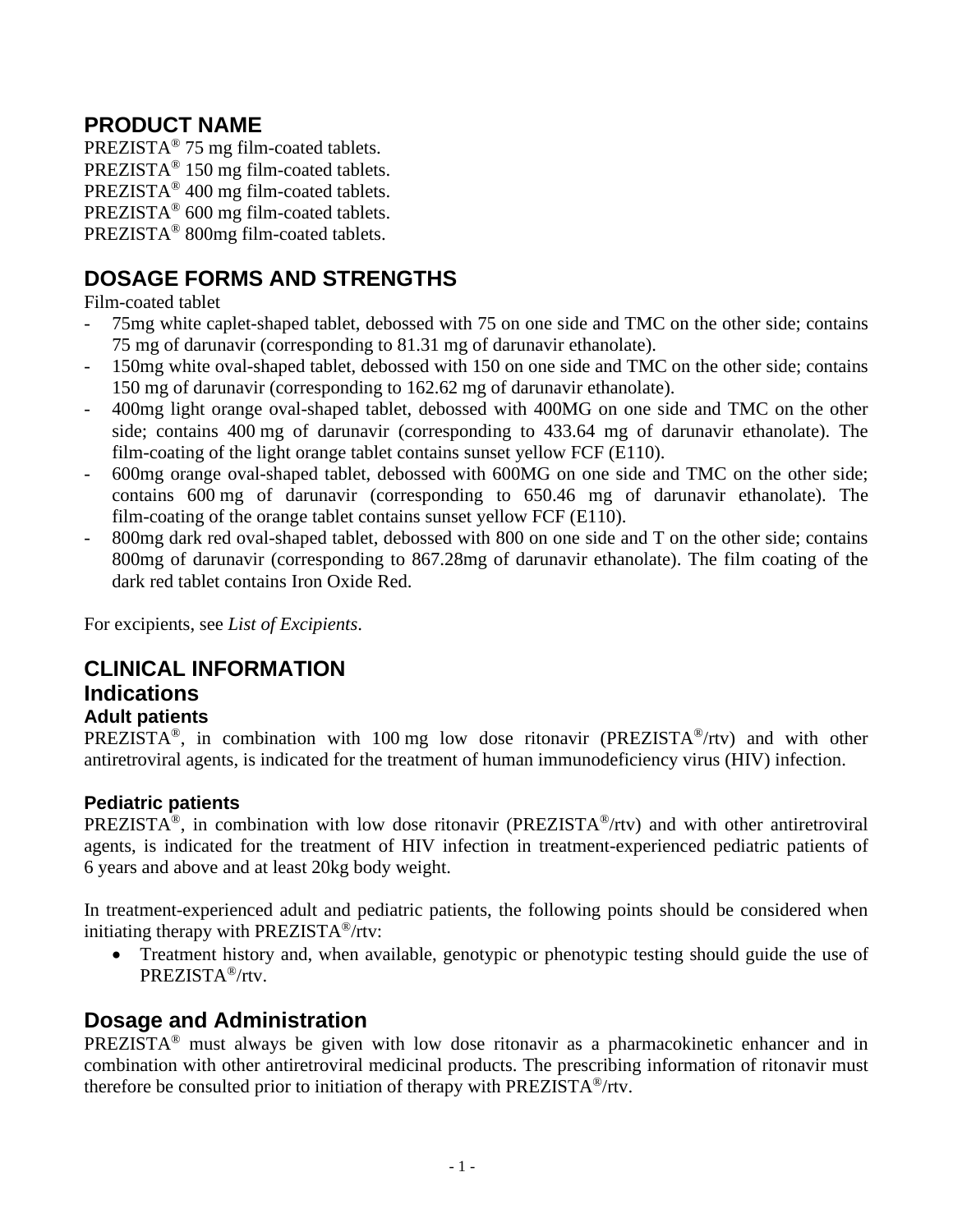# PRODUCT NAME

PREZISTA® 75 mg film-coated tablets.
PREZISTA® 150 mg film-coated tablets.
PREZISTA® 400 mg film-coated tablets.
PREZISTA® 600 mg film-coated tablets.
PREZISTA® 800mg film-coated tablets.

# DOSAGE FORMS AND STRENGTHS

Film-coated tablet

- 75mg white caplet-shaped tablet, debossed with 75 on one side and TMC on the other side; contains 75 mg of darunavir (corresponding to 81.31 mg of darunavir ethanolate).
- 150mg white oval-shaped tablet, debossed with 150 on one side and TMC on the other side; contains 150 mg of darunavir (corresponding to 162.62 mg of darunavir ethanolate).
- 400mg light orange oval-shaped tablet, debossed with 400MG on one side and TMC on the other side; contains 400 mg of darunavir (corresponding to 433.64 mg of darunavir ethanolate). The film-coating of the light orange tablet contains sunset yellow FCF (E110).
- 600mg orange oval-shaped tablet, debossed with 600MG on one side and TMC on the other side; contains 600 mg of darunavir (corresponding to 650.46 mg of darunavir ethanolate). The film-coating of the orange tablet contains sunset yellow FCF (E110).
- 800mg dark red oval-shaped tablet, debossed with 800 on one side and T on the other side; contains 800mg of darunavir (corresponding to 867.28mg of darunavir ethanolate). The film coating of the dark red tablet contains Iron Oxide Red.

For excipients, see *List of Excipients*.

# CLINICAL INFORMATION

## Indications

### Adult patients

PREZISTA®, in combination with 100 mg low dose ritonavir (PREZISTA®/rtv) and with other antiretroviral agents, is indicated for the treatment of human immunodeficiency virus (HIV) infection.

### Pediatric patients

PREZISTA®, in combination with low dose ritonavir (PREZISTA®/rtv) and with other antiretroviral agents, is indicated for the treatment of HIV infection in treatment-experienced pediatric patients of 6 years and above and at least 20kg body weight.

In treatment-experienced adult and pediatric patients, the following points should be considered when initiating therapy with PREZISTA®/rtv:

- Treatment history and, when available, genotypic or phenotypic testing should guide the use of PREZISTA®/rtv.

## Dosage and Administration

PREZISTA® must always be given with low dose ritonavir as a pharmacokinetic enhancer and in combination with other antiretroviral medicinal products. The prescribing information of ritonavir must therefore be consulted prior to initiation of therapy with PREZISTA®/rtv.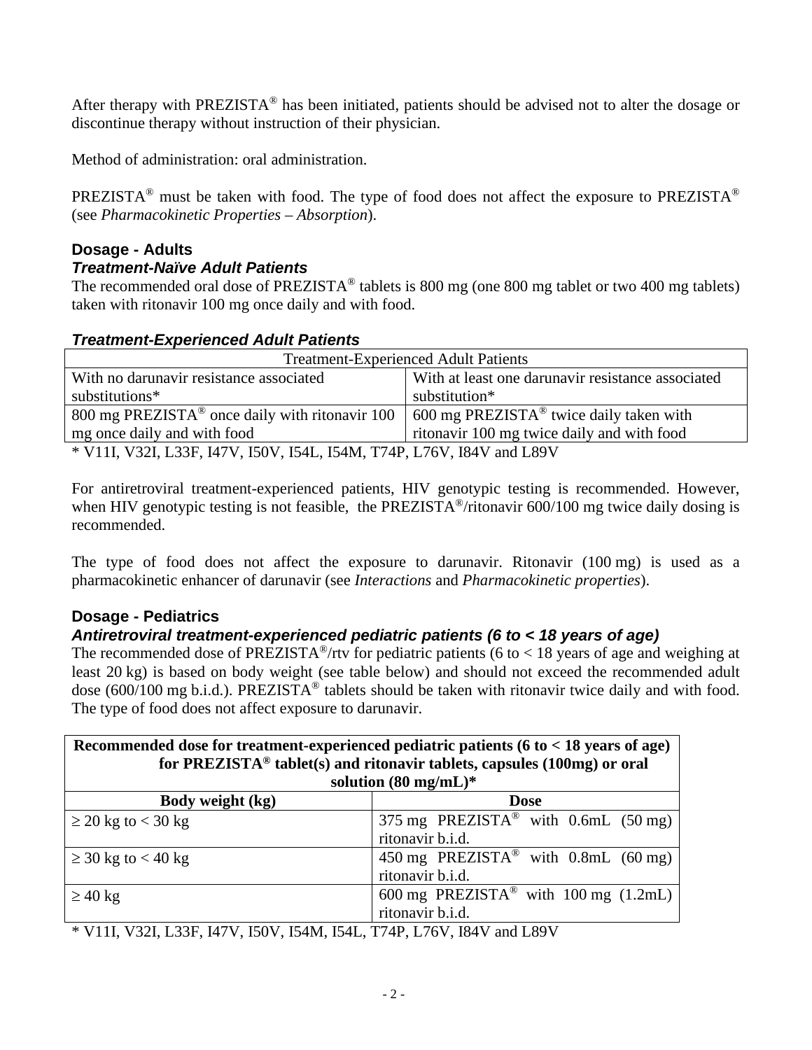After therapy with PREZISTA® has been initiated, patients should be advised not to alter the dosage or discontinue therapy without instruction of their physician.

Method of administration: oral administration.

PREZISTA® must be taken with food. The type of food does not affect the exposure to PREZISTA® (see *Pharmacokinetic Properties – Absorption*).

## Dosage - Adults

### *Treatment-Naïve Adult Patients*

The recommended oral dose of PREZISTA® tablets is 800 mg (one 800 mg tablet or two 400 mg tablets) taken with ritonavir 100 mg once daily and with food.

### *Treatment-Experienced Adult Patients*

| Treatment-Experienced Adult Patients | |
|---|---|
| With no darunavir resistance associated substitutions* | With at least one darunavir resistance associated substitution* |
| 800 mg PREZISTA® once daily with ritonavir 100 mg once daily and with food | 600 mg PREZISTA® twice daily taken with ritonavir 100 mg twice daily and with food |

\* V11I, V32I, L33F, I47V, I50V, I54L, I54M, T74P, L76V, I84V and L89V

For antiretroviral treatment-experienced patients, HIV genotypic testing is recommended. However, when HIV genotypic testing is not feasible, the PREZISTA®/ritonavir 600/100 mg twice daily dosing is recommended.

The type of food does not affect the exposure to darunavir. Ritonavir (100 mg) is used as a pharmacokinetic enhancer of darunavir (see *Interactions* and *Pharmacokinetic properties*).

## Dosage - Pediatrics

### *Antiretroviral treatment-experienced pediatric patients (6 to < 18 years of age)*

The recommended dose of PREZISTA®/rtv for pediatric patients (6 to < 18 years of age and weighing at least 20 kg) is based on body weight (see table below) and should not exceed the recommended adult dose (600/100 mg b.i.d.). PREZISTA® tablets should be taken with ritonavir twice daily and with food. The type of food does not affect exposure to darunavir.

| **Recommended dose for treatment-experienced pediatric patients (6 to < 18 years of age) for PREZISTA® tablet(s) and ritonavir tablets, capsules (100mg) or oral solution (80 mg/mL)*** | |
|---|---|
| **Body weight (kg)** | **Dose** |
| ≥ 20 kg to < 30 kg | 375 mg PREZISTA® with 0.6mL (50 mg) ritonavir b.i.d. |
| ≥ 30 kg to < 40 kg | 450 mg PREZISTA® with 0.8mL (60 mg) ritonavir b.i.d. |
| ≥ 40 kg | 600 mg PREZISTA® with 100 mg (1.2mL) ritonavir b.i.d. |

\* V11I, V32I, L33F, I47V, I50V, I54M, I54L, T74P, L76V, I84V and L89V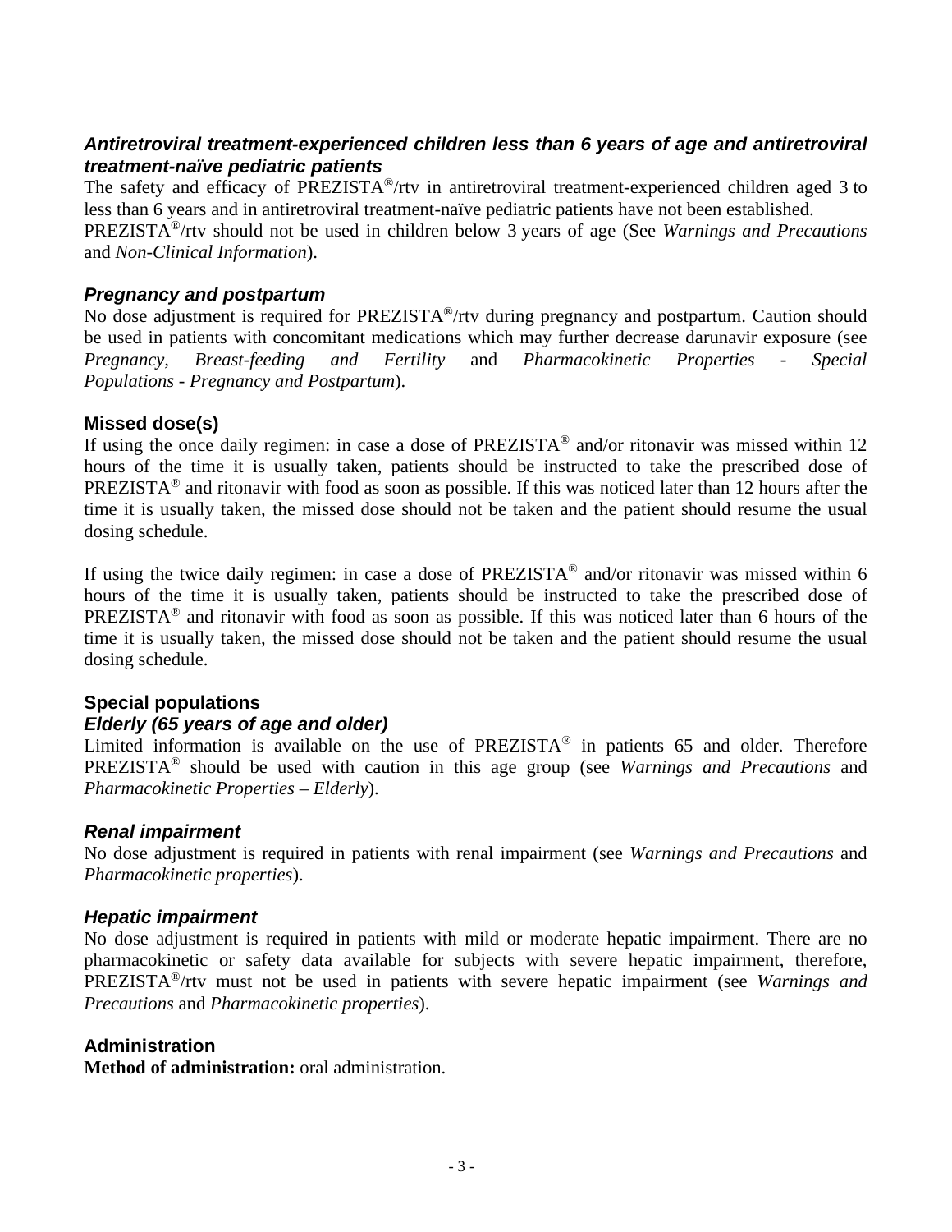### *Antiretroviral treatment-experienced children less than 6 years of age and antiretroviral treatment-naïve pediatric patients*

The safety and efficacy of PREZISTA®/rtv in antiretroviral treatment-experienced children aged 3 to less than 6 years and in antiretroviral treatment-naïve pediatric patients have not been established.

PREZISTA®/rtv should not be used in children below 3 years of age (See *Warnings and Precautions* and *Non-Clinical Information*).

### *Pregnancy and postpartum*

No dose adjustment is required for PREZISTA®/rtv during pregnancy and postpartum. Caution should be used in patients with concomitant medications which may further decrease darunavir exposure (see *Pregnancy, Breast-feeding and Fertility* and *Pharmacokinetic Properties - Special Populations - Pregnancy and Postpartum*).

### Missed dose(s)

If using the once daily regimen: in case a dose of PREZISTA® and/or ritonavir was missed within 12 hours of the time it is usually taken, patients should be instructed to take the prescribed dose of PREZISTA® and ritonavir with food as soon as possible. If this was noticed later than 12 hours after the time it is usually taken, the missed dose should not be taken and the patient should resume the usual dosing schedule.

If using the twice daily regimen: in case a dose of PREZISTA® and/or ritonavir was missed within 6 hours of the time it is usually taken, patients should be instructed to take the prescribed dose of PREZISTA® and ritonavir with food as soon as possible. If this was noticed later than 6 hours of the time it is usually taken, the missed dose should not be taken and the patient should resume the usual dosing schedule.

### Special populations

### *Elderly (65 years of age and older)*

Limited information is available on the use of PREZISTA® in patients 65 and older. Therefore PREZISTA® should be used with caution in this age group (see *Warnings and Precautions* and *Pharmacokinetic Properties – Elderly*).

### *Renal impairment*

No dose adjustment is required in patients with renal impairment (see *Warnings and Precautions* and *Pharmacokinetic properties*).

### *Hepatic impairment*

No dose adjustment is required in patients with mild or moderate hepatic impairment. There are no pharmacokinetic or safety data available for subjects with severe hepatic impairment, therefore, PREZISTA®/rtv must not be used in patients with severe hepatic impairment (see *Warnings and Precautions* and *Pharmacokinetic properties*).

### Administration

**Method of administration:** oral administration.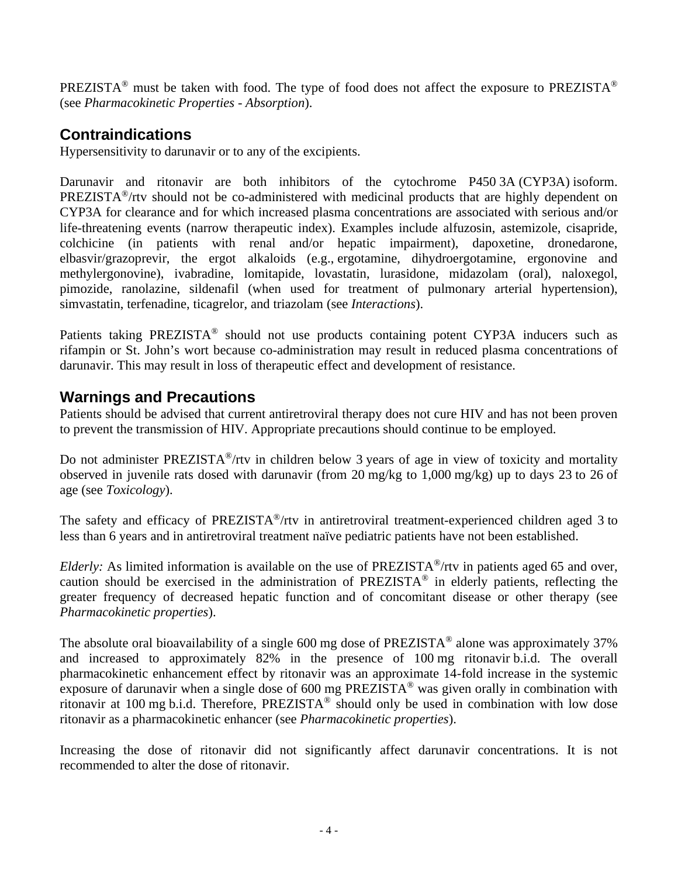PREZISTA® must be taken with food. The type of food does not affect the exposure to PREZISTA® (see *Pharmacokinetic Properties - Absorption*).

## Contraindications

Hypersensitivity to darunavir or to any of the excipients.

Darunavir and ritonavir are both inhibitors of the cytochrome P450 3A (CYP3A) isoform. PREZISTA®/rtv should not be co-administered with medicinal products that are highly dependent on CYP3A for clearance and for which increased plasma concentrations are associated with serious and/or life-threatening events (narrow therapeutic index). Examples include alfuzosin, astemizole, cisapride, colchicine (in patients with renal and/or hepatic impairment), dapoxetine, dronedarone, elbasvir/grazoprevir, the ergot alkaloids (e.g., ergotamine, dihydroergotamine, ergonovine and methylergonovine), ivabradine, lomitapide, lovastatin, lurasidone, midazolam (oral), naloxegol, pimozide, ranolazine, sildenafil (when used for treatment of pulmonary arterial hypertension), simvastatin, terfenadine, ticagrelor, and triazolam (see *Interactions*).

Patients taking PREZISTA® should not use products containing potent CYP3A inducers such as rifampin or St. John's wort because co-administration may result in reduced plasma concentrations of darunavir. This may result in loss of therapeutic effect and development of resistance.

## Warnings and Precautions

Patients should be advised that current antiretroviral therapy does not cure HIV and has not been proven to prevent the transmission of HIV. Appropriate precautions should continue to be employed.

Do not administer PREZISTA®/rtv in children below 3 years of age in view of toxicity and mortality observed in juvenile rats dosed with darunavir (from 20 mg/kg to 1,000 mg/kg) up to days 23 to 26 of age (see *Toxicology*).

The safety and efficacy of PREZISTA®/rtv in antiretroviral treatment-experienced children aged 3 to less than 6 years and in antiretroviral treatment naïve pediatric patients have not been established.

*Elderly:* As limited information is available on the use of PREZISTA®/rtv in patients aged 65 and over, caution should be exercised in the administration of PREZISTA® in elderly patients, reflecting the greater frequency of decreased hepatic function and of concomitant disease or other therapy (see *Pharmacokinetic properties*).

The absolute oral bioavailability of a single 600 mg dose of PREZISTA® alone was approximately 37% and increased to approximately 82% in the presence of 100 mg ritonavir b.i.d. The overall pharmacokinetic enhancement effect by ritonavir was an approximate 14-fold increase in the systemic exposure of darunavir when a single dose of 600 mg PREZISTA® was given orally in combination with ritonavir at 100 mg b.i.d. Therefore, PREZISTA® should only be used in combination with low dose ritonavir as a pharmacokinetic enhancer (see *Pharmacokinetic properties*).

Increasing the dose of ritonavir did not significantly affect darunavir concentrations. It is not recommended to alter the dose of ritonavir.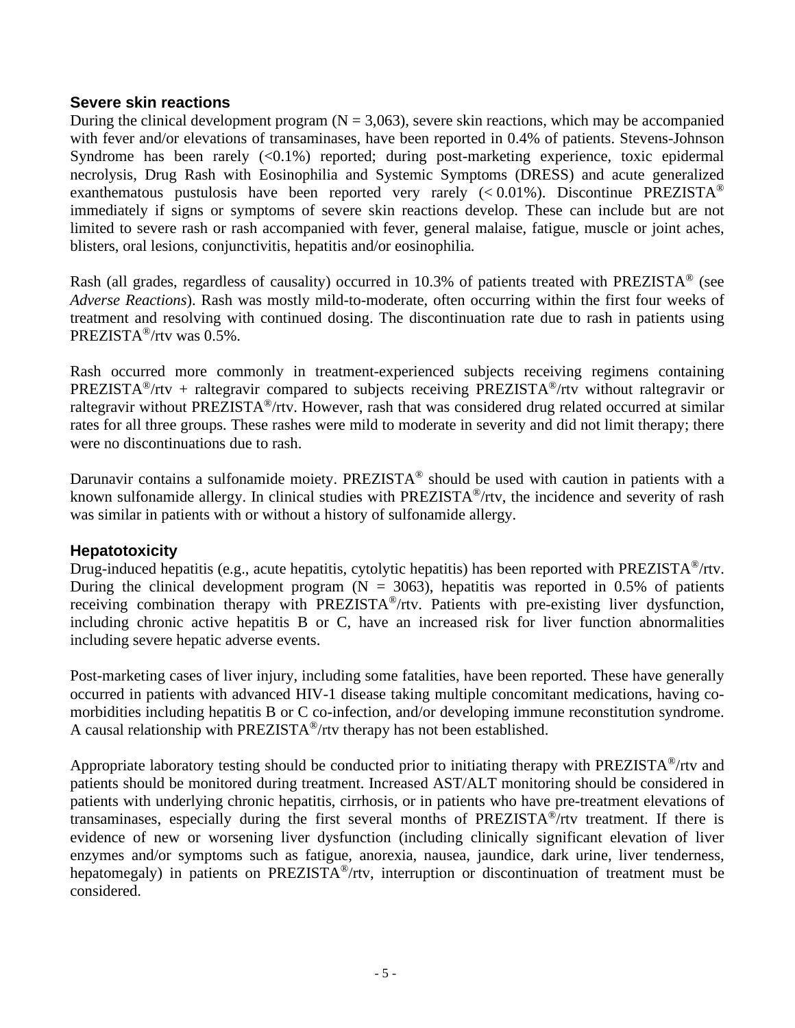### Severe skin reactions

During the clinical development program (N = 3,063), severe skin reactions, which may be accompanied with fever and/or elevations of transaminases, have been reported in 0.4% of patients. Stevens-Johnson Syndrome has been rarely (<0.1%) reported; during post-marketing experience, toxic epidermal necrolysis, Drug Rash with Eosinophilia and Systemic Symptoms (DRESS) and acute generalized exanthematous pustulosis have been reported very rarely (< 0.01%). Discontinue PREZISTA® immediately if signs or symptoms of severe skin reactions develop. These can include but are not limited to severe rash or rash accompanied with fever, general malaise, fatigue, muscle or joint aches, blisters, oral lesions, conjunctivitis, hepatitis and/or eosinophilia.

Rash (all grades, regardless of causality) occurred in 10.3% of patients treated with PREZISTA® (see *Adverse Reactions*). Rash was mostly mild-to-moderate, often occurring within the first four weeks of treatment and resolving with continued dosing. The discontinuation rate due to rash in patients using PREZISTA®/rtv was 0.5%.

Rash occurred more commonly in treatment-experienced subjects receiving regimens containing PREZISTA®/rtv + raltegravir compared to subjects receiving PREZISTA®/rtv without raltegravir or raltegravir without PREZISTA®/rtv. However, rash that was considered drug related occurred at similar rates for all three groups. These rashes were mild to moderate in severity and did not limit therapy; there were no discontinuations due to rash.

Darunavir contains a sulfonamide moiety. PREZISTA® should be used with caution in patients with a known sulfonamide allergy. In clinical studies with PREZISTA®/rtv, the incidence and severity of rash was similar in patients with or without a history of sulfonamide allergy.

### Hepatotoxicity

Drug-induced hepatitis (e.g., acute hepatitis, cytolytic hepatitis) has been reported with PREZISTA®/rtv. During the clinical development program (N = 3063), hepatitis was reported in 0.5% of patients receiving combination therapy with PREZISTA®/rtv. Patients with pre-existing liver dysfunction, including chronic active hepatitis B or C, have an increased risk for liver function abnormalities including severe hepatic adverse events.

Post-marketing cases of liver injury, including some fatalities, have been reported. These have generally occurred in patients with advanced HIV-1 disease taking multiple concomitant medications, having co-morbidities including hepatitis B or C co-infection, and/or developing immune reconstitution syndrome. A causal relationship with PREZISTA®/rtv therapy has not been established.

Appropriate laboratory testing should be conducted prior to initiating therapy with PREZISTA®/rtv and patients should be monitored during treatment. Increased AST/ALT monitoring should be considered in patients with underlying chronic hepatitis, cirrhosis, or in patients who have pre-treatment elevations of transaminases, especially during the first several months of PREZISTA®/rtv treatment. If there is evidence of new or worsening liver dysfunction (including clinically significant elevation of liver enzymes and/or symptoms such as fatigue, anorexia, nausea, jaundice, dark urine, liver tenderness, hepatomegaly) in patients on PREZISTA®/rtv, interruption or discontinuation of treatment must be considered.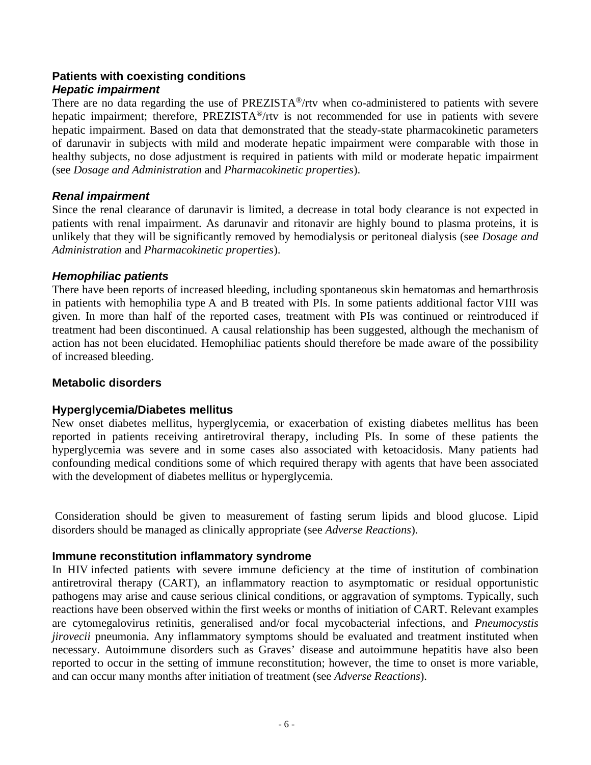### Patients with coexisting conditions

#### *Hepatic impairment*

There are no data regarding the use of PREZISTA®/rtv when co-administered to patients with severe hepatic impairment; therefore, PREZISTA®/rtv is not recommended for use in patients with severe hepatic impairment. Based on data that demonstrated that the steady-state pharmacokinetic parameters of darunavir in subjects with mild and moderate hepatic impairment were comparable with those in healthy subjects, no dose adjustment is required in patients with mild or moderate hepatic impairment (see *Dosage and Administration* and *Pharmacokinetic properties*).

#### *Renal impairment*

Since the renal clearance of darunavir is limited, a decrease in total body clearance is not expected in patients with renal impairment. As darunavir and ritonavir are highly bound to plasma proteins, it is unlikely that they will be significantly removed by hemodialysis or peritoneal dialysis (see *Dosage and Administration* and *Pharmacokinetic properties*).

#### *Hemophiliac patients*

There have been reports of increased bleeding, including spontaneous skin hematomas and hemarthrosis in patients with hemophilia type A and B treated with PIs. In some patients additional factor VIII was given. In more than half of the reported cases, treatment with PIs was continued or reintroduced if treatment had been discontinued. A causal relationship has been suggested, although the mechanism of action has not been elucidated. Hemophiliac patients should therefore be made aware of the possibility of increased bleeding.

### Metabolic disorders

### Hyperglycemia/Diabetes mellitus

New onset diabetes mellitus, hyperglycemia, or exacerbation of existing diabetes mellitus has been reported in patients receiving antiretroviral therapy, including PIs. In some of these patients the hyperglycemia was severe and in some cases also associated with ketoacidosis. Many patients had confounding medical conditions some of which required therapy with agents that have been associated with the development of diabetes mellitus or hyperglycemia.

Consideration should be given to measurement of fasting serum lipids and blood glucose. Lipid disorders should be managed as clinically appropriate (see *Adverse Reactions*).

### Immune reconstitution inflammatory syndrome

In HIV infected patients with severe immune deficiency at the time of institution of combination antiretroviral therapy (CART), an inflammatory reaction to asymptomatic or residual opportunistic pathogens may arise and cause serious clinical conditions, or aggravation of symptoms. Typically, such reactions have been observed within the first weeks or months of initiation of CART. Relevant examples are cytomegalovirus retinitis, generalised and/or focal mycobacterial infections, and *Pneumocystis jirovecii* pneumonia. Any inflammatory symptoms should be evaluated and treatment instituted when necessary. Autoimmune disorders such as Graves' disease and autoimmune hepatitis have also been reported to occur in the setting of immune reconstitution; however, the time to onset is more variable, and can occur many months after initiation of treatment (see *Adverse Reactions*).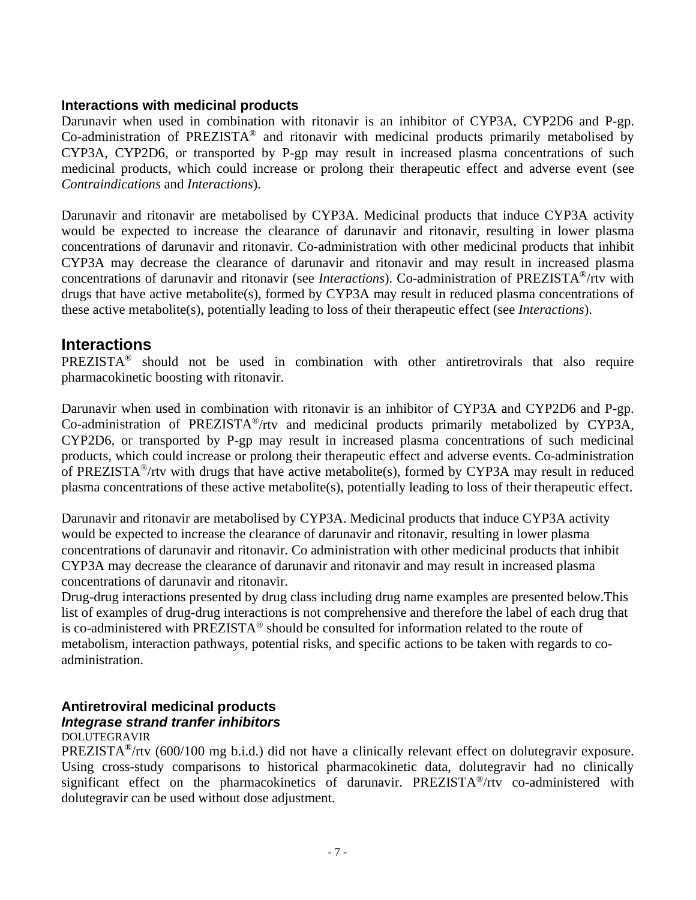### Interactions with medicinal products

Darunavir when used in combination with ritonavir is an inhibitor of CYP3A, CYP2D6 and P-gp. Co-administration of PREZISTA® and ritonavir with medicinal products primarily metabolised by CYP3A, CYP2D6, or transported by P-gp may result in increased plasma concentrations of such medicinal products, which could increase or prolong their therapeutic effect and adverse event (see *Contraindications* and *Interactions*).

Darunavir and ritonavir are metabolised by CYP3A. Medicinal products that induce CYP3A activity would be expected to increase the clearance of darunavir and ritonavir, resulting in lower plasma concentrations of darunavir and ritonavir. Co-administration with other medicinal products that inhibit CYP3A may decrease the clearance of darunavir and ritonavir and may result in increased plasma concentrations of darunavir and ritonavir (see *Interactions*). Co-administration of PREZISTA®/rtv with drugs that have active metabolite(s), formed by CYP3A may result in reduced plasma concentrations of these active metabolite(s), potentially leading to loss of their therapeutic effect (see *Interactions*).

## Interactions

PREZISTA® should not be used in combination with other antiretrovirals that also require pharmacokinetic boosting with ritonavir.

Darunavir when used in combination with ritonavir is an inhibitor of CYP3A and CYP2D6 and P-gp. Co-administration of PREZISTA®/rtv and medicinal products primarily metabolized by CYP3A, CYP2D6, or transported by P-gp may result in increased plasma concentrations of such medicinal products, which could increase or prolong their therapeutic effect and adverse events. Co-administration of PREZISTA®/rtv with drugs that have active metabolite(s), formed by CYP3A may result in reduced plasma concentrations of these active metabolite(s), potentially leading to loss of their therapeutic effect.

Darunavir and ritonavir are metabolised by CYP3A. Medicinal products that induce CYP3A activity would be expected to increase the clearance of darunavir and ritonavir, resulting in lower plasma concentrations of darunavir and ritonavir. Co administration with other medicinal products that inhibit CYP3A may decrease the clearance of darunavir and ritonavir and may result in increased plasma concentrations of darunavir and ritonavir.
Drug-drug interactions presented by drug class including drug name examples are presented below.This list of examples of drug-drug interactions is not comprehensive and therefore the label of each drug that is co-administered with PREZISTA® should be consulted for information related to the route of metabolism, interaction pathways, potential risks, and specific actions to be taken with regards to co-administration.

### Antiretroviral medicinal products

#### *Integrase strand tranfer inhibitors*

DOLUTEGRAVIR

PREZISTA®/rtv (600/100 mg b.i.d.) did not have a clinically relevant effect on dolutegravir exposure. Using cross-study comparisons to historical pharmacokinetic data, dolutegravir had no clinically significant effect on the pharmacokinetics of darunavir. PREZISTA®/rtv co-administered with dolutegravir can be used without dose adjustment.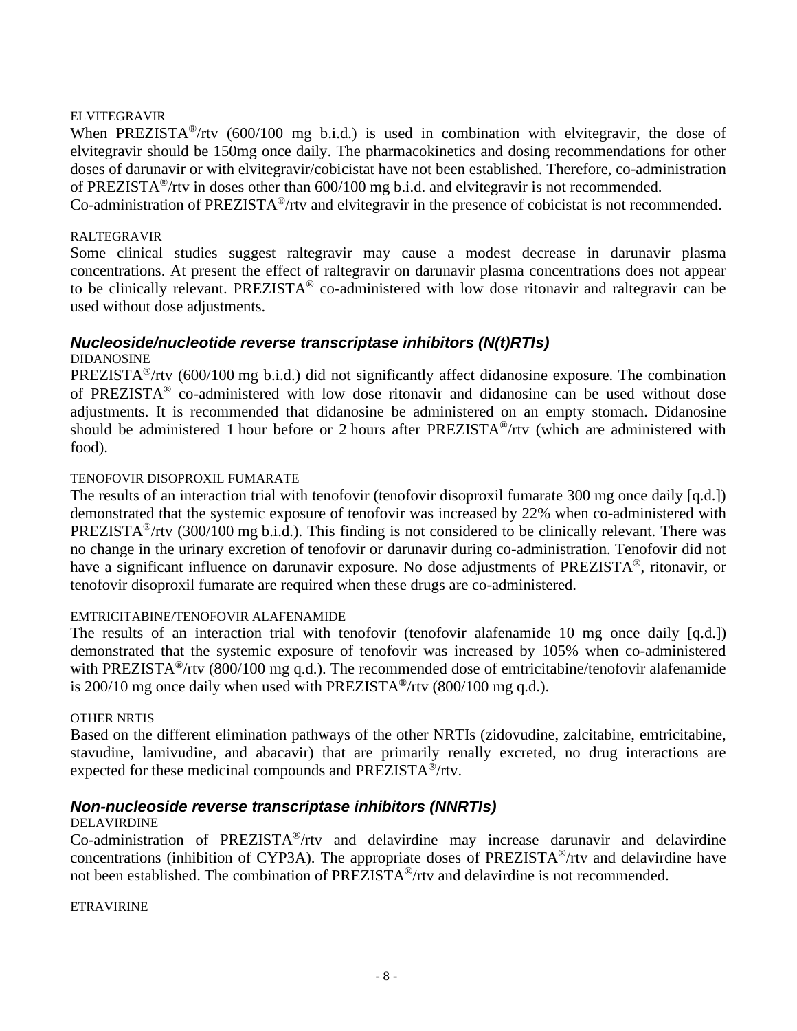ELVITEGRAVIR

When PREZISTA®/rtv (600/100 mg b.i.d.) is used in combination with elvitegravir, the dose of elvitegravir should be 150mg once daily. The pharmacokinetics and dosing recommendations for other doses of darunavir or with elvitegravir/cobicistat have not been established. Therefore, co-administration of PREZISTA®/rtv in doses other than 600/100 mg b.i.d. and elvitegravir is not recommended.
Co-administration of PREZISTA®/rtv and elvitegravir in the presence of cobicistat is not recommended.

RALTEGRAVIR

Some clinical studies suggest raltegravir may cause a modest decrease in darunavir plasma concentrations. At present the effect of raltegravir on darunavir plasma concentrations does not appear to be clinically relevant. PREZISTA® co-administered with low dose ritonavir and raltegravir can be used without dose adjustments.

### *Nucleoside/nucleotide reverse transcriptase inhibitors (N(t)RTIs)*

DIDANOSINE

PREZISTA®/rtv (600/100 mg b.i.d.) did not significantly affect didanosine exposure. The combination of PREZISTA® co-administered with low dose ritonavir and didanosine can be used without dose adjustments. It is recommended that didanosine be administered on an empty stomach. Didanosine should be administered 1 hour before or 2 hours after PREZISTA®/rtv (which are administered with food).

TENOFOVIR DISOPROXIL FUMARATE

The results of an interaction trial with tenofovir (tenofovir disoproxil fumarate 300 mg once daily [q.d.]) demonstrated that the systemic exposure of tenofovir was increased by 22% when co-administered with PREZISTA®/rtv (300/100 mg b.i.d.). This finding is not considered to be clinically relevant. There was no change in the urinary excretion of tenofovir or darunavir during co-administration. Tenofovir did not have a significant influence on darunavir exposure. No dose adjustments of PREZISTA®, ritonavir, or tenofovir disoproxil fumarate are required when these drugs are co-administered.

EMTRICITABINE/TENOFOVIR ALAFENAMIDE

The results of an interaction trial with tenofovir (tenofovir alafenamide 10 mg once daily [q.d.]) demonstrated that the systemic exposure of tenofovir was increased by 105% when co-administered with PREZISTA®/rtv (800/100 mg q.d.). The recommended dose of emtricitabine/tenofovir alafenamide is 200/10 mg once daily when used with PREZISTA®/rtv (800/100 mg q.d.).

OTHER NRTIS

Based on the different elimination pathways of the other NRTIs (zidovudine, zalcitabine, emtricitabine, stavudine, lamivudine, and abacavir) that are primarily renally excreted, no drug interactions are expected for these medicinal compounds and PREZISTA®/rtv.

### *Non-nucleoside reverse transcriptase inhibitors (NNRTIs)*

DELAVIRDINE

Co-administration of PREZISTA®/rtv and delavirdine may increase darunavir and delavirdine concentrations (inhibition of CYP3A). The appropriate doses of PREZISTA®/rtv and delavirdine have not been established. The combination of PREZISTA®/rtv and delavirdine is not recommended.

ETRAVIRINE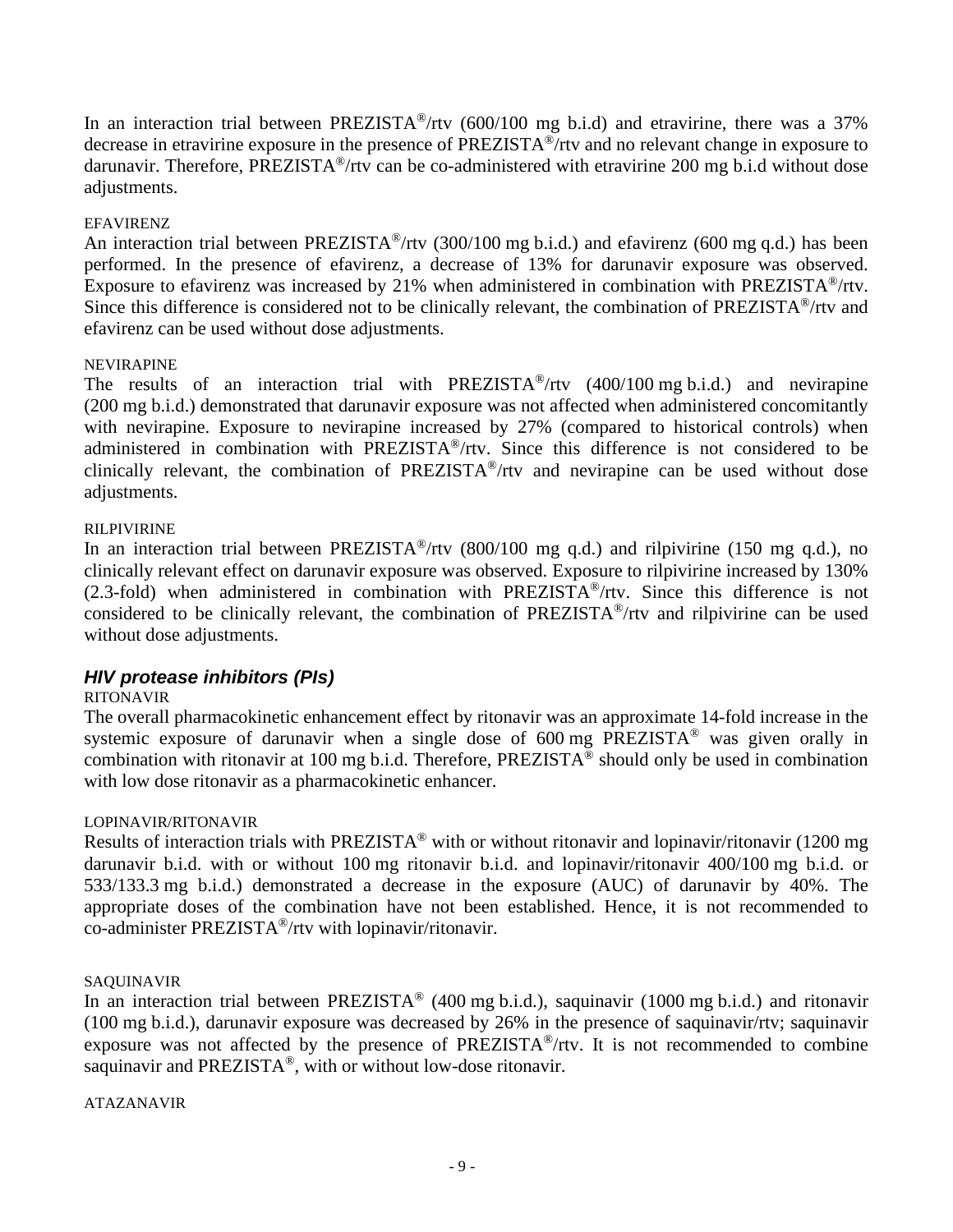In an interaction trial between PREZISTA®/rtv (600/100 mg b.i.d) and etravirine, there was a 37% decrease in etravirine exposure in the presence of PREZISTA®/rtv and no relevant change in exposure to darunavir. Therefore, PREZISTA®/rtv can be co-administered with etravirine 200 mg b.i.d without dose adjustments.

EFAVIRENZ

An interaction trial between PREZISTA®/rtv (300/100 mg b.i.d.) and efavirenz (600 mg q.d.) has been performed. In the presence of efavirenz, a decrease of 13% for darunavir exposure was observed. Exposure to efavirenz was increased by 21% when administered in combination with PREZISTA®/rtv. Since this difference is considered not to be clinically relevant, the combination of PREZISTA®/rtv and efavirenz can be used without dose adjustments.

NEVIRAPINE

The results of an interaction trial with PREZISTA®/rtv (400/100 mg b.i.d.) and nevirapine (200 mg b.i.d.) demonstrated that darunavir exposure was not affected when administered concomitantly with nevirapine. Exposure to nevirapine increased by 27% (compared to historical controls) when administered in combination with PREZISTA®/rtv. Since this difference is not considered to be clinically relevant, the combination of PREZISTA®/rtv and nevirapine can be used without dose adjustments.

RILPIVIRINE

In an interaction trial between PREZISTA®/rtv (800/100 mg q.d.) and rilpivirine (150 mg q.d.), no clinically relevant effect on darunavir exposure was observed. Exposure to rilpivirine increased by 130% (2.3-fold) when administered in combination with PREZISTA®/rtv. Since this difference is not considered to be clinically relevant, the combination of PREZISTA®/rtv and rilpivirine can be used without dose adjustments.

### *HIV protease inhibitors (PIs)*

RITONAVIR

The overall pharmacokinetic enhancement effect by ritonavir was an approximate 14-fold increase in the systemic exposure of darunavir when a single dose of 600 mg PREZISTA® was given orally in combination with ritonavir at 100 mg b.i.d. Therefore, PREZISTA® should only be used in combination with low dose ritonavir as a pharmacokinetic enhancer.

LOPINAVIR/RITONAVIR

Results of interaction trials with PREZISTA® with or without ritonavir and lopinavir/ritonavir (1200 mg darunavir b.i.d. with or without 100 mg ritonavir b.i.d. and lopinavir/ritonavir 400/100 mg b.i.d. or 533/133.3 mg b.i.d.) demonstrated a decrease in the exposure (AUC) of darunavir by 40%. The appropriate doses of the combination have not been established. Hence, it is not recommended to co-administer PREZISTA®/rtv with lopinavir/ritonavir.

SAQUINAVIR

In an interaction trial between PREZISTA® (400 mg b.i.d.), saquinavir (1000 mg b.i.d.) and ritonavir (100 mg b.i.d.), darunavir exposure was decreased by 26% in the presence of saquinavir/rtv; saquinavir exposure was not affected by the presence of PREZISTA®/rtv. It is not recommended to combine saquinavir and PREZISTA®, with or without low-dose ritonavir.

ATAZANAVIR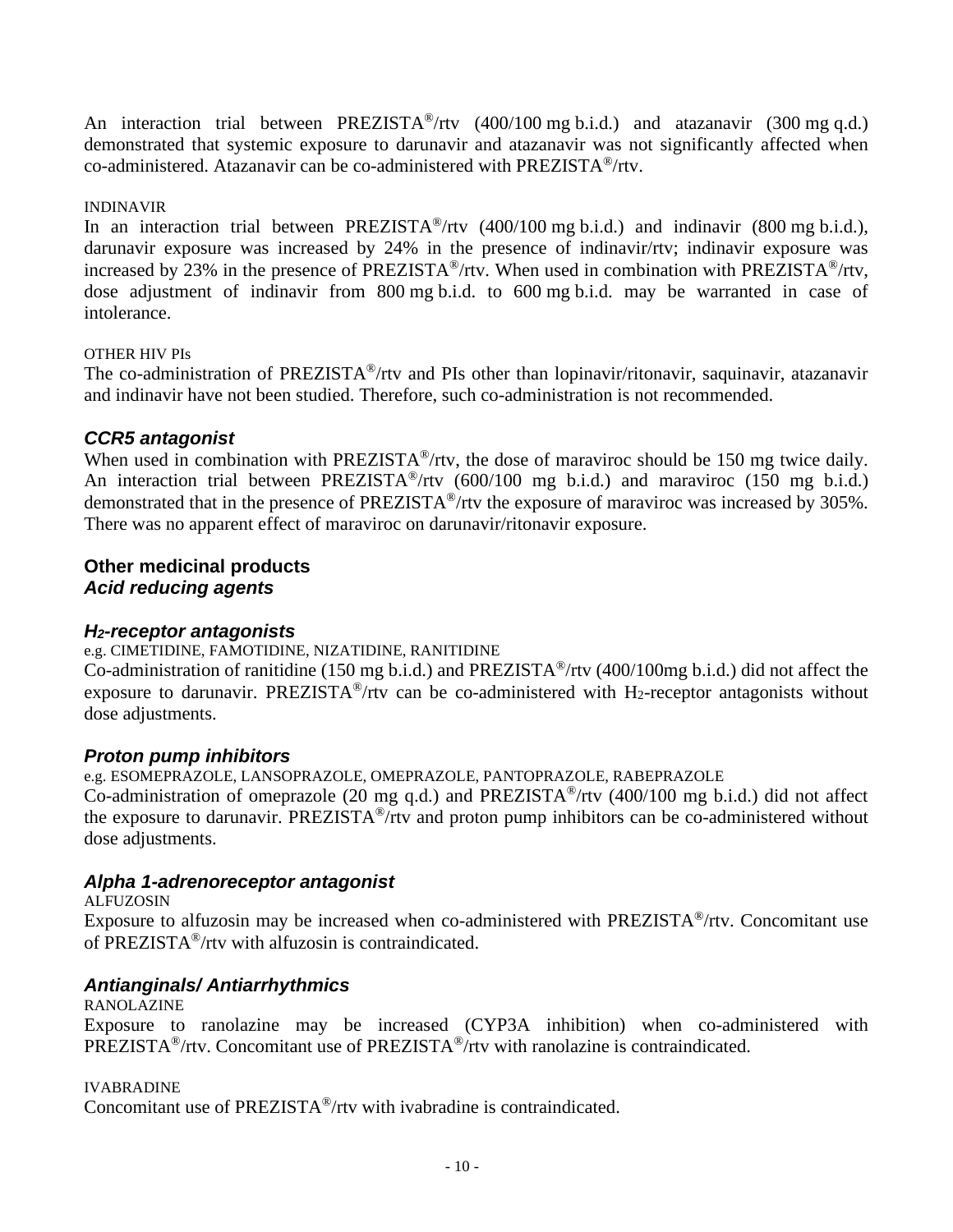An interaction trial between PREZISTA®/rtv (400/100 mg b.i.d.) and atazanavir (300 mg q.d.) demonstrated that systemic exposure to darunavir and atazanavir was not significantly affected when co-administered. Atazanavir can be co-administered with PREZISTA®/rtv.

INDINAVIR

In an interaction trial between PREZISTA®/rtv (400/100 mg b.i.d.) and indinavir (800 mg b.i.d.), darunavir exposure was increased by 24% in the presence of indinavir/rtv; indinavir exposure was increased by 23% in the presence of PREZISTA®/rtv. When used in combination with PREZISTA®/rtv, dose adjustment of indinavir from 800 mg b.i.d. to 600 mg b.i.d. may be warranted in case of intolerance.

OTHER HIV PIs

The co-administration of PREZISTA®/rtv and PIs other than lopinavir/ritonavir, saquinavir, atazanavir and indinavir have not been studied. Therefore, such co-administration is not recommended.

### *CCR5 antagonist*

When used in combination with PREZISTA®/rtv, the dose of maraviroc should be 150 mg twice daily. An interaction trial between PREZISTA®/rtv (600/100 mg b.i.d.) and maraviroc (150 mg b.i.d.) demonstrated that in the presence of PREZISTA®/rtv the exposure of maraviroc was increased by 305%. There was no apparent effect of maraviroc on darunavir/ritonavir exposure.

## Other medicinal products

### *Acid reducing agents*

### *$H_2$-receptor antagonists*

e.g. CIMETIDINE, FAMOTIDINE, NIZATIDINE, RANITIDINE

Co-administration of ranitidine (150 mg b.i.d.) and PREZISTA®/rtv (400/100mg b.i.d.) did not affect the exposure to darunavir. PREZISTA®/rtv can be co-administered with $H_2$-receptor antagonists without dose adjustments.

### *Proton pump inhibitors*

e.g. ESOMEPRAZOLE, LANSOPRAZOLE, OMEPRAZOLE, PANTOPRAZOLE, RABEPRAZOLE

Co-administration of omeprazole (20 mg q.d.) and PREZISTA®/rtv (400/100 mg b.i.d.) did not affect the exposure to darunavir. PREZISTA®/rtv and proton pump inhibitors can be co-administered without dose adjustments.

### *Alpha 1-adrenoreceptor antagonist*

ALFUZOSIN

Exposure to alfuzosin may be increased when co-administered with PREZISTA®/rtv. Concomitant use of PREZISTA®/rtv with alfuzosin is contraindicated.

### *Antianginals/ Antiarrhythmics*

RANOLAZINE

Exposure to ranolazine may be increased (CYP3A inhibition) when co-administered with PREZISTA®/rtv. Concomitant use of PREZISTA®/rtv with ranolazine is contraindicated.

IVABRADINE

Concomitant use of PREZISTA®/rtv with ivabradine is contraindicated.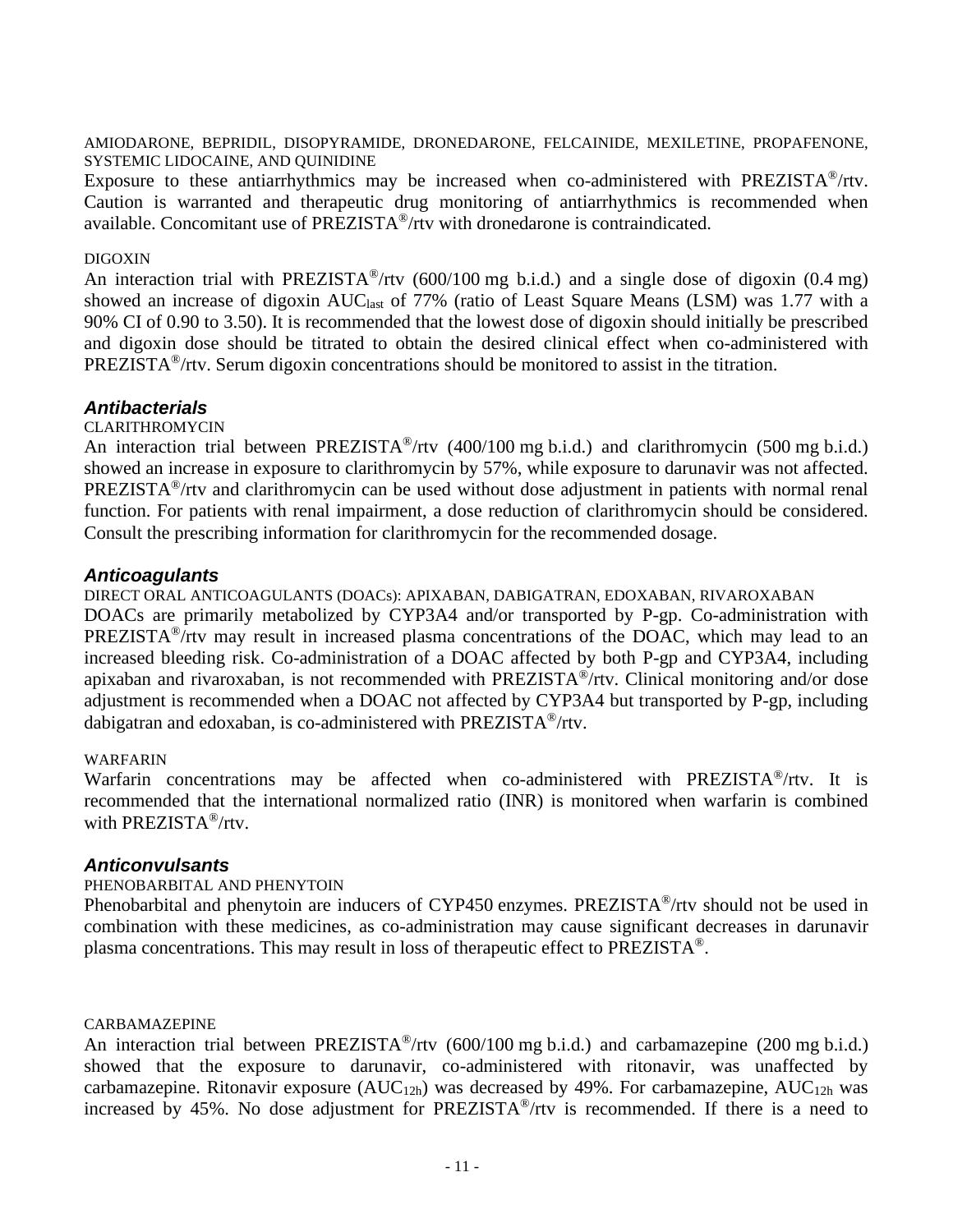AMIODARONE, BEPRIDIL, DISOPYRAMIDE, DRONEDARONE, FELCAINIDE, MEXILETINE, PROPAFENONE, SYSTEMIC LIDOCAINE, AND QUINIDINE

Exposure to these antiarrhythmics may be increased when co-administered with PREZISTA®/rtv. Caution is warranted and therapeutic drug monitoring of antiarrhythmics is recommended when available. Concomitant use of PREZISTA®/rtv with dronedarone is contraindicated.

DIGOXIN

An interaction trial with PREZISTA®/rtv (600/100 mg b.i.d.) and a single dose of digoxin (0.4 mg) showed an increase of digoxin $AUC_{last}$ of 77% (ratio of Least Square Means (LSM) was 1.77 with a 90% CI of 0.90 to 3.50). It is recommended that the lowest dose of digoxin should initially be prescribed and digoxin dose should be titrated to obtain the desired clinical effect when co-administered with PREZISTA®/rtv. Serum digoxin concentrations should be monitored to assist in the titration.

### *Antibacterials*

CLARITHROMYCIN

An interaction trial between PREZISTA®/rtv (400/100 mg b.i.d.) and clarithromycin (500 mg b.i.d.) showed an increase in exposure to clarithromycin by 57%, while exposure to darunavir was not affected. PREZISTA®/rtv and clarithromycin can be used without dose adjustment in patients with normal renal function. For patients with renal impairment, a dose reduction of clarithromycin should be considered. Consult the prescribing information for clarithromycin for the recommended dosage.

### *Anticoagulants*

DIRECT ORAL ANTICOAGULANTS (DOACs): APIXABAN, DABIGATRAN, EDOXABAN, RIVAROXABAN

DOACs are primarily metabolized by CYP3A4 and/or transported by P-gp. Co-administration with PREZISTA®/rtv may result in increased plasma concentrations of the DOAC, which may lead to an increased bleeding risk. Co-administration of a DOAC affected by both P-gp and CYP3A4, including apixaban and rivaroxaban, is not recommended with PREZISTA®/rtv. Clinical monitoring and/or dose adjustment is recommended when a DOAC not affected by CYP3A4 but transported by P-gp, including dabigatran and edoxaban, is co-administered with PREZISTA®/rtv.

WARFARIN

Warfarin concentrations may be affected when co-administered with PREZISTA®/rtv. It is recommended that the international normalized ratio (INR) is monitored when warfarin is combined with PREZISTA®/rtv.

### *Anticonvulsants*

PHENOBARBITAL AND PHENYTOIN

Phenobarbital and phenytoin are inducers of CYP450 enzymes. PREZISTA®/rtv should not be used in combination with these medicines, as co-administration may cause significant decreases in darunavir plasma concentrations. This may result in loss of therapeutic effect to PREZISTA®.

CARBAMAZEPINE

An interaction trial between PREZISTA®/rtv (600/100 mg b.i.d.) and carbamazepine (200 mg b.i.d.) showed that the exposure to darunavir, co-administered with ritonavir, was unaffected by carbamazepine. Ritonavir exposure ($AUC_{12h}$) was decreased by 49%. For carbamazepine, $AUC_{12h}$ was increased by 45%. No dose adjustment for PREZISTA®/rtv is recommended. If there is a need to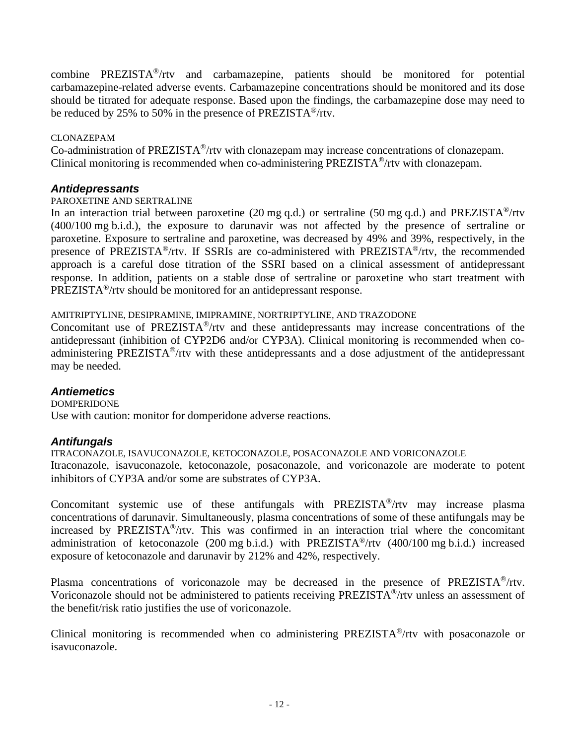combine PREZISTA®/rtv and carbamazepine, patients should be monitored for potential carbamazepine-related adverse events. Carbamazepine concentrations should be monitored and its dose should be titrated for adequate response. Based upon the findings, the carbamazepine dose may need to be reduced by 25% to 50% in the presence of PREZISTA®/rtv.

CLONAZEPAM

Co-administration of PREZISTA®/rtv with clonazepam may increase concentrations of clonazepam. Clinical monitoring is recommended when co-administering PREZISTA®/rtv with clonazepam.

### *Antidepressants*

PAROXETINE AND SERTRALINE

In an interaction trial between paroxetine (20 mg q.d.) or sertraline (50 mg q.d.) and PREZISTA®/rtv (400/100 mg b.i.d.), the exposure to darunavir was not affected by the presence of sertraline or paroxetine. Exposure to sertraline and paroxetine, was decreased by 49% and 39%, respectively, in the presence of PREZISTA®/rtv. If SSRIs are co-administered with PREZISTA®/rtv, the recommended approach is a careful dose titration of the SSRI based on a clinical assessment of antidepressant response. In addition, patients on a stable dose of sertraline or paroxetine who start treatment with PREZISTA®/rtv should be monitored for an antidepressant response.

AMITRIPTYLINE, DESIPRAMINE, IMIPRAMINE, NORTRIPTYLINE, AND TRAZODONE

Concomitant use of PREZISTA®/rtv and these antidepressants may increase concentrations of the antidepressant (inhibition of CYP2D6 and/or CYP3A). Clinical monitoring is recommended when co-administering PREZISTA®/rtv with these antidepressants and a dose adjustment of the antidepressant may be needed.

### *Antiemetics*

DOMPERIDONE

Use with caution: monitor for domperidone adverse reactions.

### *Antifungals*

ITRACONAZOLE, ISAVUCONAZOLE, KETOCONAZOLE, POSACONAZOLE AND VORICONAZOLE

Itraconazole, isavuconazole, ketoconazole, posaconazole, and voriconazole are moderate to potent inhibitors of CYP3A and/or some are substrates of CYP3A.

Concomitant systemic use of these antifungals with PREZISTA®/rtv may increase plasma concentrations of darunavir. Simultaneously, plasma concentrations of some of these antifungals may be increased by PREZISTA®/rtv. This was confirmed in an interaction trial where the concomitant administration of ketoconazole (200 mg b.i.d.) with PREZISTA®/rtv (400/100 mg b.i.d.) increased exposure of ketoconazole and darunavir by 212% and 42%, respectively.

Plasma concentrations of voriconazole may be decreased in the presence of PREZISTA®/rtv. Voriconazole should not be administered to patients receiving PREZISTA®/rtv unless an assessment of the benefit/risk ratio justifies the use of voriconazole.

Clinical monitoring is recommended when co administering PREZISTA®/rtv with posaconazole or isavuconazole.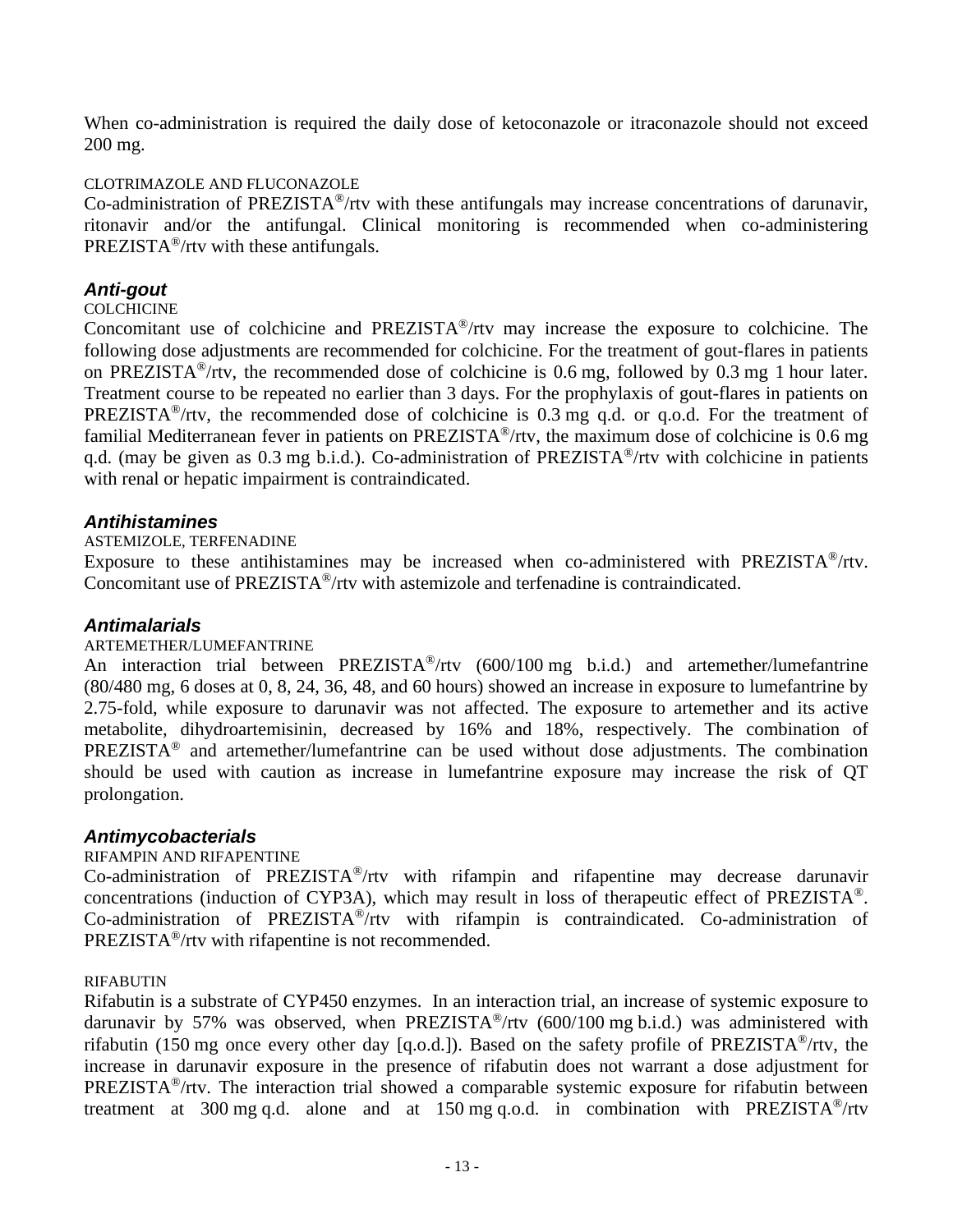When co-administration is required the daily dose of ketoconazole or itraconazole should not exceed 200 mg.

CLOTRIMAZOLE AND FLUCONAZOLE

Co-administration of PREZISTA®/rtv with these antifungals may increase concentrations of darunavir, ritonavir and/or the antifungal. Clinical monitoring is recommended when co-administering PREZISTA®/rtv with these antifungals.

### *Anti-gout*

COLCHICINE

Concomitant use of colchicine and PREZISTA®/rtv may increase the exposure to colchicine. The following dose adjustments are recommended for colchicine. For the treatment of gout-flares in patients on PREZISTA®/rtv, the recommended dose of colchicine is 0.6 mg, followed by 0.3 mg 1 hour later. Treatment course to be repeated no earlier than 3 days. For the prophylaxis of gout-flares in patients on PREZISTA®/rtv, the recommended dose of colchicine is 0.3 mg q.d. or q.o.d. For the treatment of familial Mediterranean fever in patients on PREZISTA®/rtv, the maximum dose of colchicine is 0.6 mg q.d. (may be given as 0.3 mg b.i.d.). Co-administration of PREZISTA®/rtv with colchicine in patients with renal or hepatic impairment is contraindicated.

### *Antihistamines*

ASTEMIZOLE, TERFENADINE

Exposure to these antihistamines may be increased when co-administered with PREZISTA®/rtv. Concomitant use of PREZISTA®/rtv with astemizole and terfenadine is contraindicated.

### *Antimalarials*

ARTEMETHER/LUMEFANTRINE

An interaction trial between PREZISTA®/rtv (600/100 mg b.i.d.) and artemether/lumefantrine (80/480 mg, 6 doses at 0, 8, 24, 36, 48, and 60 hours) showed an increase in exposure to lumefantrine by 2.75-fold, while exposure to darunavir was not affected. The exposure to artemether and its active metabolite, dihydroartemisinin, decreased by 16% and 18%, respectively. The combination of PREZISTA® and artemether/lumefantrine can be used without dose adjustments. The combination should be used with caution as increase in lumefantrine exposure may increase the risk of QT prolongation.

### *Antimycobacterials*

RIFAMPIN AND RIFAPENTINE

Co-administration of PREZISTA®/rtv with rifampin and rifapentine may decrease darunavir concentrations (induction of CYP3A), which may result in loss of therapeutic effect of PREZISTA®. Co-administration of PREZISTA®/rtv with rifampin is contraindicated. Co-administration of PREZISTA®/rtv with rifapentine is not recommended.

RIFABUTIN

Rifabutin is a substrate of CYP450 enzymes. In an interaction trial, an increase of systemic exposure to darunavir by 57% was observed, when PREZISTA®/rtv (600/100 mg b.i.d.) was administered with rifabutin (150 mg once every other day [q.o.d.]). Based on the safety profile of PREZISTA®/rtv, the increase in darunavir exposure in the presence of rifabutin does not warrant a dose adjustment for PREZISTA®/rtv. The interaction trial showed a comparable systemic exposure for rifabutin between treatment at 300 mg q.d. alone and at 150 mg q.o.d. in combination with PREZISTA®/rtv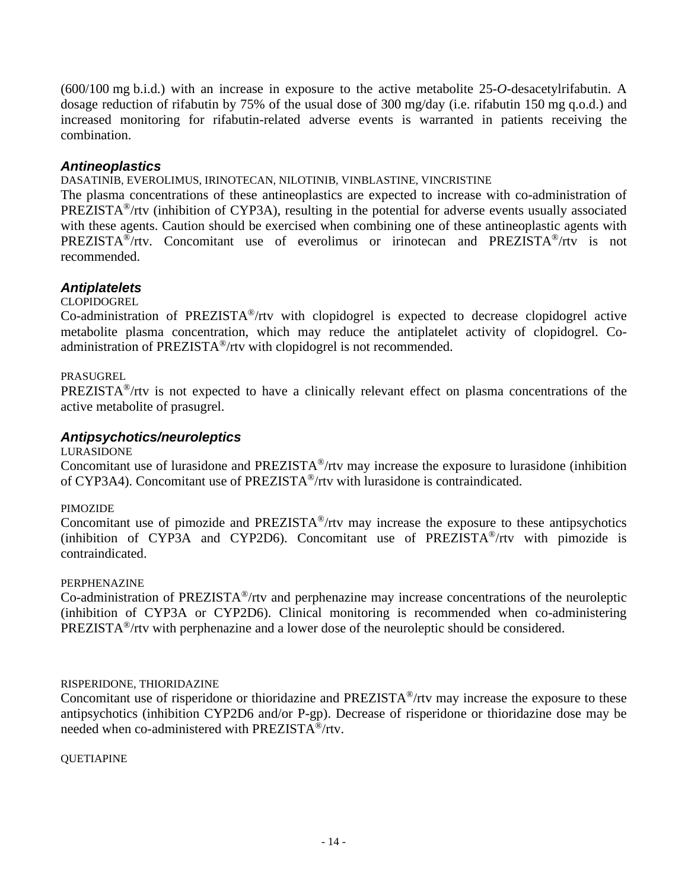(600/100 mg b.i.d.) with an increase in exposure to the active metabolite 25-*O*-desacetylrifabutin. A dosage reduction of rifabutin by 75% of the usual dose of 300 mg/day (i.e. rifabutin 150 mg q.o.d.) and increased monitoring for rifabutin-related adverse events is warranted in patients receiving the combination.

### *Antineoplastics*

DASATINIB, EVEROLIMUS, IRINOTECAN, NILOTINIB, VINBLASTINE, VINCRISTINE

The plasma concentrations of these antineoplastics are expected to increase with co-administration of PREZISTA®/rtv (inhibition of CYP3A), resulting in the potential for adverse events usually associated with these agents. Caution should be exercised when combining one of these antineoplastic agents with PREZISTA®/rtv. Concomitant use of everolimus or irinotecan and PREZISTA®/rtv is not recommended.

### *Antiplatelets*

CLOPIDOGREL

Co-administration of PREZISTA®/rtv with clopidogrel is expected to decrease clopidogrel active metabolite plasma concentration, which may reduce the antiplatelet activity of clopidogrel. Co-administration of PREZISTA®/rtv with clopidogrel is not recommended.

PRASUGREL

PREZISTA®/rtv is not expected to have a clinically relevant effect on plasma concentrations of the active metabolite of prasugrel.

### *Antipsychotics/neuroleptics*

LURASIDONE

Concomitant use of lurasidone and PREZISTA®/rtv may increase the exposure to lurasidone (inhibition of CYP3A4). Concomitant use of PREZISTA®/rtv with lurasidone is contraindicated.

PIMOZIDE

Concomitant use of pimozide and PREZISTA®/rtv may increase the exposure to these antipsychotics (inhibition of CYP3A and CYP2D6). Concomitant use of PREZISTA®/rtv with pimozide is contraindicated.

PERPHENAZINE

Co-administration of PREZISTA®/rtv and perphenazine may increase concentrations of the neuroleptic (inhibition of CYP3A or CYP2D6). Clinical monitoring is recommended when co-administering PREZISTA®/rtv with perphenazine and a lower dose of the neuroleptic should be considered.

RISPERIDONE, THIORIDAZINE

Concomitant use of risperidone or thioridazine and PREZISTA®/rtv may increase the exposure to these antipsychotics (inhibition CYP2D6 and/or P-gp). Decrease of risperidone or thioridazine dose may be needed when co-administered with PREZISTA®/rtv.

QUETIAPINE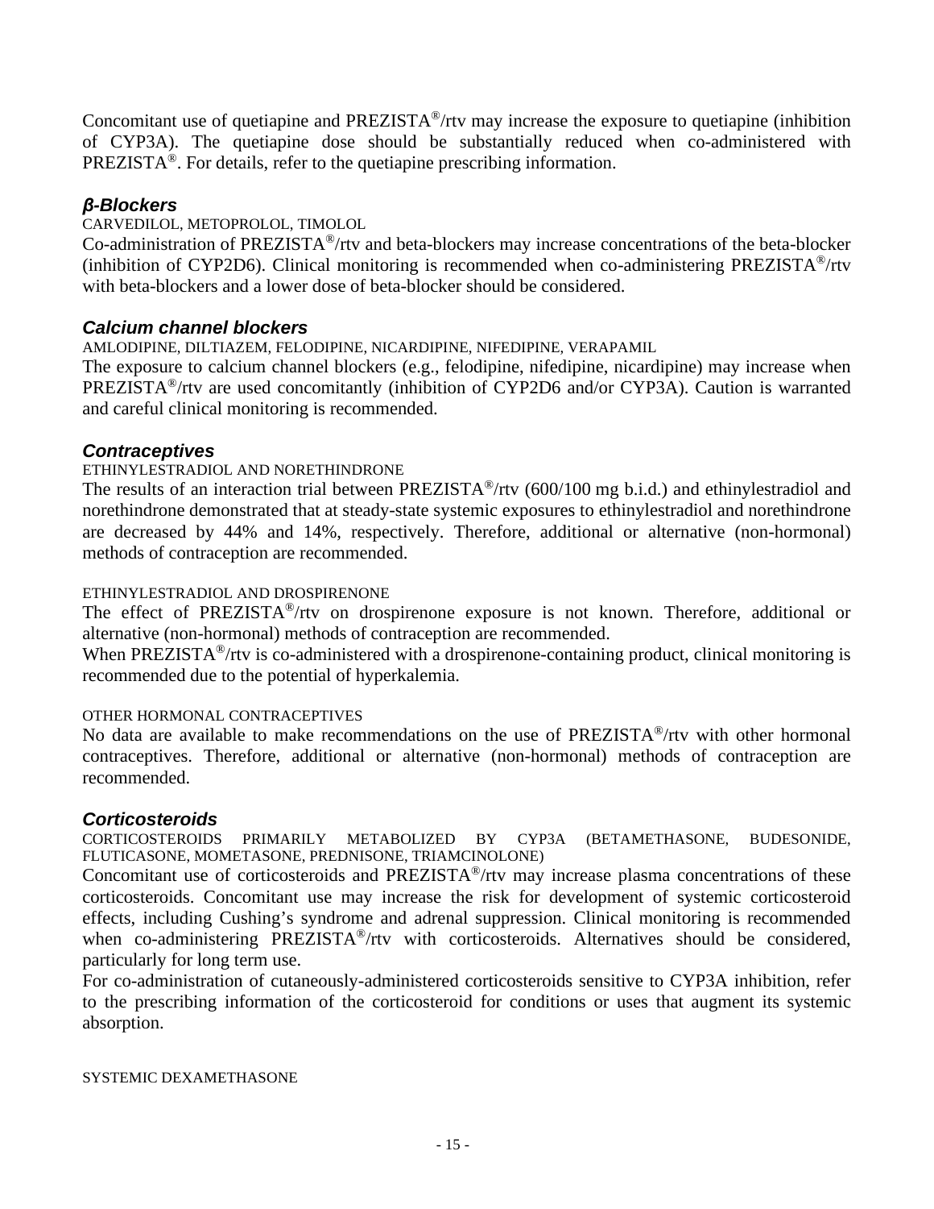Concomitant use of quetiapine and PREZISTA®/rtv may increase the exposure to quetiapine (inhibition of CYP3A). The quetiapine dose should be substantially reduced when co-administered with PREZISTA®. For details, refer to the quetiapine prescribing information.

### *β-Blockers*

CARVEDILOL, METOPROLOL, TIMOLOL

Co-administration of PREZISTA®/rtv and beta-blockers may increase concentrations of the beta-blocker (inhibition of CYP2D6). Clinical monitoring is recommended when co-administering PREZISTA®/rtv with beta-blockers and a lower dose of beta-blocker should be considered.

### *Calcium channel blockers*

AMLODIPINE, DILTIAZEM, FELODIPINE, NICARDIPINE, NIFEDIPINE, VERAPAMIL

The exposure to calcium channel blockers (e.g., felodipine, nifedipine, nicardipine) may increase when PREZISTA®/rtv are used concomitantly (inhibition of CYP2D6 and/or CYP3A). Caution is warranted and careful clinical monitoring is recommended.

### *Contraceptives*

ETHINYLESTRADIOL AND NORETHINDRONE

The results of an interaction trial between PREZISTA®/rtv (600/100 mg b.i.d.) and ethinylestradiol and norethindrone demonstrated that at steady-state systemic exposures to ethinylestradiol and norethindrone are decreased by 44% and 14%, respectively. Therefore, additional or alternative (non-hormonal) methods of contraception are recommended.

ETHINYLESTRADIOL AND DROSPIRENONE

The effect of PREZISTA®/rtv on drospirenone exposure is not known. Therefore, additional or alternative (non-hormonal) methods of contraception are recommended.

When PREZISTA®/rtv is co-administered with a drospirenone-containing product, clinical monitoring is recommended due to the potential of hyperkalemia.

OTHER HORMONAL CONTRACEPTIVES

No data are available to make recommendations on the use of PREZISTA®/rtv with other hormonal contraceptives. Therefore, additional or alternative (non-hormonal) methods of contraception are recommended.

### *Corticosteroids*

CORTICOSTEROIDS PRIMARILY METABOLIZED BY CYP3A (BETAMETHASONE, BUDESONIDE, FLUTICASONE, MOMETASONE, PREDNISONE, TRIAMCINOLONE)

Concomitant use of corticosteroids and PREZISTA®/rtv may increase plasma concentrations of these corticosteroids. Concomitant use may increase the risk for development of systemic corticosteroid effects, including Cushing's syndrome and adrenal suppression. Clinical monitoring is recommended when co-administering PREZISTA®/rtv with corticosteroids. Alternatives should be considered, particularly for long term use.

For co-administration of cutaneously-administered corticosteroids sensitive to CYP3A inhibition, refer to the prescribing information of the corticosteroid for conditions or uses that augment its systemic absorption.

SYSTEMIC DEXAMETHASONE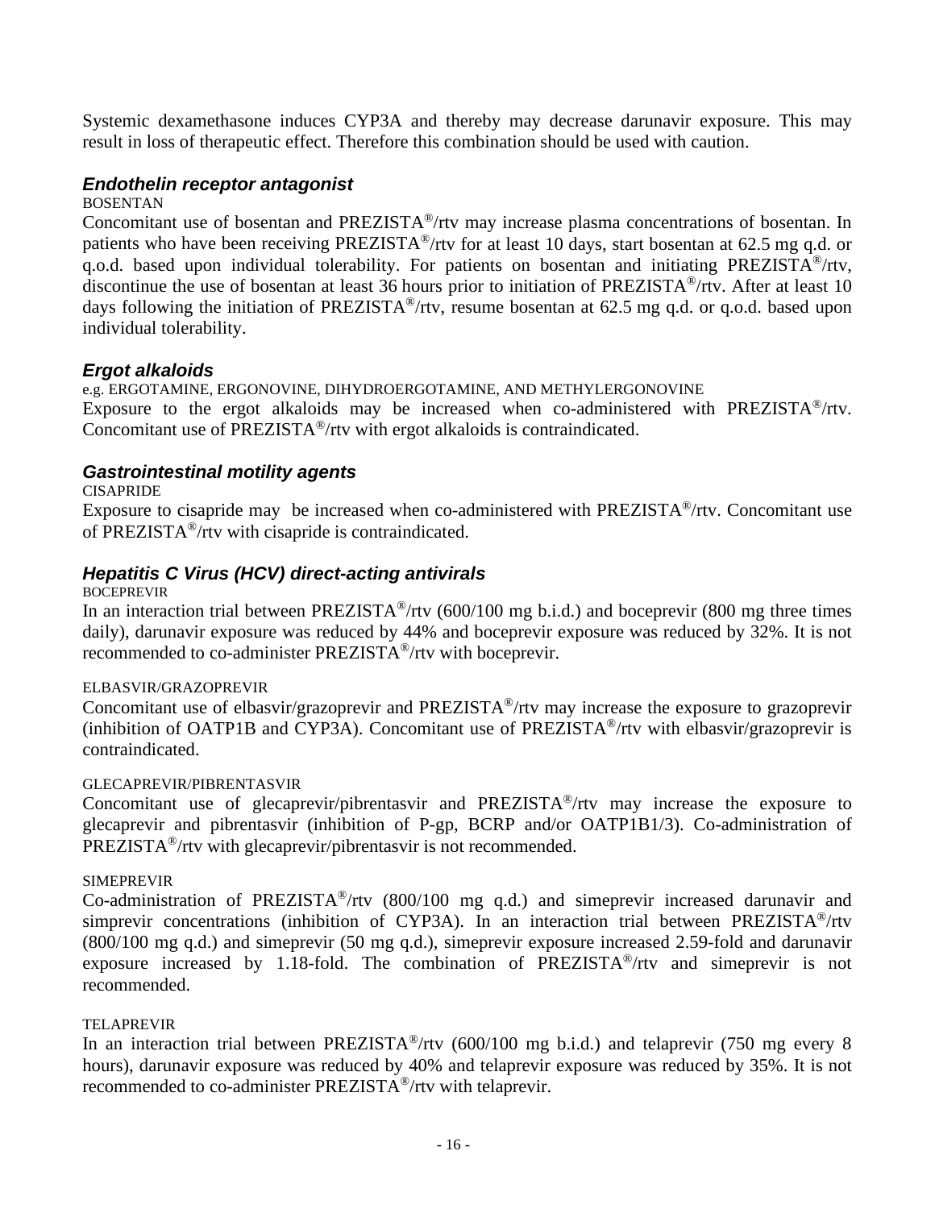Systemic dexamethasone induces CYP3A and thereby may decrease darunavir exposure. This may result in loss of therapeutic effect. Therefore this combination should be used with caution.

### *Endothelin receptor antagonist*

BOSENTAN

Concomitant use of bosentan and PREZISTA®/rtv may increase plasma concentrations of bosentan. In patients who have been receiving PREZISTA®/rtv for at least 10 days, start bosentan at 62.5 mg q.d. or q.o.d. based upon individual tolerability. For patients on bosentan and initiating PREZISTA®/rtv, discontinue the use of bosentan at least 36 hours prior to initiation of PREZISTA®/rtv. After at least 10 days following the initiation of PREZISTA®/rtv, resume bosentan at 62.5 mg q.d. or q.o.d. based upon individual tolerability.

### *Ergot alkaloids*

e.g. ERGOTAMINE, ERGONOVINE, DIHYDROERGOTAMINE, AND METHYLERGONOVINE

Exposure to the ergot alkaloids may be increased when co-administered with PREZISTA®/rtv. Concomitant use of PREZISTA®/rtv with ergot alkaloids is contraindicated.

### *Gastrointestinal motility agents*

CISAPRIDE

Exposure to cisapride may be increased when co-administered with PREZISTA®/rtv. Concomitant use of PREZISTA®/rtv with cisapride is contraindicated.

### *Hepatitis C Virus (HCV) direct-acting antivirals*

BOCEPREVIR

In an interaction trial between PREZISTA®/rtv (600/100 mg b.i.d.) and boceprevir (800 mg three times daily), darunavir exposure was reduced by 44% and boceprevir exposure was reduced by 32%. It is not recommended to co-administer PREZISTA®/rtv with boceprevir.

ELBASVIR/GRAZOPREVIR

Concomitant use of elbasvir/grazoprevir and PREZISTA®/rtv may increase the exposure to grazoprevir (inhibition of OATP1B and CYP3A). Concomitant use of PREZISTA®/rtv with elbasvir/grazoprevir is contraindicated.

GLECAPREVIR/PIBRENTASVIR

Concomitant use of glecaprevir/pibrentasvir and PREZISTA®/rtv may increase the exposure to glecaprevir and pibrentasvir (inhibition of P-gp, BCRP and/or OATP1B1/3). Co-administration of PREZISTA®/rtv with glecaprevir/pibrentasvir is not recommended.

SIMEPREVIR

Co-administration of PREZISTA®/rtv (800/100 mg q.d.) and simeprevir increased darunavir and simprevir concentrations (inhibition of CYP3A). In an interaction trial between PREZISTA®/rtv (800/100 mg q.d.) and simeprevir (50 mg q.d.), simeprevir exposure increased 2.59-fold and darunavir exposure increased by 1.18-fold. The combination of PREZISTA®/rtv and simeprevir is not recommended.

TELAPREVIR

In an interaction trial between PREZISTA®/rtv (600/100 mg b.i.d.) and telaprevir (750 mg every 8 hours), darunavir exposure was reduced by 40% and telaprevir exposure was reduced by 35%. It is not recommended to co-administer PREZISTA®/rtv with telaprevir.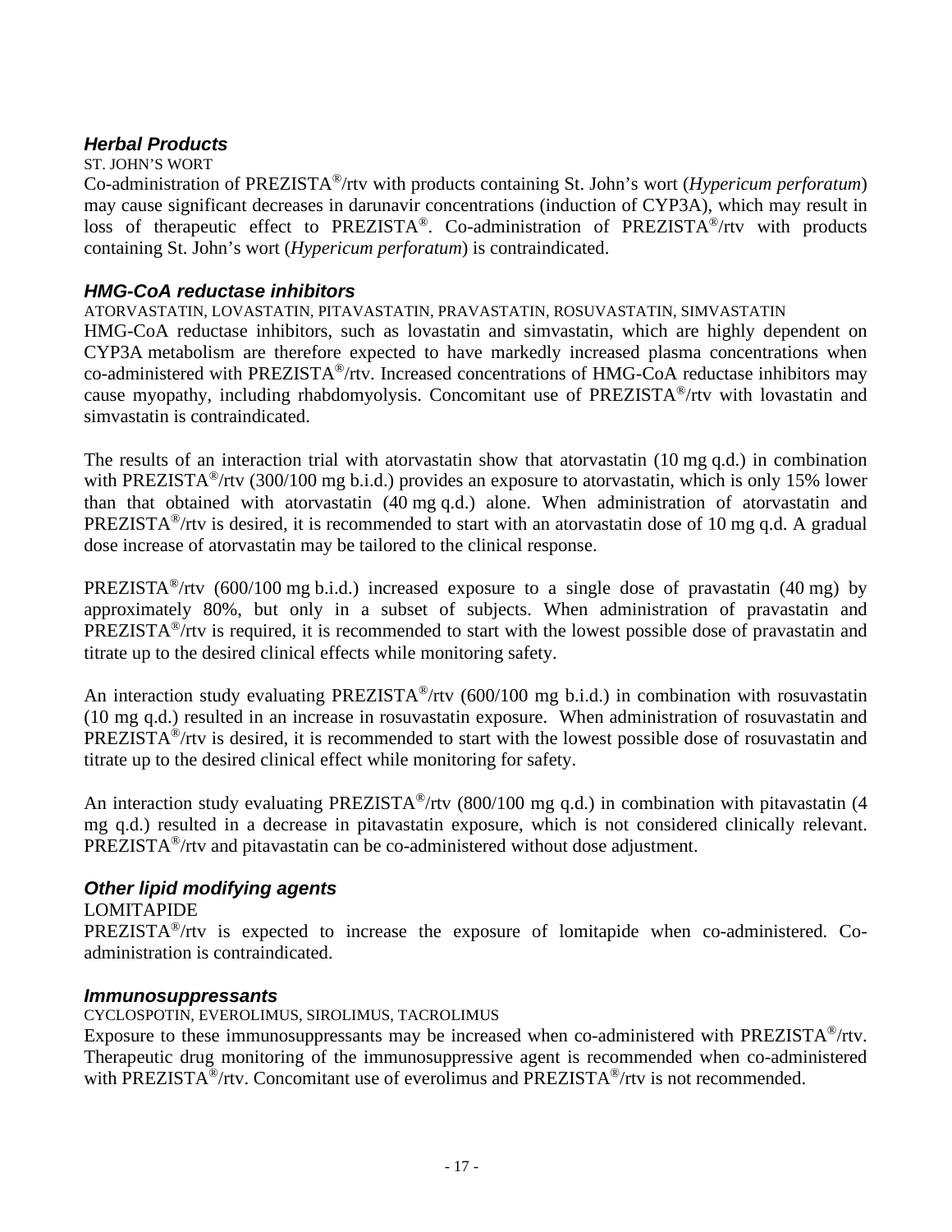### *Herbal Products*

ST. JOHN'S WORT

Co-administration of PREZISTA®/rtv with products containing St. John's wort (*Hypericum perforatum*) may cause significant decreases in darunavir concentrations (induction of CYP3A), which may result in loss of therapeutic effect to PREZISTA®. Co-administration of PREZISTA®/rtv with products containing St. John's wort (*Hypericum perforatum*) is contraindicated.

### *HMG-CoA reductase inhibitors*

ATORVASTATIN, LOVASTATIN, PITAVASTATIN, PRAVASTATIN, ROSUVASTATIN, SIMVASTATIN

HMG-CoA reductase inhibitors, such as lovastatin and simvastatin, which are highly dependent on CYP3A metabolism are therefore expected to have markedly increased plasma concentrations when co-administered with PREZISTA®/rtv. Increased concentrations of HMG-CoA reductase inhibitors may cause myopathy, including rhabdomyolysis. Concomitant use of PREZISTA®/rtv with lovastatin and simvastatin is contraindicated.

The results of an interaction trial with atorvastatin show that atorvastatin (10 mg q.d.) in combination with PREZISTA®/rtv (300/100 mg b.i.d.) provides an exposure to atorvastatin, which is only 15% lower than that obtained with atorvastatin (40 mg q.d.) alone. When administration of atorvastatin and PREZISTA®/rtv is desired, it is recommended to start with an atorvastatin dose of 10 mg q.d. A gradual dose increase of atorvastatin may be tailored to the clinical response.

PREZISTA®/rtv (600/100 mg b.i.d.) increased exposure to a single dose of pravastatin (40 mg) by approximately 80%, but only in a subset of subjects. When administration of pravastatin and PREZISTA®/rtv is required, it is recommended to start with the lowest possible dose of pravastatin and titrate up to the desired clinical effects while monitoring safety.

An interaction study evaluating PREZISTA®/rtv (600/100 mg b.i.d.) in combination with rosuvastatin (10 mg q.d.) resulted in an increase in rosuvastatin exposure. When administration of rosuvastatin and PREZISTA®/rtv is desired, it is recommended to start with the lowest possible dose of rosuvastatin and titrate up to the desired clinical effect while monitoring for safety.

An interaction study evaluating PREZISTA®/rtv (800/100 mg q.d.) in combination with pitavastatin (4 mg q.d.) resulted in a decrease in pitavastatin exposure, which is not considered clinically relevant. PREZISTA®/rtv and pitavastatin can be co-administered without dose adjustment.

### *Other lipid modifying agents*

LOMITAPIDE

PREZISTA®/rtv is expected to increase the exposure of lomitapide when co-administered. Co-administration is contraindicated.

### *Immunosuppressants*

CYCLOSPOTIN, EVEROLIMUS, SIROLIMUS, TACROLIMUS

Exposure to these immunosuppressants may be increased when co-administered with PREZISTA®/rtv. Therapeutic drug monitoring of the immunosuppressive agent is recommended when co-administered with PREZISTA®/rtv. Concomitant use of everolimus and PREZISTA®/rtv is not recommended.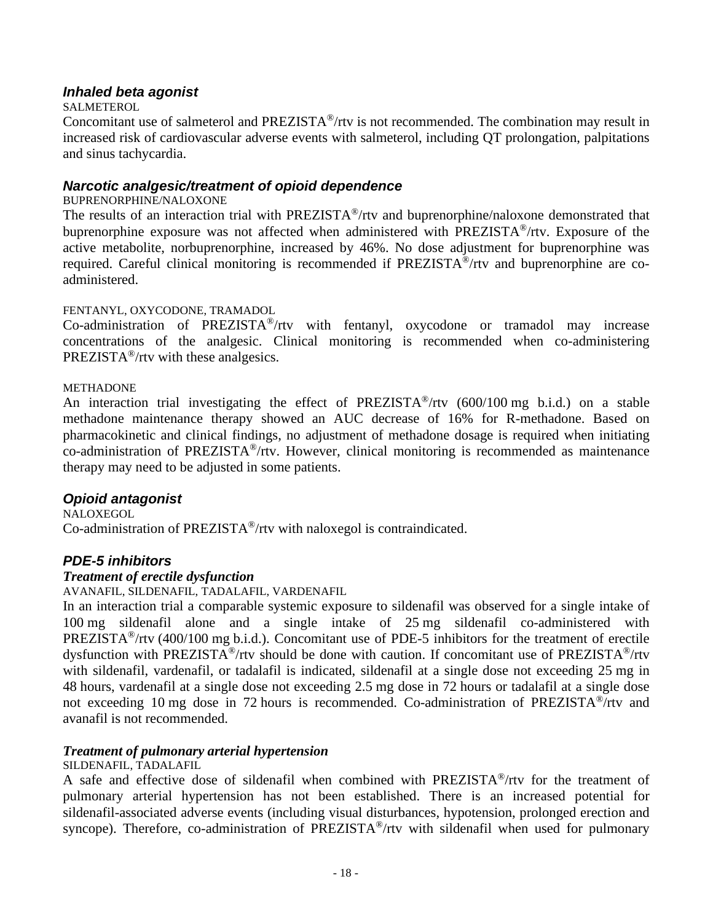### *Inhaled beta agonist*

SALMETEROL

Concomitant use of salmeterol and PREZISTA®/rtv is not recommended. The combination may result in increased risk of cardiovascular adverse events with salmeterol, including QT prolongation, palpitations and sinus tachycardia.

### *Narcotic analgesic/treatment of opioid dependence*

BUPRENORPHINE/NALOXONE

The results of an interaction trial with PREZISTA®/rtv and buprenorphine/naloxone demonstrated that buprenorphine exposure was not affected when administered with PREZISTA®/rtv. Exposure of the active metabolite, norbuprenorphine, increased by 46%. No dose adjustment for buprenorphine was required. Careful clinical monitoring is recommended if PREZISTA®/rtv and buprenorphine are co-administered.

FENTANYL, OXYCODONE, TRAMADOL

Co-administration of PREZISTA®/rtv with fentanyl, oxycodone or tramadol may increase concentrations of the analgesic. Clinical monitoring is recommended when co-administering PREZISTA®/rtv with these analgesics.

METHADONE

An interaction trial investigating the effect of PREZISTA®/rtv (600/100 mg b.i.d.) on a stable methadone maintenance therapy showed an AUC decrease of 16% for R-methadone. Based on pharmacokinetic and clinical findings, no adjustment of methadone dosage is required when initiating co-administration of PREZISTA®/rtv. However, clinical monitoring is recommended as maintenance therapy may need to be adjusted in some patients.

### *Opioid antagonist*

NALOXEGOL

Co-administration of PREZISTA®/rtv with naloxegol is contraindicated.

### *PDE-5 inhibitors*

#### *Treatment of erectile dysfunction*

AVANAFIL, SILDENAFIL, TADALAFIL, VARDENAFIL

In an interaction trial a comparable systemic exposure to sildenafil was observed for a single intake of 100 mg sildenafil alone and a single intake of 25 mg sildenafil co-administered with PREZISTA®/rtv (400/100 mg b.i.d.). Concomitant use of PDE-5 inhibitors for the treatment of erectile dysfunction with PREZISTA®/rtv should be done with caution. If concomitant use of PREZISTA®/rtv with sildenafil, vardenafil, or tadalafil is indicated, sildenafil at a single dose not exceeding 25 mg in 48 hours, vardenafil at a single dose not exceeding 2.5 mg dose in 72 hours or tadalafil at a single dose not exceeding 10 mg dose in 72 hours is recommended. Co-administration of PREZISTA®/rtv and avanafil is not recommended.

#### *Treatment of pulmonary arterial hypertension*

SILDENAFIL, TADALAFIL

A safe and effective dose of sildenafil when combined with PREZISTA®/rtv for the treatment of pulmonary arterial hypertension has not been established. There is an increased potential for sildenafil-associated adverse events (including visual disturbances, hypotension, prolonged erection and syncope). Therefore, co-administration of PREZISTA®/rtv with sildenafil when used for pulmonary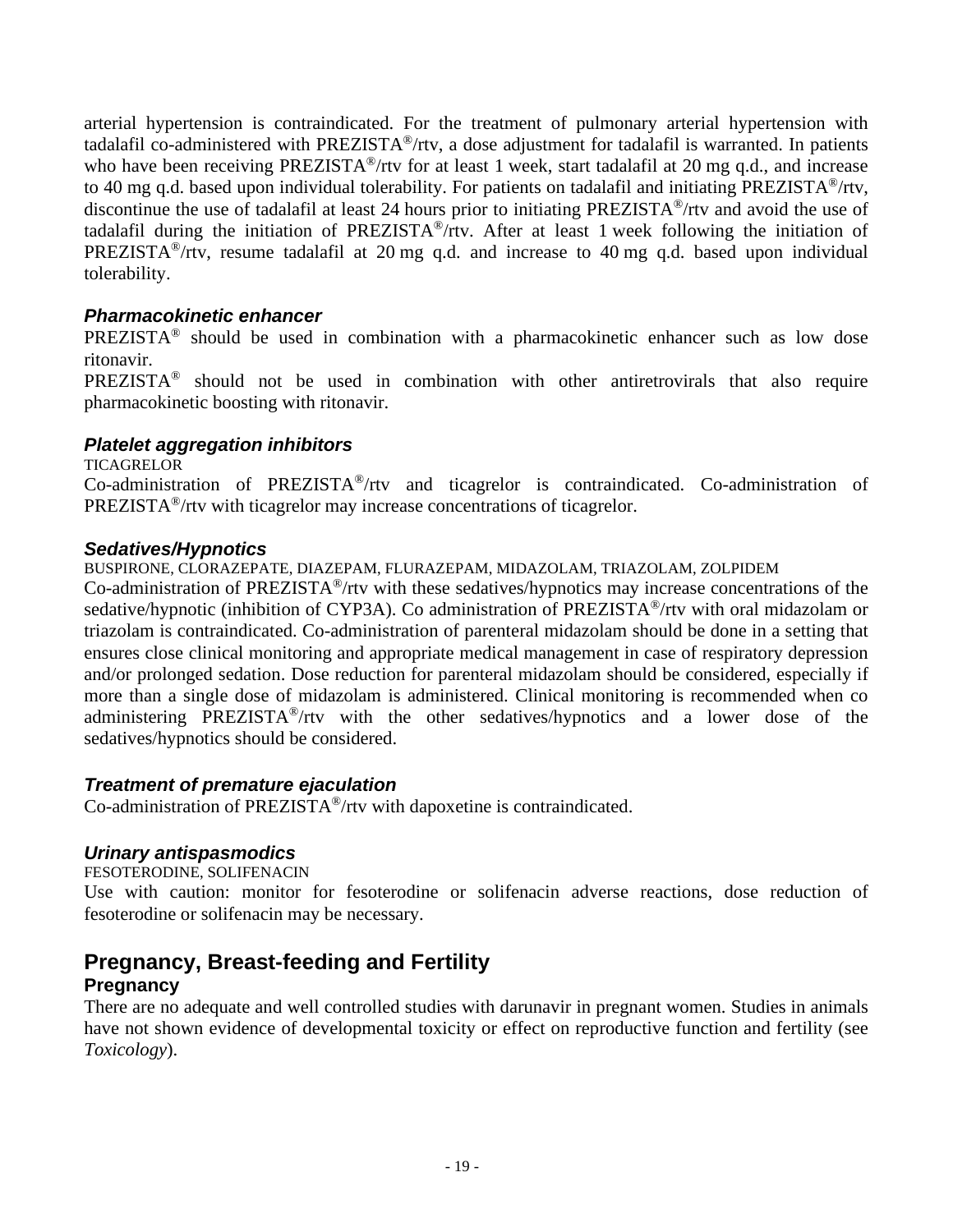arterial hypertension is contraindicated. For the treatment of pulmonary arterial hypertension with tadalafil co-administered with PREZISTA®/rtv, a dose adjustment for tadalafil is warranted. In patients who have been receiving PREZISTA®/rtv for at least 1 week, start tadalafil at 20 mg q.d., and increase to 40 mg q.d. based upon individual tolerability. For patients on tadalafil and initiating PREZISTA®/rtv, discontinue the use of tadalafil at least 24 hours prior to initiating PREZISTA®/rtv and avoid the use of tadalafil during the initiation of PREZISTA®/rtv. After at least 1 week following the initiation of PREZISTA®/rtv, resume tadalafil at 20 mg q.d. and increase to 40 mg q.d. based upon individual tolerability.

### *Pharmacokinetic enhancer*

PREZISTA® should be used in combination with a pharmacokinetic enhancer such as low dose ritonavir.

PREZISTA® should not be used in combination with other antiretrovirals that also require pharmacokinetic boosting with ritonavir.

### *Platelet aggregation inhibitors*

TICAGRELOR

Co-administration of PREZISTA®/rtv and ticagrelor is contraindicated. Co-administration of PREZISTA®/rtv with ticagrelor may increase concentrations of ticagrelor.

### *Sedatives/Hypnotics*

BUSPIRONE, CLORAZEPATE, DIAZEPAM, FLURAZEPAM, MIDAZOLAM, TRIAZOLAM, ZOLPIDEM

Co-administration of PREZISTA®/rtv with these sedatives/hypnotics may increase concentrations of the sedative/hypnotic (inhibition of CYP3A). Co administration of PREZISTA®/rtv with oral midazolam or triazolam is contraindicated. Co-administration of parenteral midazolam should be done in a setting that ensures close clinical monitoring and appropriate medical management in case of respiratory depression and/or prolonged sedation. Dose reduction for parenteral midazolam should be considered, especially if more than a single dose of midazolam is administered. Clinical monitoring is recommended when co administering PREZISTA®/rtv with the other sedatives/hypnotics and a lower dose of the sedatives/hypnotics should be considered.

### *Treatment of premature ejaculation*

Co-administration of PREZISTA®/rtv with dapoxetine is contraindicated.

### *Urinary antispasmodics*

FESOTERODINE, SOLIFENACIN

Use with caution: monitor for fesoterodine or solifenacin adverse reactions, dose reduction of fesoterodine or solifenacin may be necessary.

## Pregnancy, Breast-feeding and Fertility

### Pregnancy

There are no adequate and well controlled studies with darunavir in pregnant women. Studies in animals have not shown evidence of developmental toxicity or effect on reproductive function and fertility (see *Toxicology*).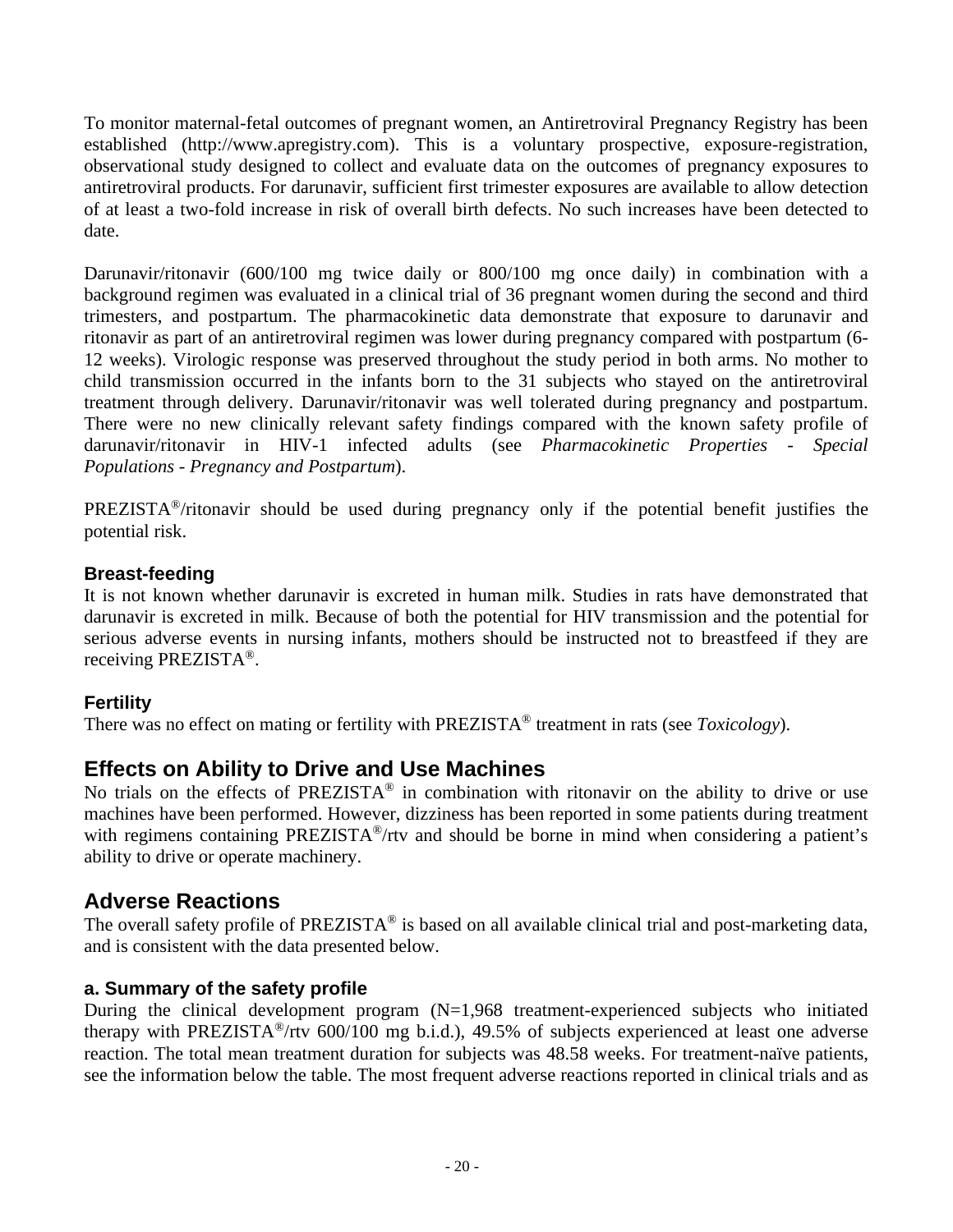To monitor maternal-fetal outcomes of pregnant women, an Antiretroviral Pregnancy Registry has been established (http://www.apregistry.com). This is a voluntary prospective, exposure-registration, observational study designed to collect and evaluate data on the outcomes of pregnancy exposures to antiretroviral products. For darunavir, sufficient first trimester exposures are available to allow detection of at least a two-fold increase in risk of overall birth defects. No such increases have been detected to date.

Darunavir/ritonavir (600/100 mg twice daily or 800/100 mg once daily) in combination with a background regimen was evaluated in a clinical trial of 36 pregnant women during the second and third trimesters, and postpartum. The pharmacokinetic data demonstrate that exposure to darunavir and ritonavir as part of an antiretroviral regimen was lower during pregnancy compared with postpartum (6-12 weeks). Virologic response was preserved throughout the study period in both arms. No mother to child transmission occurred in the infants born to the 31 subjects who stayed on the antiretroviral treatment through delivery. Darunavir/ritonavir was well tolerated during pregnancy and postpartum. There were no new clinically relevant safety findings compared with the known safety profile of darunavir/ritonavir in HIV-1 infected adults (see *Pharmacokinetic Properties - Special Populations - Pregnancy and Postpartum*).

PREZISTA®/ritonavir should be used during pregnancy only if the potential benefit justifies the potential risk.

### Breast-feeding

It is not known whether darunavir is excreted in human milk. Studies in rats have demonstrated that darunavir is excreted in milk. Because of both the potential for HIV transmission and the potential for serious adverse events in nursing infants, mothers should be instructed not to breastfeed if they are receiving PREZISTA®.

### Fertility

There was no effect on mating or fertility with PREZISTA® treatment in rats (see *Toxicology*).

## Effects on Ability to Drive and Use Machines

No trials on the effects of PREZISTA® in combination with ritonavir on the ability to drive or use machines have been performed. However, dizziness has been reported in some patients during treatment with regimens containing PREZISTA®/rtv and should be borne in mind when considering a patient's ability to drive or operate machinery.

## Adverse Reactions

The overall safety profile of PREZISTA® is based on all available clinical trial and post-marketing data, and is consistent with the data presented below.

### a. Summary of the safety profile

During the clinical development program (N=1,968 treatment-experienced subjects who initiated therapy with PREZISTA®/rtv 600/100 mg b.i.d.), 49.5% of subjects experienced at least one adverse reaction. The total mean treatment duration for subjects was 48.58 weeks. For treatment-naïve patients, see the information below the table. The most frequent adverse reactions reported in clinical trials and as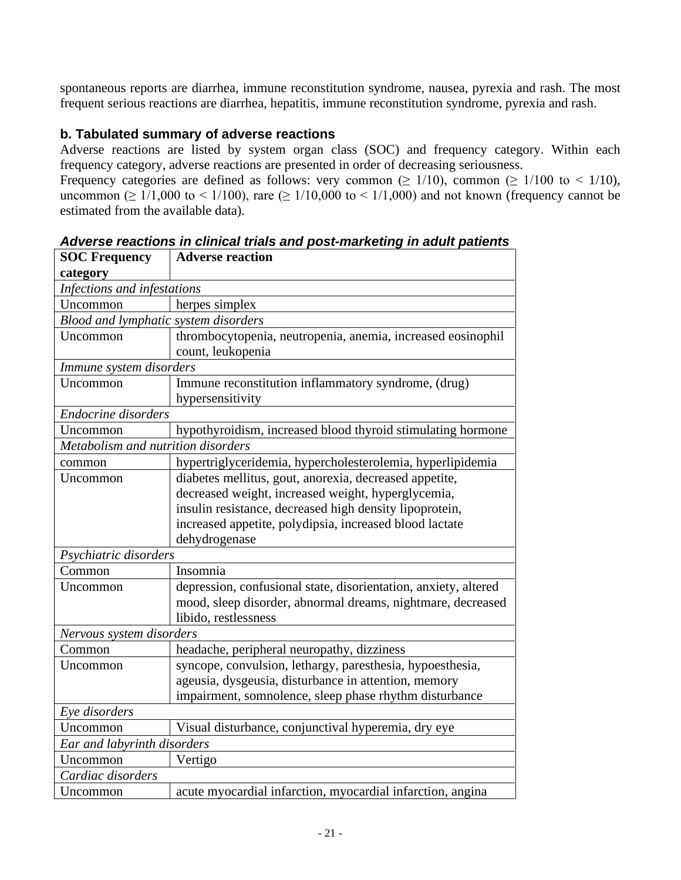spontaneous reports are diarrhea, immune reconstitution syndrome, nausea, pyrexia and rash. The most frequent serious reactions are diarrhea, hepatitis, immune reconstitution syndrome, pyrexia and rash.

### b. Tabulated summary of adverse reactions

Adverse reactions are listed by system organ class (SOC) and frequency category. Within each frequency category, adverse reactions are presented in order of decreasing seriousness.
Frequency categories are defined as follows: very common (≥ 1/10), common (≥ 1/100 to < 1/10), uncommon (≥ 1/1,000 to < 1/100), rare (≥ 1/10,000 to < 1/1,000) and not known (frequency cannot be estimated from the available data).

***Adverse reactions in clinical trials and post-marketing in adult patients***

| SOC Frequency category | Adverse reaction |
|---|---|
| *Infections and infestations* | |
| Uncommon | herpes simplex |
| *Blood and lymphatic system disorders* | |
| Uncommon | thrombocytopenia, neutropenia, anemia, increased eosinophil count, leukopenia |
| *Immune system disorders* | |
| Uncommon | Immune reconstitution inflammatory syndrome, (drug) hypersensitivity |
| *Endocrine disorders* | |
| Uncommon | hypothyroidism, increased blood thyroid stimulating hormone |
| *Metabolism and nutrition disorders* | |
| common | hypertriglyceridemia, hypercholesterolemia, hyperlipidemia |
| Uncommon | diabetes mellitus, gout, anorexia, decreased appetite, decreased weight, increased weight, hyperglycemia, insulin resistance, decreased high density lipoprotein, increased appetite, polydipsia, increased blood lactate dehydrogenase |
| *Psychiatric disorders* | |
| Common | Insomnia |
| Uncommon | depression, confusional state, disorientation, anxiety, altered mood, sleep disorder, abnormal dreams, nightmare, decreased libido, restlessness |
| *Nervous system disorders* | |
| Common | headache, peripheral neuropathy, dizziness |
| Uncommon | syncope, convulsion, lethargy, paresthesia, hypoesthesia, ageusia, dysgeusia, disturbance in attention, memory impairment, somnolence, sleep phase rhythm disturbance |
| *Eye disorders* | |
| Uncommon | Visual disturbance, conjunctival hyperemia, dry eye |
| *Ear and labyrinth disorders* | |
| Uncommon | Vertigo |
| *Cardiac disorders* | |
| Uncommon | acute myocardial infarction, myocardial infarction, angina |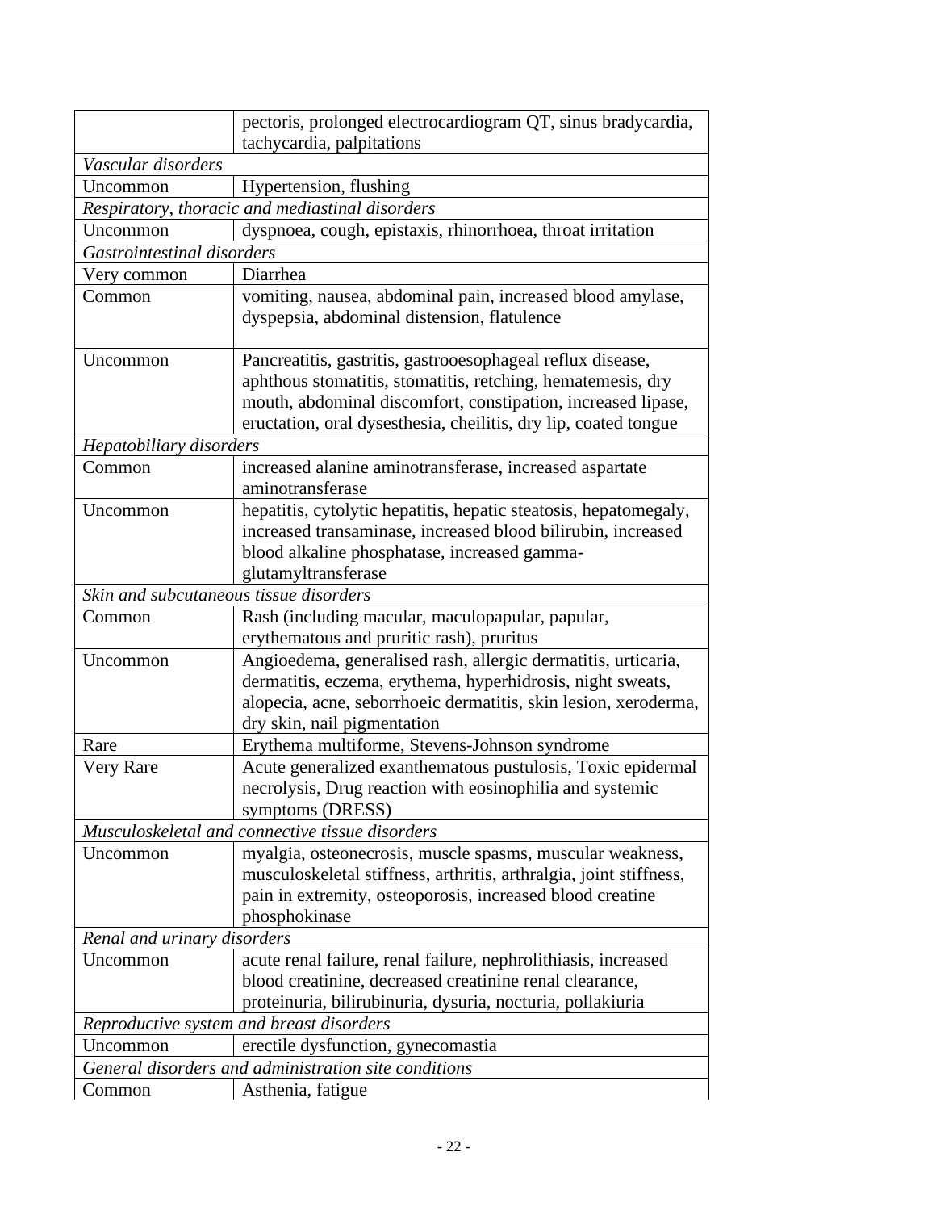| | |
|---|---|
| | pectoris, prolonged electrocardiogram QT, sinus bradycardia, tachycardia, palpitations |
| *Vascular disorders* | |
| Uncommon | Hypertension, flushing |
| *Respiratory, thoracic and mediastinal disorders* | |
| Uncommon | dyspnoea, cough, epistaxis, rhinorrhoea, throat irritation |
| *Gastrointestinal disorders* | |
| Very common | Diarrhea |
| Common | vomiting, nausea, abdominal pain, increased blood amylase, dyspepsia, abdominal distension, flatulence |
| Uncommon | Pancreatitis, gastritis, gastrooesophageal reflux disease, aphthous stomatitis, stomatitis, retching, hematemesis, dry mouth, abdominal discomfort, constipation, increased lipase, eructation, oral dysesthesia, cheilitis, dry lip, coated tongue |
| *Hepatobiliary disorders* | |
| Common | increased alanine aminotransferase, increased aspartate aminotransferase |
| Uncommon | hepatitis, cytolytic hepatitis, hepatic steatosis, hepatomegaly, increased transaminase, increased blood bilirubin, increased blood alkaline phosphatase, increased gamma-glutamyltransferase |
| *Skin and subcutaneous tissue disorders* | |
| Common | Rash (including macular, maculopapular, papular, erythematous and pruritic rash), pruritus |
| Uncommon | Angioedema, generalised rash, allergic dermatitis, urticaria, dermatitis, eczema, erythema, hyperhidrosis, night sweats, alopecia, acne, seborrhoeic dermatitis, skin lesion, xeroderma, dry skin, nail pigmentation |
| Rare | Erythema multiforme, Stevens-Johnson syndrome |
| Very Rare | Acute generalized exanthematous pustulosis, Toxic epidermal necrolysis, Drug reaction with eosinophilia and systemic symptoms (DRESS) |
| *Musculoskeletal and connective tissue disorders* | |
| Uncommon | myalgia, osteonecrosis, muscle spasms, muscular weakness, musculoskeletal stiffness, arthritis, arthralgia, joint stiffness, pain in extremity, osteoporosis, increased blood creatine phosphokinase |
| *Renal and urinary disorders* | |
| Uncommon | acute renal failure, renal failure, nephrolithiasis, increased blood creatinine, decreased creatinine renal clearance, proteinuria, bilirubinuria, dysuria, nocturia, pollakiuria |
| *Reproductive system and breast disorders* | |
| Uncommon | erectile dysfunction, gynecomastia |
| *General disorders and administration site conditions* | |
| Common | Asthenia, fatigue |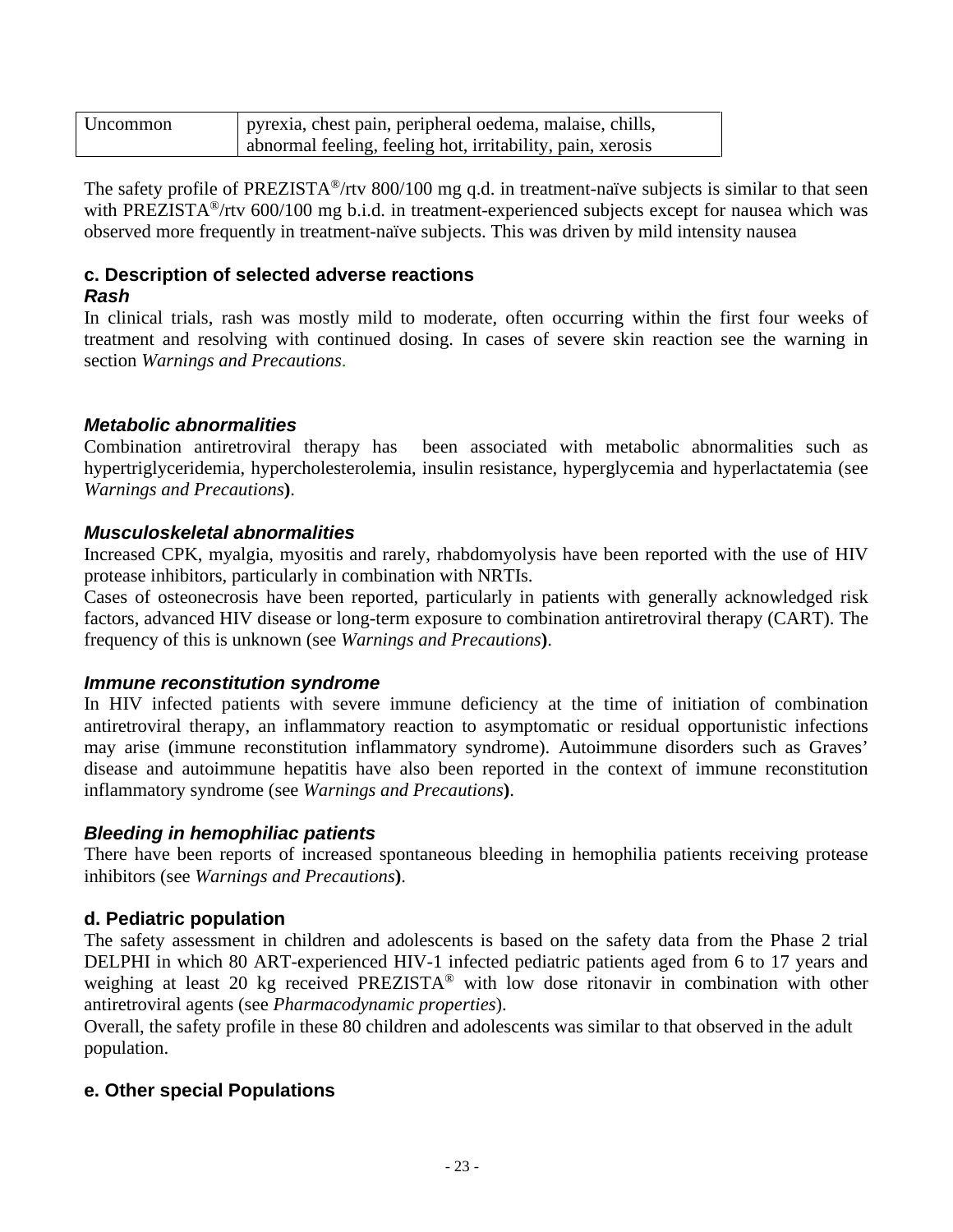| Uncommon | pyrexia, chest pain, peripheral oedema, malaise, chills, abnormal feeling, feeling hot, irritability, pain, xerosis |
|---|---|

The safety profile of PREZISTA®/rtv 800/100 mg q.d. in treatment-naïve subjects is similar to that seen with PREZISTA®/rtv 600/100 mg b.i.d. in treatment-experienced subjects except for nausea which was observed more frequently in treatment-naïve subjects. This was driven by mild intensity nausea

### c. Description of selected adverse reactions

#### *Rash*

In clinical trials, rash was mostly mild to moderate, often occurring within the first four weeks of treatment and resolving with continued dosing. In cases of severe skin reaction see the warning in section *Warnings and Precautions*.

#### *Metabolic abnormalities*

Combination antiretroviral therapy has been associated with metabolic abnormalities such as hypertriglyceridemia, hypercholesterolemia, insulin resistance, hyperglycemia and hyperlactatemia (see *Warnings and Precautions*).

#### *Musculoskeletal abnormalities*

Increased CPK, myalgia, myositis and rarely, rhabdomyolysis have been reported with the use of HIV protease inhibitors, particularly in combination with NRTIs.

Cases of osteonecrosis have been reported, particularly in patients with generally acknowledged risk factors, advanced HIV disease or long-term exposure to combination antiretroviral therapy (CART). The frequency of this is unknown (see *Warnings and Precautions*).

#### *Immune reconstitution syndrome*

In HIV infected patients with severe immune deficiency at the time of initiation of combination antiretroviral therapy, an inflammatory reaction to asymptomatic or residual opportunistic infections may arise (immune reconstitution inflammatory syndrome). Autoimmune disorders such as Graves' disease and autoimmune hepatitis have also been reported in the context of immune reconstitution inflammatory syndrome (see *Warnings and Precautions*).

#### *Bleeding in hemophiliac patients*

There have been reports of increased spontaneous bleeding in hemophilia patients receiving protease inhibitors (see *Warnings and Precautions*).

### d. Pediatric population

The safety assessment in children and adolescents is based on the safety data from the Phase 2 trial DELPHI in which 80 ART-experienced HIV-1 infected pediatric patients aged from 6 to 17 years and weighing at least 20 kg received PREZISTA® with low dose ritonavir in combination with other antiretroviral agents (see *Pharmacodynamic properties*).

Overall, the safety profile in these 80 children and adolescents was similar to that observed in the adult population.

### e. Other special Populations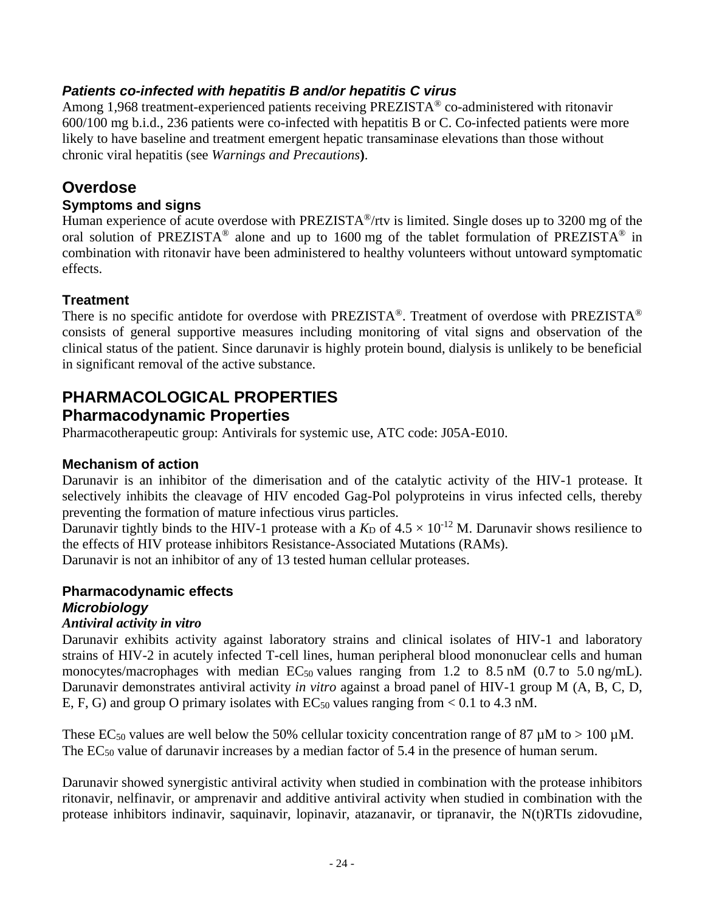***Patients co-infected with hepatitis B and/or hepatitis C virus***

Among 1,968 treatment-experienced patients receiving PREZISTA® co-administered with ritonavir 600/100 mg b.i.d., 236 patients were co-infected with hepatitis B or C. Co-infected patients were more likely to have baseline and treatment emergent hepatic transaminase elevations than those without chronic viral hepatitis (see *Warnings and Precautions***)**.

## Overdose

### Symptoms and signs

Human experience of acute overdose with PREZISTA®/rtv is limited. Single doses up to 3200 mg of the oral solution of PREZISTA® alone and up to 1600 mg of the tablet formulation of PREZISTA® in combination with ritonavir have been administered to healthy volunteers without untoward symptomatic effects.

### Treatment

There is no specific antidote for overdose with PREZISTA®. Treatment of overdose with PREZISTA® consists of general supportive measures including monitoring of vital signs and observation of the clinical status of the patient. Since darunavir is highly protein bound, dialysis is unlikely to be beneficial in significant removal of the active substance.

# PHARMACOLOGICAL PROPERTIES

## Pharmacodynamic Properties

Pharmacotherapeutic group: Antivirals for systemic use, ATC code: J05A-E010.

### Mechanism of action

Darunavir is an inhibitor of the dimerisation and of the catalytic activity of the HIV-1 protease. It selectively inhibits the cleavage of HIV encoded Gag-Pol polyproteins in virus infected cells, thereby preventing the formation of mature infectious virus particles.

Darunavir tightly binds to the HIV-1 protease with a $K_D$ of $4.5 \times 10^{-12}$ M. Darunavir shows resilience to the effects of HIV protease inhibitors Resistance-Associated Mutations (RAMs).

Darunavir is not an inhibitor of any of 13 tested human cellular proteases.

### Pharmacodynamic effects

***Microbiology***

***Antiviral activity in vitro***

Darunavir exhibits activity against laboratory strains and clinical isolates of HIV-1 and laboratory strains of HIV-2 in acutely infected T-cell lines, human peripheral blood mononuclear cells and human monocytes/macrophages with median $EC_{50}$ values ranging from 1.2 to 8.5 nM (0.7 to 5.0 ng/mL). Darunavir demonstrates antiviral activity *in vitro* against a broad panel of HIV-1 group M (A, B, C, D, E, F, G) and group O primary isolates with $EC_{50}$ values ranging from < 0.1 to 4.3 nM.

These $EC_{50}$ values are well below the 50% cellular toxicity concentration range of 87 µM to > 100 µM. The $EC_{50}$ value of darunavir increases by a median factor of 5.4 in the presence of human serum.

Darunavir showed synergistic antiviral activity when studied in combination with the protease inhibitors ritonavir, nelfinavir, or amprenavir and additive antiviral activity when studied in combination with the protease inhibitors indinavir, saquinavir, lopinavir, atazanavir, or tipranavir, the N(t)RTIs zidovudine,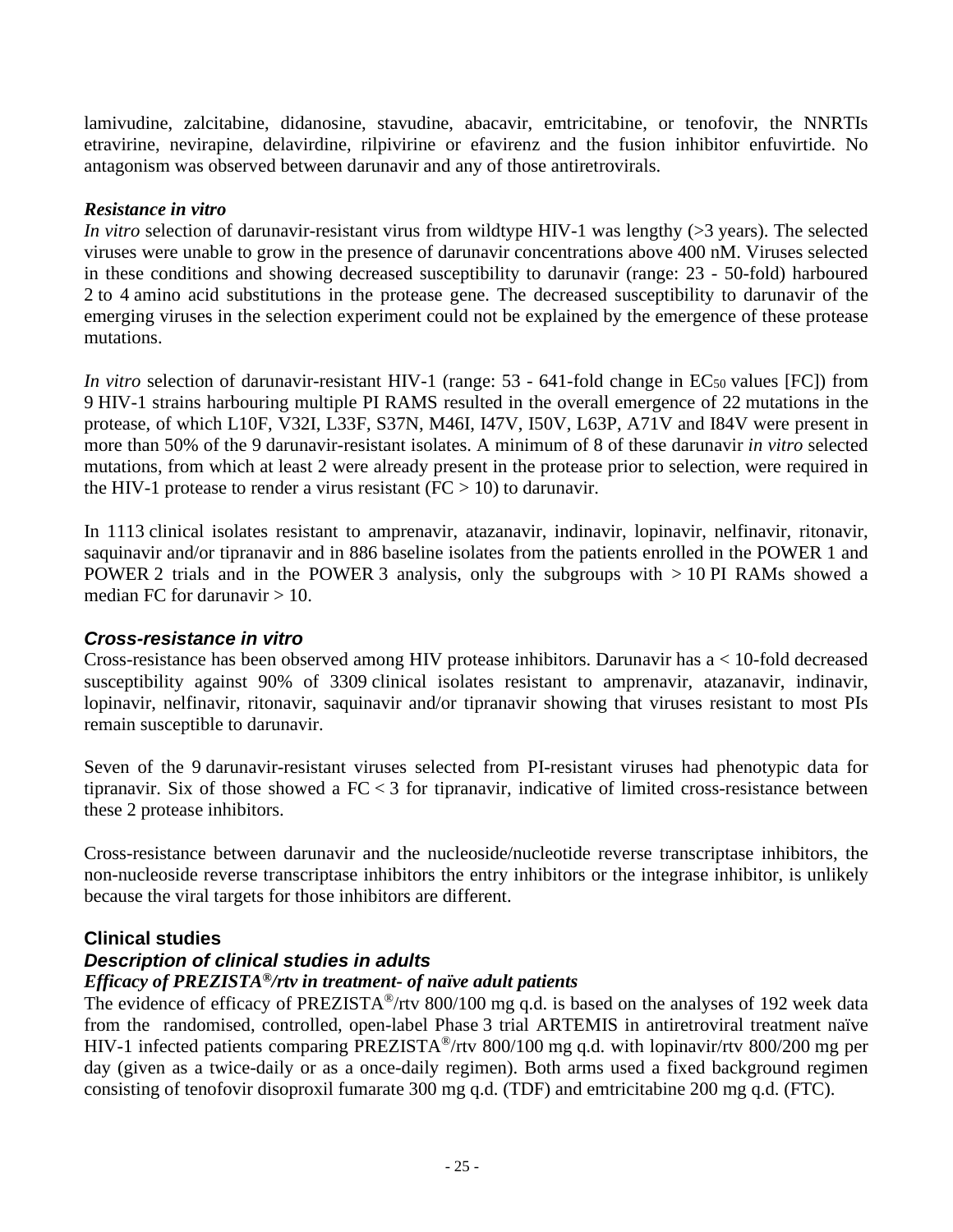lamivudine, zalcitabine, didanosine, stavudine, abacavir, emtricitabine, or tenofovir, the NNRTIs etravirine, nevirapine, delavirdine, rilpivirine or efavirenz and the fusion inhibitor enfuvirtide. No antagonism was observed between darunavir and any of those antiretrovirals.

***Resistance in vitro***

*In vitro* selection of darunavir-resistant virus from wildtype HIV-1 was lengthy (>3 years). The selected viruses were unable to grow in the presence of darunavir concentrations above 400 nM. Viruses selected in these conditions and showing decreased susceptibility to darunavir (range: 23 - 50-fold) harboured 2 to 4 amino acid substitutions in the protease gene. The decreased susceptibility to darunavir of the emerging viruses in the selection experiment could not be explained by the emergence of these protease mutations.

*In vitro* selection of darunavir-resistant HIV-1 (range: 53 - 641-fold change in $EC_{50}$ values [FC]) from 9 HIV-1 strains harbouring multiple PI RAMS resulted in the overall emergence of 22 mutations in the protease, of which L10F, V32I, L33F, S37N, M46I, I47V, I50V, L63P, A71V and I84V were present in more than 50% of the 9 darunavir-resistant isolates. A minimum of 8 of these darunavir *in vitro* selected mutations, from which at least 2 were already present in the protease prior to selection, were required in the HIV-1 protease to render a virus resistant (FC > 10) to darunavir.

In 1113 clinical isolates resistant to amprenavir, atazanavir, indinavir, lopinavir, nelfinavir, ritonavir, saquinavir and/or tipranavir and in 886 baseline isolates from the patients enrolled in the POWER 1 and POWER 2 trials and in the POWER 3 analysis, only the subgroups with > 10 PI RAMs showed a median FC for darunavir > 10.

***Cross-resistance in vitro***

Cross-resistance has been observed among HIV protease inhibitors. Darunavir has a < 10-fold decreased susceptibility against 90% of 3309 clinical isolates resistant to amprenavir, atazanavir, indinavir, lopinavir, nelfinavir, ritonavir, saquinavir and/or tipranavir showing that viruses resistant to most PIs remain susceptible to darunavir.

Seven of the 9 darunavir-resistant viruses selected from PI-resistant viruses had phenotypic data for tipranavir. Six of those showed a FC < 3 for tipranavir, indicative of limited cross-resistance between these 2 protease inhibitors.

Cross-resistance between darunavir and the nucleoside/nucleotide reverse transcriptase inhibitors, the non-nucleoside reverse transcriptase inhibitors the entry inhibitors or the integrase inhibitor, is unlikely because the viral targets for those inhibitors are different.

**Clinical studies**

***Description of clinical studies in adults***

***Efficacy of PREZISTA®/rtv in treatment- of naïve adult patients***

The evidence of efficacy of PREZISTA®/rtv 800/100 mg q.d. is based on the analyses of 192 week data from the randomised, controlled, open-label Phase 3 trial ARTEMIS in antiretroviral treatment naïve HIV-1 infected patients comparing PREZISTA®/rtv 800/100 mg q.d. with lopinavir/rtv 800/200 mg per day (given as a twice-daily or as a once-daily regimen). Both arms used a fixed background regimen consisting of tenofovir disoproxil fumarate 300 mg q.d. (TDF) and emtricitabine 200 mg q.d. (FTC).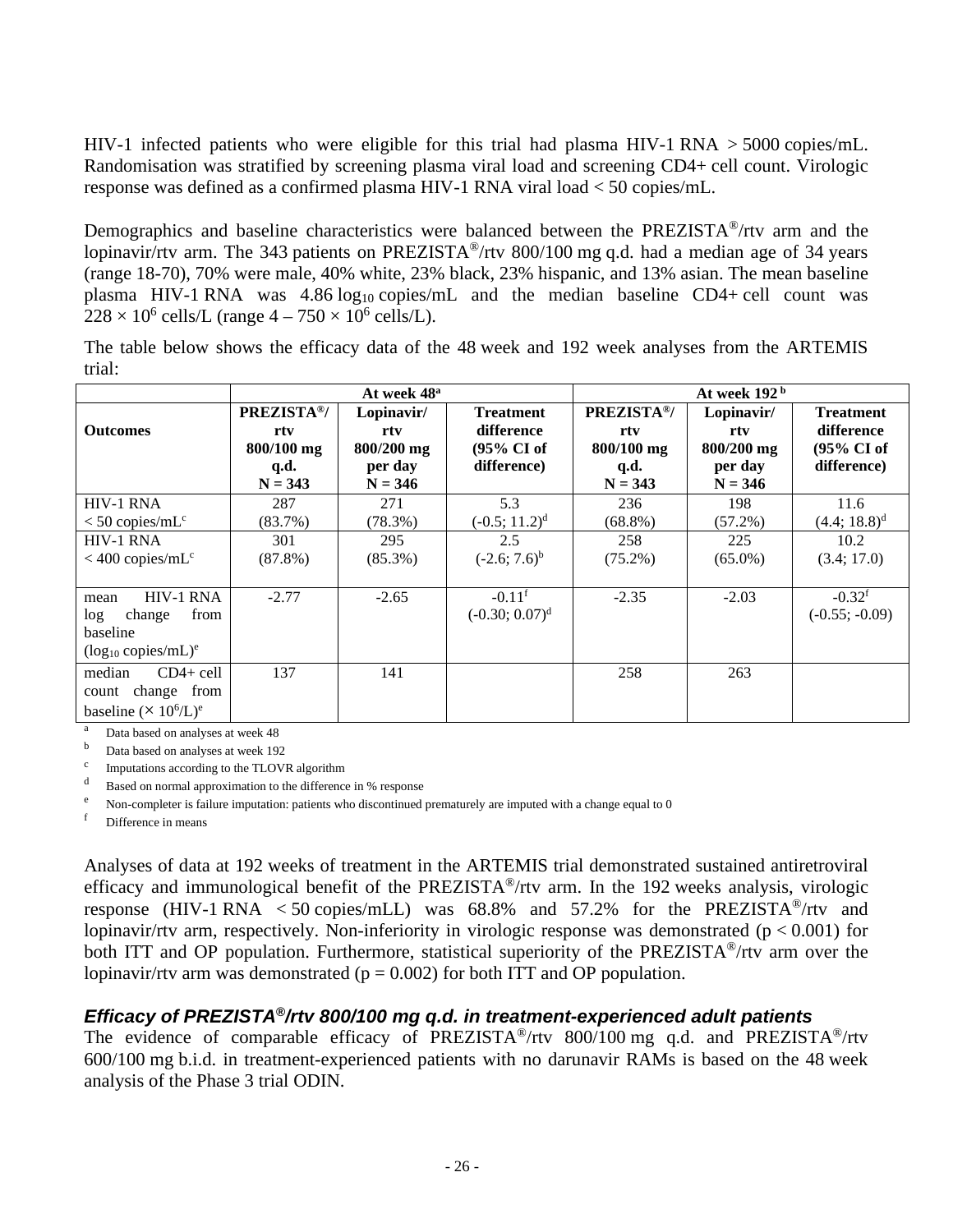HIV-1 infected patients who were eligible for this trial had plasma HIV-1 RNA > 5000 copies/mL. Randomisation was stratified by screening plasma viral load and screening CD4+ cell count. Virologic response was defined as a confirmed plasma HIV-1 RNA viral load < 50 copies/mL.

Demographics and baseline characteristics were balanced between the PREZISTA®/rtv arm and the lopinavir/rtv arm. The 343 patients on PREZISTA®/rtv 800/100 mg q.d. had a median age of 34 years (range 18-70), 70% were male, 40% white, 23% black, 23% hispanic, and 13% asian. The mean baseline plasma HIV-1 RNA was 4.86 $\log_{10}$ copies/mL and the median baseline CD4+ cell count was $228 \times 10^6$ cells/L (range $4 - 750 \times 10^6$ cells/L).

The table below shows the efficacy data of the 48 week and 192 week analyses from the ARTEMIS trial:

| | At week 48[a] | | | At week 192[b] | | |
|---|---|---|---|---|---|---|
| **Outcomes** | **PREZISTA®/ rtv 800/100 mg q.d. N = 343** | **Lopinavir/ rtv 800/200 mg per day N = 346** | **Treatment difference (95% CI of difference)** | **PREZISTA®/ rtv 800/100 mg q.d. N = 343** | **Lopinavir/ rtv 800/200 mg per day N = 346** | **Treatment difference (95% CI of difference)** |
| HIV-1 RNA < 50 copies/mL[c] | 287 (83.7%) | 271 (78.3%) | 5.3 (-0.5; 11.2)[d] | 236 (68.8%) | 198 (57.2%) | 11.6 (4.4; 18.8)[d] |
| HIV-1 RNA < 400 copies/mL[c] | 301 (87.8%) | 295 (85.3%) | 2.5 (-2.6; 7.6)[b] | 258 (75.2%) | 225 (65.0%) | 10.2 (3.4; 17.0) |
| mean HIV-1 RNA log change from baseline ($\log_{10}$ copies/mL)[e] | -2.77 | -2.65 | -0.11[f] (-0.30; 0.07)[d] | -2.35 | -2.03 | -0.32[f] (-0.55; -0.09) |
| median CD4+ cell count change from baseline ($\times 10^6$/L)[e] | 137 | 141 | | 258 | 263 | |

[a] Data based on analyses at week 48
[b] Data based on analyses at week 192
[c] Imputations according to the TLOVR algorithm
[d] Based on normal approximation to the difference in % response
[e] Non-completer is failure imputation: patients who discontinued prematurely are imputed with a change equal to 0
[f] Difference in means

Analyses of data at 192 weeks of treatment in the ARTEMIS trial demonstrated sustained antiretroviral efficacy and immunological benefit of the PREZISTA®/rtv arm. In the 192 weeks analysis, virologic response (HIV-1 RNA < 50 copies/mLL) was 68.8% and 57.2% for the PREZISTA®/rtv and lopinavir/rtv arm, respectively. Non-inferiority in virologic response was demonstrated ($p < 0.001$) for both ITT and OP population. Furthermore, statistical superiority of the PREZISTA®/rtv arm over the lopinavir/rtv arm was demonstrated ($p = 0.002$) for both ITT and OP population.

### *Efficacy of PREZISTA®/rtv 800/100 mg q.d. in treatment-experienced adult patients*

The evidence of comparable efficacy of PREZISTA®/rtv 800/100 mg q.d. and PREZISTA®/rtv 600/100 mg b.i.d. in treatment-experienced patients with no darunavir RAMs is based on the 48 week analysis of the Phase 3 trial ODIN.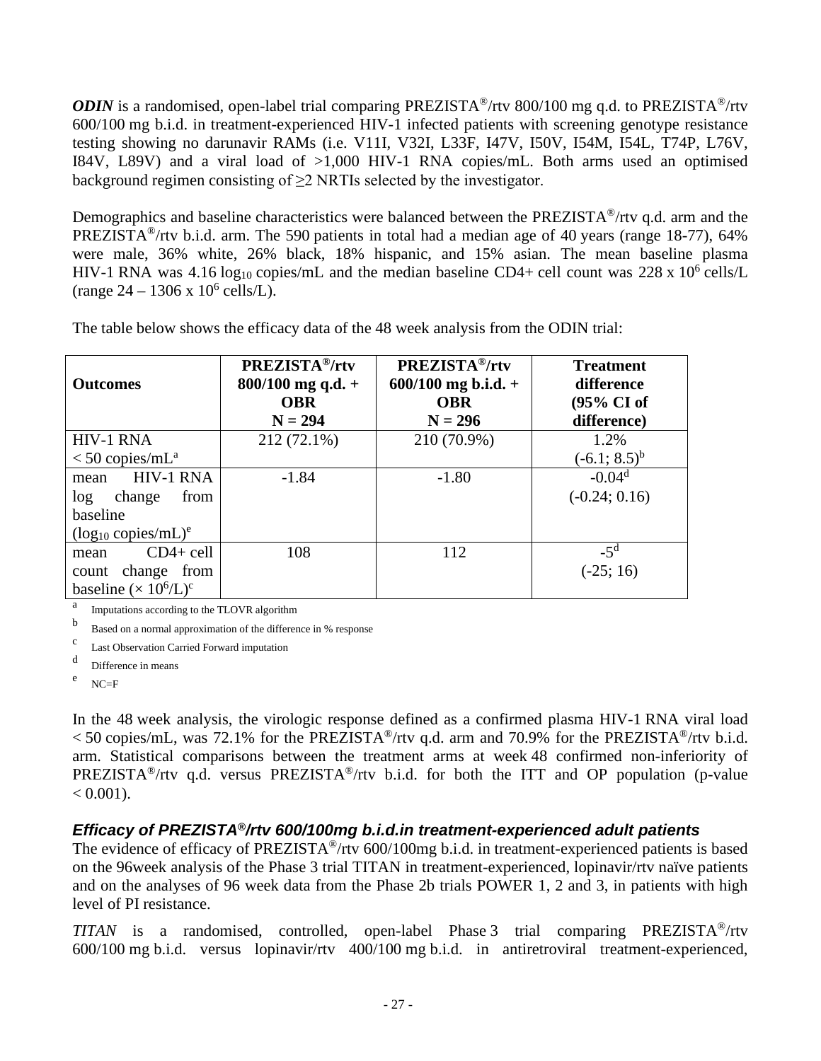***ODIN*** is a randomised, open-label trial comparing PREZISTA®/rtv 800/100 mg q.d. to PREZISTA®/rtv 600/100 mg b.i.d. in treatment-experienced HIV-1 infected patients with screening genotype resistance testing showing no darunavir RAMs (i.e. V11I, V32I, L33F, I47V, I50V, I54M, I54L, T74P, L76V, I84V, L89V) and a viral load of >1,000 HIV-1 RNA copies/mL. Both arms used an optimised background regimen consisting of ≥2 NRTIs selected by the investigator.

Demographics and baseline characteristics were balanced between the PREZISTA®/rtv q.d. arm and the PREZISTA®/rtv b.i.d. arm. The 590 patients in total had a median age of 40 years (range 18-77), 64% were male, 36% white, 26% black, 18% hispanic, and 15% asian. The mean baseline plasma HIV-1 RNA was 4.16 $\log_{10}$ copies/mL and the median baseline CD4+ cell count was 228 x $10^6$ cells/L (range 24 – 1306 x $10^6$ cells/L).

The table below shows the efficacy data of the 48 week analysis from the ODIN trial:

| **Outcomes** | **PREZISTA®/rtv 800/100 mg q.d. + OBR N = 294** | **PREZISTA®/rtv 600/100 mg b.i.d. + OBR N = 296** | **Treatment difference (95% CI of difference)** |
|---|---|---|---|
| HIV-1 RNA < 50 copies/mL[a] | 212 (72.1%) | 210 (70.9%) | 1.2% (-6.1; 8.5)[b] |
| mean HIV-1 RNA log change from baseline ($\log_{10}$ copies/mL)[e] | -1.84 | -1.80 | -0.04[d] (-0.24; 0.16) |
| mean CD4+ cell count change from baseline ($\times 10^6$/L)[c] | 108 | 112 | -5[d] (-25; 16) |

[a] Imputations according to the TLOVR algorithm
[b] Based on a normal approximation of the difference in % response
[c] Last Observation Carried Forward imputation
[d] Difference in means
[e] NC=F

In the 48 week analysis, the virologic response defined as a confirmed plasma HIV-1 RNA viral load < 50 copies/mL, was 72.1% for the PREZISTA®/rtv q.d. arm and 70.9% for the PREZISTA®/rtv b.i.d. arm. Statistical comparisons between the treatment arms at week 48 confirmed non-inferiority of PREZISTA®/rtv q.d. versus PREZISTA®/rtv b.i.d. for both the ITT and OP population (p-value < 0.001).

### *Efficacy of PREZISTA®/rtv 600/100mg b.i.d.in treatment-experienced adult patients*

The evidence of efficacy of PREZISTA®/rtv 600/100mg b.i.d. in treatment-experienced patients is based on the 96week analysis of the Phase 3 trial TITAN in treatment-experienced, lopinavir/rtv naïve patients and on the analyses of 96 week data from the Phase 2b trials POWER 1, 2 and 3, in patients with high level of PI resistance.

*TITAN* is a randomised, controlled, open-label Phase 3 trial comparing PREZISTA®/rtv 600/100 mg b.i.d. versus lopinavir/rtv 400/100 mg b.i.d. in antiretroviral treatment-experienced,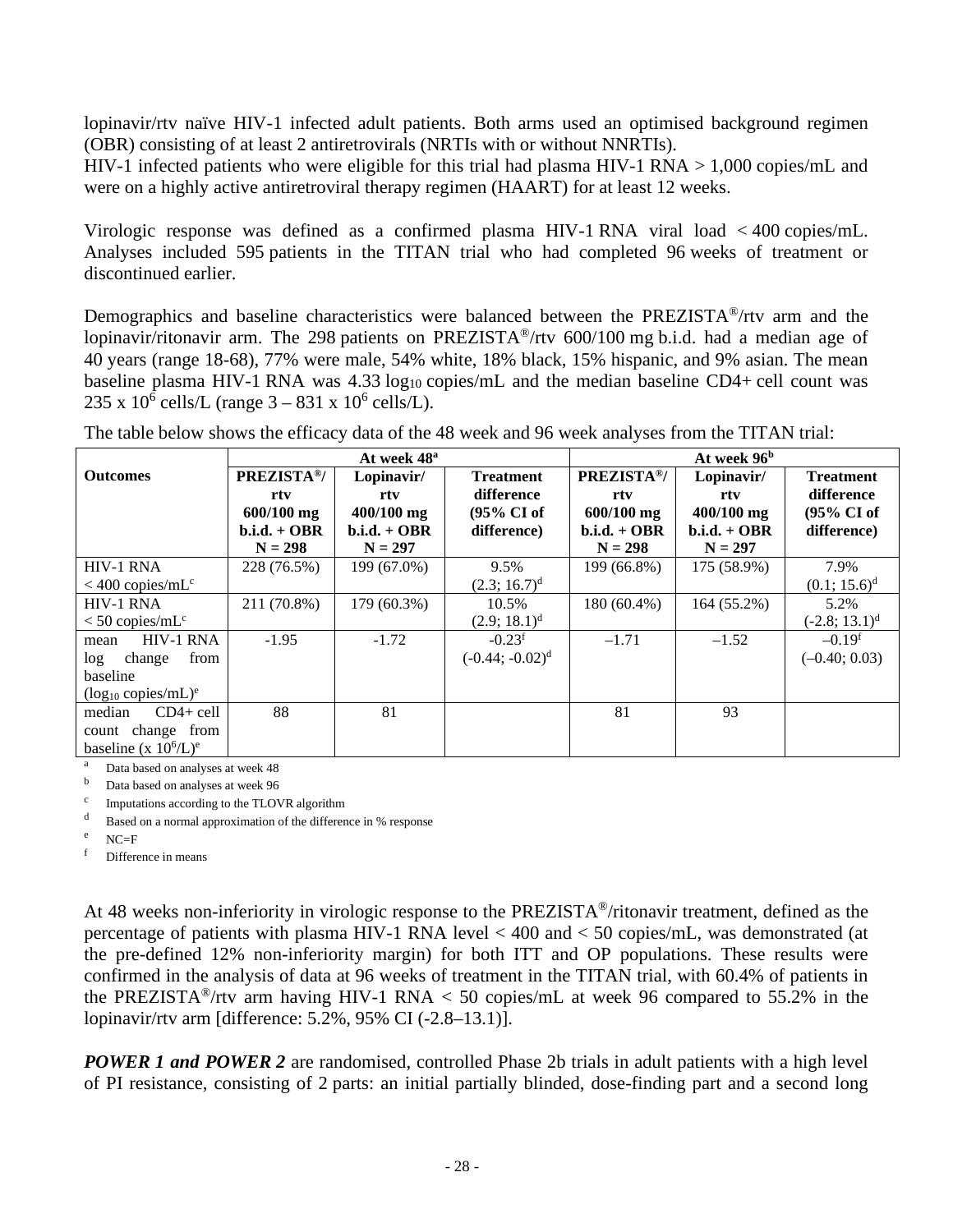lopinavir/rtv naïve HIV-1 infected adult patients. Both arms used an optimised background regimen (OBR) consisting of at least 2 antiretrovirals (NRTIs with or without NNRTIs).
HIV-1 infected patients who were eligible for this trial had plasma HIV-1 RNA > 1,000 copies/mL and were on a highly active antiretroviral therapy regimen (HAART) for at least 12 weeks.

Virologic response was defined as a confirmed plasma HIV-1 RNA viral load < 400 copies/mL. Analyses included 595 patients in the TITAN trial who had completed 96 weeks of treatment or discontinued earlier.

Demographics and baseline characteristics were balanced between the PREZISTA®/rtv arm and the lopinavir/ritonavir arm. The 298 patients on PREZISTA®/rtv 600/100 mg b.i.d. had a median age of 40 years (range 18-68), 77% were male, 54% white, 18% black, 15% hispanic, and 9% asian. The mean baseline plasma HIV-1 RNA was 4.33 $\log_{10}$ copies/mL and the median baseline CD4+ cell count was 235 x $10^6$ cells/L (range 3 – 831 x $10^6$ cells/L).

The table below shows the efficacy data of the 48 week and 96 week analyses from the TITAN trial:

| Outcomes | At week 48[a] | | | At week 96[b] | | |
|---|---|---|---|---|---|---|
| | **PREZISTA®/ rtv 600/100 mg b.i.d. + OBR N = 298** | **Lopinavir/ rtv 400/100 mg b.i.d. + OBR N = 297** | **Treatment difference (95% CI of difference)** | **PREZISTA®/ rtv 600/100 mg b.i.d. + OBR N = 298** | **Lopinavir/ rtv 400/100 mg b.i.d. + OBR N = 297** | **Treatment difference (95% CI of difference)** |
| HIV-1 RNA < 400 copies/mL[c] | 228 (76.5%) | 199 (67.0%) | 9.5% (2.3; 16.7)[d] | 199 (66.8%) | 175 (58.9%) | 7.9% (0.1; 15.6)[d] |
| HIV-1 RNA < 50 copies/mL[c] | 211 (70.8%) | 179 (60.3%) | 10.5% (2.9; 18.1)[d] | 180 (60.4%) | 164 (55.2%) | 5.2% (-2.8; 13.1)[d] |
| mean HIV-1 RNA log change from baseline ($\log_{10}$ copies/mL)[e] | -1.95 | -1.72 | -0.23[f] (-0.44; -0.02)[d] | –1.71 | –1.52 | –0.19[f] (–0.40; 0.03) |
| median CD4+ cell count change from baseline (x $10^6$/L)[e] | 88 | 81 | | 81 | 93 | |

[a] Data based on analyses at week 48
[b] Data based on analyses at week 96
[c] Imputations according to the TLOVR algorithm
[d] Based on a normal approximation of the difference in % response
[e] NC=F
[f] Difference in means

At 48 weeks non-inferiority in virologic response to the PREZISTA®/ritonavir treatment, defined as the percentage of patients with plasma HIV-1 RNA level < 400 and < 50 copies/mL, was demonstrated (at the pre-defined 12% non-inferiority margin) for both ITT and OP populations. These results were confirmed in the analysis of data at 96 weeks of treatment in the TITAN trial, with 60.4% of patients in the PREZISTA®/rtv arm having HIV-1 RNA < 50 copies/mL at week 96 compared to 55.2% in the lopinavir/rtv arm [difference: 5.2%, 95% CI (-2.8–13.1)].

***POWER 1 and POWER 2*** are randomised, controlled Phase 2b trials in adult patients with a high level of PI resistance, consisting of 2 parts: an initial partially blinded, dose-finding part and a second long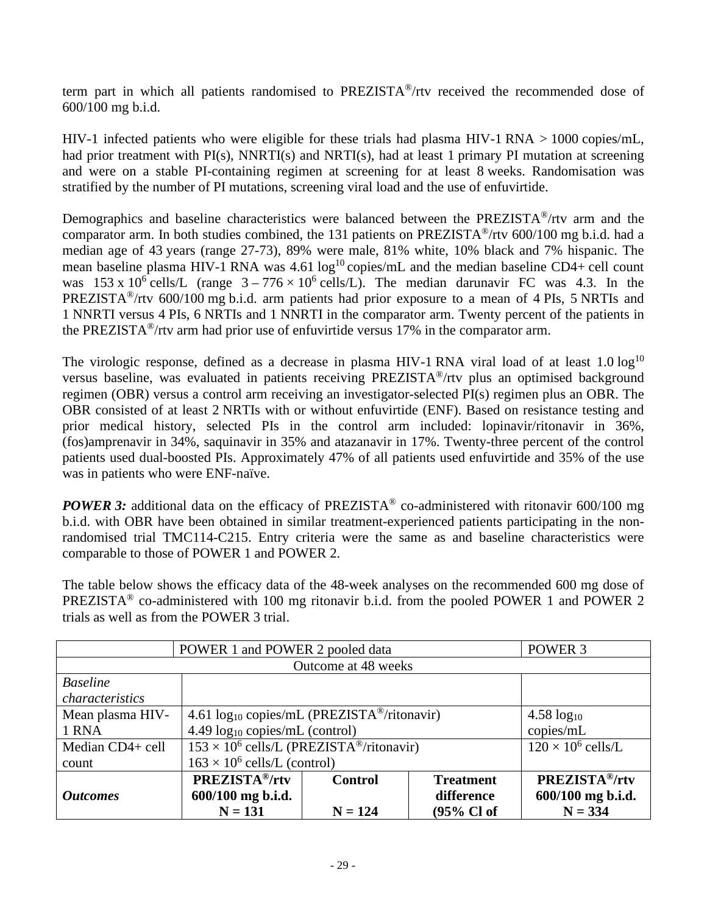term part in which all patients randomised to PREZISTA®/rtv received the recommended dose of 600/100 mg b.i.d.

HIV-1 infected patients who were eligible for these trials had plasma HIV-1 RNA > 1000 copies/mL, had prior treatment with PI(s), NNRTI(s) and NRTI(s), had at least 1 primary PI mutation at screening and were on a stable PI-containing regimen at screening for at least 8 weeks. Randomisation was stratified by the number of PI mutations, screening viral load and the use of enfuvirtide.

Demographics and baseline characteristics were balanced between the PREZISTA®/rtv arm and the comparator arm. In both studies combined, the 131 patients on PREZISTA®/rtv 600/100 mg b.i.d. had a median age of 43 years (range 27-73), 89% were male, 81% white, 10% black and 7% hispanic. The mean baseline plasma HIV-1 RNA was 4.61 $\log^{10}$ copies/mL and the median baseline CD4+ cell count was $153 \times 10^6$ cells/L (range $3 – 776 \times 10^6$ cells/L). The median darunavir FC was 4.3. In the PREZISTA®/rtv 600/100 mg b.i.d. arm patients had prior exposure to a mean of 4 PIs, 5 NRTIs and 1 NNRTI versus 4 PIs, 6 NRTIs and 1 NNRTI in the comparator arm. Twenty percent of the patients in the PREZISTA®/rtv arm had prior use of enfuvirtide versus 17% in the comparator arm.

The virologic response, defined as a decrease in plasma HIV-1 RNA viral load of at least 1.0 $\log^{10}$ versus baseline, was evaluated in patients receiving PREZISTA®/rtv plus an optimised background regimen (OBR) versus a control arm receiving an investigator-selected PI(s) regimen plus an OBR. The OBR consisted of at least 2 NRTIs with or without enfuvirtide (ENF). Based on resistance testing and prior medical history, selected PIs in the control arm included: lopinavir/ritonavir in 36%, (fos)amprenavir in 34%, saquinavir in 35% and atazanavir in 17%. Twenty-three percent of the control patients used dual-boosted PIs. Approximately 47% of all patients used enfuvirtide and 35% of the use was in patients who were ENF-naïve.

***POWER 3:*** additional data on the efficacy of PREZISTA® co-administered with ritonavir 600/100 mg b.i.d. with OBR have been obtained in similar treatment-experienced patients participating in the non-randomised trial TMC114-C215. Entry criteria were the same as and baseline characteristics were comparable to those of POWER 1 and POWER 2.

The table below shows the efficacy data of the 48-week analyses on the recommended 600 mg dose of PREZISTA® co-administered with 100 mg ritonavir b.i.d. from the pooled POWER 1 and POWER 2 trials as well as from the POWER 3 trial.

| | POWER 1 and POWER 2 pooled data | | | POWER 3 |
|---|---|---|---|---|
| Outcome at 48 weeks | | | | |
| *Baseline characteristics* | | | | |
| Mean plasma HIV-1 RNA | 4.61 $\log_{10}$ copies/mL (PREZISTA®/ritonavir)<br>4.49 $\log_{10}$ copies/mL (control) | | | 4.58 $\log_{10}$ copies/mL |
| Median CD4+ cell count | $153 \times 10^6$ cells/L (PREZISTA®/ritonavir)<br>$163 \times 10^6$ cells/L (control) | | | $120 \times 10^6$ cells/L |
| ***Outcomes*** | **PREZISTA®/rtv 600/100 mg b.i.d. N = 131** | **Control N = 124** | **Treatment difference (95% Cl of** | **PREZISTA®/rtv 600/100 mg b.i.d. N = 334** |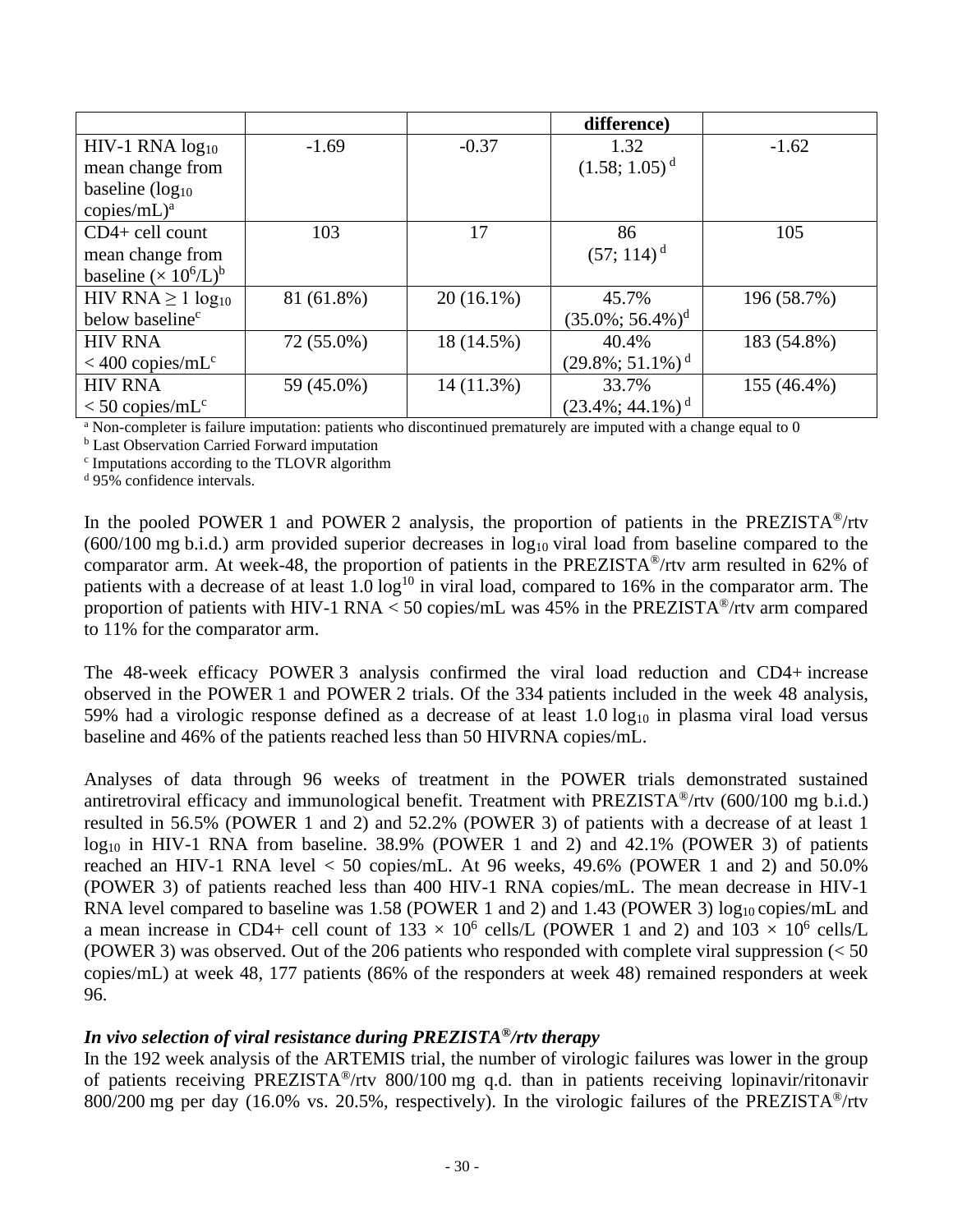| | | | difference) | |
|---|---|---|---|---|
| HIV-1 RNA $\log_{10}$ mean change from baseline ($\log_{10}$ copies/mL)[a] | -1.69 | -0.37 | 1.32 (1.58; 1.05)[d] | -1.62 |
| CD4+ cell count mean change from baseline ($\times 10^6$/L)[b] | 103 | 17 | 86 (57; 114)[d] | 105 |
| HIV RNA $\geq$ 1 $\log_{10}$ below baseline[c] | 81 (61.8%) | 20 (16.1%) | 45.7% (35.0%; 56.4%)[d] | 196 (58.7%) |
| HIV RNA < 400 copies/mL[c] | 72 (55.0%) | 18 (14.5%) | 40.4% (29.8%; 51.1%)[d] | 183 (54.8%) |
| HIV RNA < 50 copies/mL[c] | 59 (45.0%) | 14 (11.3%) | 33.7% (23.4%; 44.1%)[d] | 155 (46.4%) |

[a] Non-completer is failure imputation: patients who discontinued prematurely are imputed with a change equal to 0
[b] Last Observation Carried Forward imputation
[c] Imputations according to the TLOVR algorithm
[d] 95% confidence intervals.

In the pooled POWER 1 and POWER 2 analysis, the proportion of patients in the PREZISTA®/rtv (600/100 mg b.i.d.) arm provided superior decreases in $\log_{10}$ viral load from baseline compared to the comparator arm. At week-48, the proportion of patients in the PREZISTA®/rtv arm resulted in 62% of patients with a decrease of at least 1.0 $\log^{10}$ in viral load, compared to 16% in the comparator arm. The proportion of patients with HIV-1 RNA < 50 copies/mL was 45% in the PREZISTA®/rtv arm compared to 11% for the comparator arm.

The 48-week efficacy POWER 3 analysis confirmed the viral load reduction and CD4+ increase observed in the POWER 1 and POWER 2 trials. Of the 334 patients included in the week 48 analysis, 59% had a virologic response defined as a decrease of at least 1.0 $\log_{10}$ in plasma viral load versus baseline and 46% of the patients reached less than 50 HIVRNA copies/mL.

Analyses of data through 96 weeks of treatment in the POWER trials demonstrated sustained antiretroviral efficacy and immunological benefit. Treatment with PREZISTA®/rtv (600/100 mg b.i.d.) resulted in 56.5% (POWER 1 and 2) and 52.2% (POWER 3) of patients with a decrease of at least 1 $\log_{10}$ in HIV-1 RNA from baseline. 38.9% (POWER 1 and 2) and 42.1% (POWER 3) of patients reached an HIV-1 RNA level < 50 copies/mL. At 96 weeks, 49.6% (POWER 1 and 2) and 50.0% (POWER 3) of patients reached less than 400 HIV-1 RNA copies/mL. The mean decrease in HIV-1 RNA level compared to baseline was 1.58 (POWER 1 and 2) and 1.43 (POWER 3) $\log_{10}$ copies/mL and a mean increase in CD4+ cell count of $133 \times 10^6$ cells/L (POWER 1 and 2) and $103 \times 10^6$ cells/L (POWER 3) was observed. Out of the 206 patients who responded with complete viral suppression (< 50 copies/mL) at week 48, 177 patients (86% of the responders at week 48) remained responders at week 96.

***In vivo selection of viral resistance during PREZISTA®/rtv therapy***

In the 192 week analysis of the ARTEMIS trial, the number of virologic failures was lower in the group of patients receiving PREZISTA®/rtv 800/100 mg q.d. than in patients receiving lopinavir/ritonavir 800/200 mg per day (16.0% vs. 20.5%, respectively). In the virologic failures of the PREZISTA®/rtv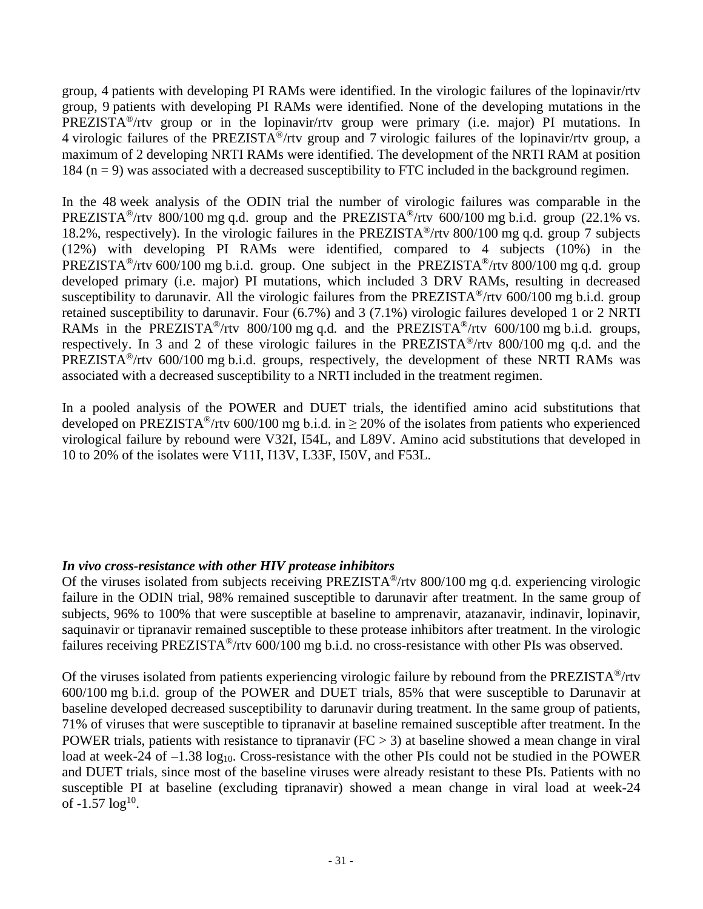group, 4 patients with developing PI RAMs were identified. In the virologic failures of the lopinavir/rtv group, 9 patients with developing PI RAMs were identified. None of the developing mutations in the PREZISTA®/rtv group or in the lopinavir/rtv group were primary (i.e. major) PI mutations. In 4 virologic failures of the PREZISTA®/rtv group and 7 virologic failures of the lopinavir/rtv group, a maximum of 2 developing NRTI RAMs were identified. The development of the NRTI RAM at position 184 (n = 9) was associated with a decreased susceptibility to FTC included in the background regimen.

In the 48 week analysis of the ODIN trial the number of virologic failures was comparable in the PREZISTA®/rtv 800/100 mg q.d. group and the PREZISTA®/rtv 600/100 mg b.i.d. group (22.1% vs. 18.2%, respectively). In the virologic failures in the PREZISTA®/rtv 800/100 mg q.d. group 7 subjects (12%) with developing PI RAMs were identified, compared to 4 subjects (10%) in the PREZISTA®/rtv 600/100 mg b.i.d. group. One subject in the PREZISTA®/rtv 800/100 mg q.d. group developed primary (i.e. major) PI mutations, which included 3 DRV RAMs, resulting in decreased susceptibility to darunavir. All the virologic failures from the PREZISTA®/rtv 600/100 mg b.i.d. group retained susceptibility to darunavir. Four (6.7%) and 3 (7.1%) virologic failures developed 1 or 2 NRTI RAMs in the PREZISTA®/rtv 800/100 mg q.d. and the PREZISTA®/rtv 600/100 mg b.i.d. groups, respectively. In 3 and 2 of these virologic failures in the PREZISTA®/rtv 800/100 mg q.d. and the PREZISTA®/rtv 600/100 mg b.i.d. groups, respectively, the development of these NRTI RAMs was associated with a decreased susceptibility to a NRTI included in the treatment regimen.

In a pooled analysis of the POWER and DUET trials, the identified amino acid substitutions that developed on PREZISTA®/rtv 600/100 mg b.i.d. in ≥ 20% of the isolates from patients who experienced virological failure by rebound were V32I, I54L, and L89V. Amino acid substitutions that developed in 10 to 20% of the isolates were V11I, I13V, L33F, I50V, and F53L.

***In vivo cross-resistance with other HIV protease inhibitors***

Of the viruses isolated from subjects receiving PREZISTA®/rtv 800/100 mg q.d. experiencing virologic failure in the ODIN trial, 98% remained susceptible to darunavir after treatment. In the same group of subjects, 96% to 100% that were susceptible at baseline to amprenavir, atazanavir, indinavir, lopinavir, saquinavir or tipranavir remained susceptible to these protease inhibitors after treatment. In the virologic failures receiving PREZISTA®/rtv 600/100 mg b.i.d. no cross-resistance with other PIs was observed.

Of the viruses isolated from patients experiencing virologic failure by rebound from the PREZISTA®/rtv 600/100 mg b.i.d. group of the POWER and DUET trials, 85% that were susceptible to Darunavir at baseline developed decreased susceptibility to darunavir during treatment. In the same group of patients, 71% of viruses that were susceptible to tipranavir at baseline remained susceptible after treatment. In the POWER trials, patients with resistance to tipranavir (FC > 3) at baseline showed a mean change in viral load at week-24 of $-1.38 \log_{10}$. Cross-resistance with the other PIs could not be studied in the POWER and DUET trials, since most of the baseline viruses were already resistant to these PIs. Patients with no susceptible PI at baseline (excluding tipranavir) showed a mean change in viral load at week-24 of $-1.57 \log^{10}$.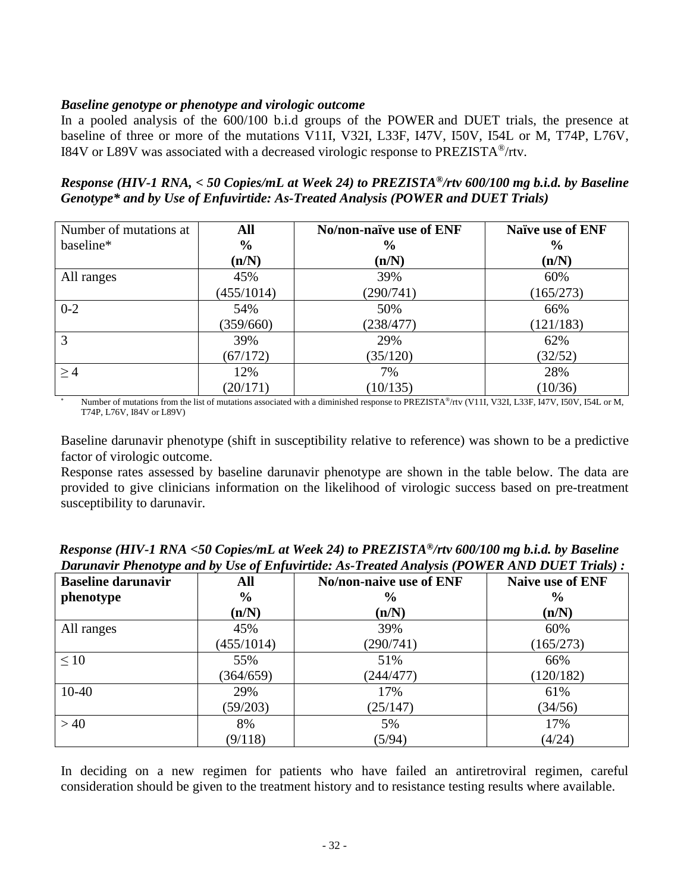***Baseline genotype or phenotype and virologic outcome***

In a pooled analysis of the 600/100 b.i.d groups of the POWER and DUET trials, the presence at baseline of three or more of the mutations V11I, V32I, L33F, I47V, I50V, I54L or M, T74P, L76V, I84V or L89V was associated with a decreased virologic response to PREZISTA®/rtv.

***Response (HIV-1 RNA, < 50 Copies/mL at Week 24) to PREZISTA®/rtv 600/100 mg b.i.d. by Baseline Genotype\* and by Use of Enfuvirtide: As-Treated Analysis (POWER and DUET Trials)***

| Number of mutations at baseline* | **All**<br>**%**<br>**(n/N)** | **No/non-naïve use of ENF**<br>**%**<br>**(n/N)** | **Naïve use of ENF**<br>**%**<br>**(n/N)** |
|---|---|---|---|
| All ranges | 45%<br>(455/1014) | 39%<br>(290/741) | 60%<br>(165/273) |
| 0-2 | 54%<br>(359/660) | 50%<br>(238/477) | 66%<br>(121/183) |
| 3 | 39%<br>(67/172) | 29%<br>(35/120) | 62%<br>(32/52) |
| ≥ 4 | 12%<br>(20/171) | 7%<br>(10/135) | 28%<br>(10/36) |

\* Number of mutations from the list of mutations associated with a diminished response to PREZISTA®/rtv (V11I, V32I, L33F, I47V, I50V, I54L or M, T74P, L76V, I84V or L89V)

Baseline darunavir phenotype (shift in susceptibility relative to reference) was shown to be a predictive factor of virologic outcome.

Response rates assessed by baseline darunavir phenotype are shown in the table below. The data are provided to give clinicians information on the likelihood of virologic success based on pre-treatment susceptibility to darunavir.

***Response (HIV-1 RNA <50 Copies/mL at Week 24) to PREZISTA®/rtv 600/100 mg b.i.d. by Baseline Darunavir Phenotype and by Use of Enfuvirtide: As-Treated Analysis (POWER AND DUET Trials) :***

| **Baseline darunavir phenotype** | **All**<br>**%**<br>**(n/N)** | **No/non-naive use of ENF**<br>**%**<br>**(n/N)** | **Naive use of ENF**<br>**%**<br>**(n/N)** |
|---|---|---|---|
| All ranges | 45%<br>(455/1014) | 39%<br>(290/741) | 60%<br>(165/273) |
| ≤ 10 | 55%<br>(364/659) | 51%<br>(244/477) | 66%<br>(120/182) |
| 10-40 | 29%<br>(59/203) | 17%<br>(25/147) | 61%<br>(34/56) |
| > 40 | 8%<br>(9/118) | 5%<br>(5/94) | 17%<br>(4/24) |

In deciding on a new regimen for patients who have failed an antiretroviral regimen, careful consideration should be given to the treatment history and to resistance testing results where available.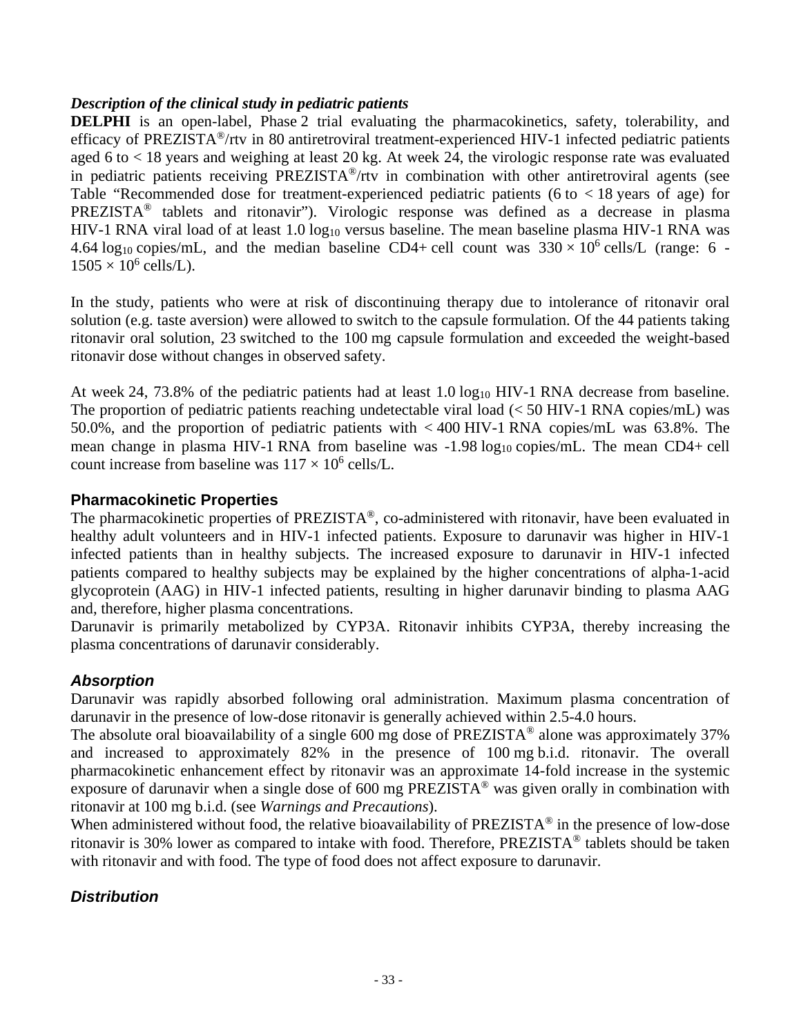***Description of the clinical study in pediatric patients***

**DELPHI** is an open-label, Phase 2 trial evaluating the pharmacokinetics, safety, tolerability, and efficacy of PREZISTA®/rtv in 80 antiretroviral treatment-experienced HIV-1 infected pediatric patients aged 6 to < 18 years and weighing at least 20 kg. At week 24, the virologic response rate was evaluated in pediatric patients receiving PREZISTA®/rtv in combination with other antiretroviral agents (see Table "Recommended dose for treatment-experienced pediatric patients (6 to < 18 years of age) for PREZISTA® tablets and ritonavir"). Virologic response was defined as a decrease in plasma HIV-1 RNA viral load of at least 1.0 $\log_{10}$ versus baseline. The mean baseline plasma HIV-1 RNA was 4.64 $\log_{10}$ copies/mL, and the median baseline CD4+ cell count was $330 \times 10^6$ cells/L (range: 6 - $1505 \times 10^6$ cells/L).

In the study, patients who were at risk of discontinuing therapy due to intolerance of ritonavir oral solution (e.g. taste aversion) were allowed to switch to the capsule formulation. Of the 44 patients taking ritonavir oral solution, 23 switched to the 100 mg capsule formulation and exceeded the weight-based ritonavir dose without changes in observed safety.

At week 24, 73.8% of the pediatric patients had at least 1.0 $\log_{10}$ HIV-1 RNA decrease from baseline. The proportion of pediatric patients reaching undetectable viral load (< 50 HIV-1 RNA copies/mL) was 50.0%, and the proportion of pediatric patients with < 400 HIV-1 RNA copies/mL was 63.8%. The mean change in plasma HIV-1 RNA from baseline was -1.98 $\log_{10}$ copies/mL. The mean CD4+ cell count increase from baseline was $117 \times 10^6$ cells/L.

## Pharmacokinetic Properties

The pharmacokinetic properties of PREZISTA®, co-administered with ritonavir, have been evaluated in healthy adult volunteers and in HIV-1 infected patients. Exposure to darunavir was higher in HIV-1 infected patients than in healthy subjects. The increased exposure to darunavir in HIV-1 infected patients compared to healthy subjects may be explained by the higher concentrations of alpha-1-acid glycoprotein (AAG) in HIV-1 infected patients, resulting in higher darunavir binding to plasma AAG and, therefore, higher plasma concentrations.

Darunavir is primarily metabolized by CYP3A. Ritonavir inhibits CYP3A, thereby increasing the plasma concentrations of darunavir considerably.

### *Absorption*

Darunavir was rapidly absorbed following oral administration. Maximum plasma concentration of darunavir in the presence of low-dose ritonavir is generally achieved within 2.5-4.0 hours.

The absolute oral bioavailability of a single 600 mg dose of PREZISTA® alone was approximately 37% and increased to approximately 82% in the presence of 100 mg b.i.d. ritonavir. The overall pharmacokinetic enhancement effect by ritonavir was an approximate 14-fold increase in the systemic exposure of darunavir when a single dose of 600 mg PREZISTA® was given orally in combination with ritonavir at 100 mg b.i.d. (see *Warnings and Precautions*).

When administered without food, the relative bioavailability of PREZISTA® in the presence of low-dose ritonavir is 30% lower as compared to intake with food. Therefore, PREZISTA® tablets should be taken with ritonavir and with food. The type of food does not affect exposure to darunavir.

### *Distribution*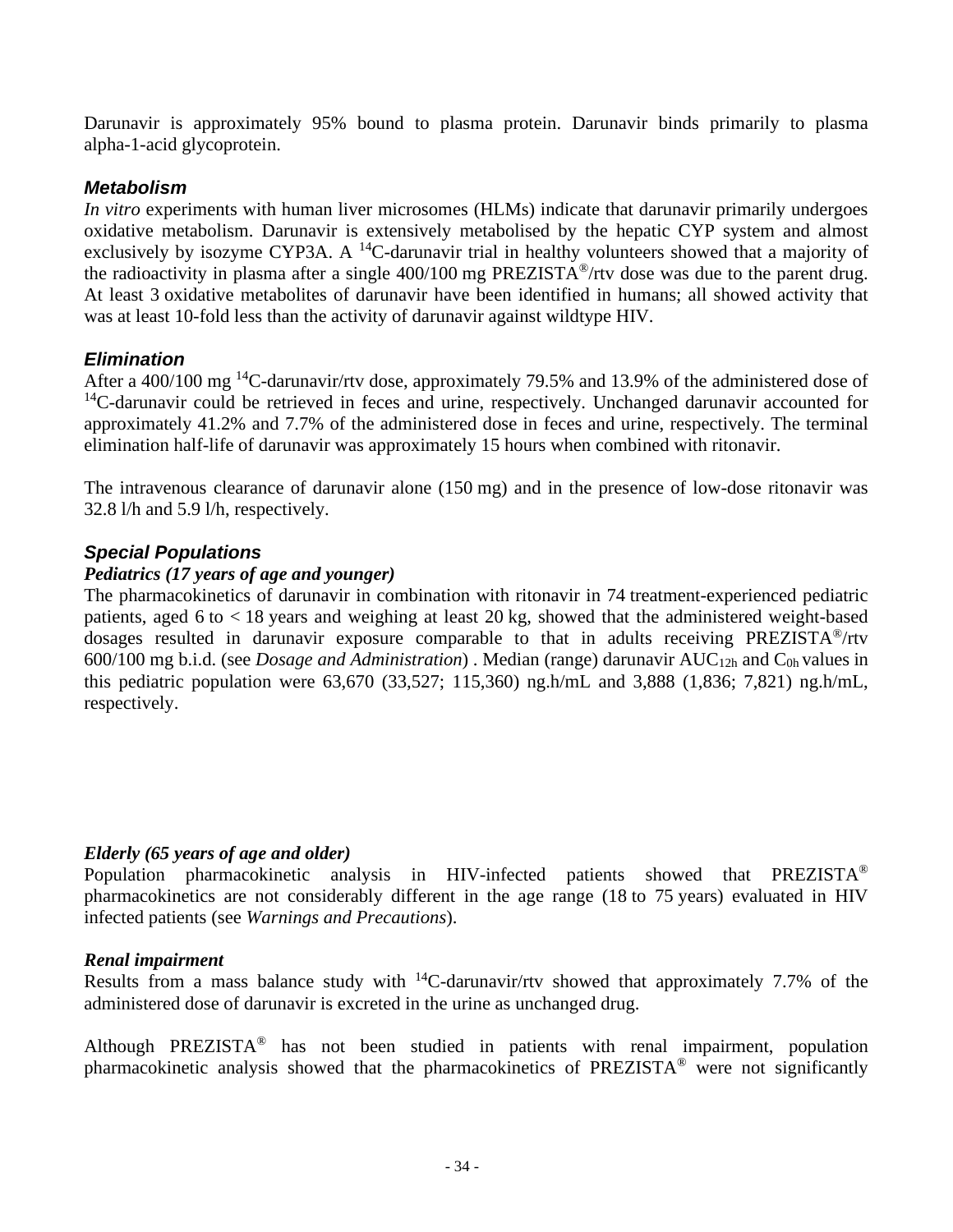Darunavir is approximately 95% bound to plasma protein. Darunavir binds primarily to plasma alpha-1-acid glycoprotein.

### *Metabolism*

*In vitro* experiments with human liver microsomes (HLMs) indicate that darunavir primarily undergoes oxidative metabolism. Darunavir is extensively metabolised by the hepatic CYP system and almost exclusively by isozyme CYP3A. A $^{14}$C-darunavir trial in healthy volunteers showed that a majority of the radioactivity in plasma after a single 400/100 mg PREZISTA®/rtv dose was due to the parent drug. At least 3 oxidative metabolites of darunavir have been identified in humans; all showed activity that was at least 10-fold less than the activity of darunavir against wildtype HIV.

### *Elimination*

After a 400/100 mg $^{14}$C-darunavir/rtv dose, approximately 79.5% and 13.9% of the administered dose of $^{14}$C-darunavir could be retrieved in feces and urine, respectively. Unchanged darunavir accounted for approximately 41.2% and 7.7% of the administered dose in feces and urine, respectively. The terminal elimination half-life of darunavir was approximately 15 hours when combined with ritonavir.

The intravenous clearance of darunavir alone (150 mg) and in the presence of low-dose ritonavir was 32.8 l/h and 5.9 l/h, respectively.

### *Special Populations*

***Pediatrics (17 years of age and younger)***

The pharmacokinetics of darunavir in combination with ritonavir in 74 treatment-experienced pediatric patients, aged 6 to < 18 years and weighing at least 20 kg, showed that the administered weight-based dosages resulted in darunavir exposure comparable to that in adults receiving PREZISTA®/rtv 600/100 mg b.i.d. (see *Dosage and Administration*) . Median (range) darunavir $AUC_{12h}$ and $C_{0h}$ values in this pediatric population were 63,670 (33,527; 115,360) ng.h/mL and 3,888 (1,836; 7,821) ng.h/mL, respectively.

***Elderly (65 years of age and older)***

Population pharmacokinetic analysis in HIV-infected patients showed that PREZISTA® pharmacokinetics are not considerably different in the age range (18 to 75 years) evaluated in HIV infected patients (see *Warnings and Precautions*).

***Renal impairment***

Results from a mass balance study with $^{14}$C-darunavir/rtv showed that approximately 7.7% of the administered dose of darunavir is excreted in the urine as unchanged drug.

Although PREZISTA® has not been studied in patients with renal impairment, population pharmacokinetic analysis showed that the pharmacokinetics of PREZISTA® were not significantly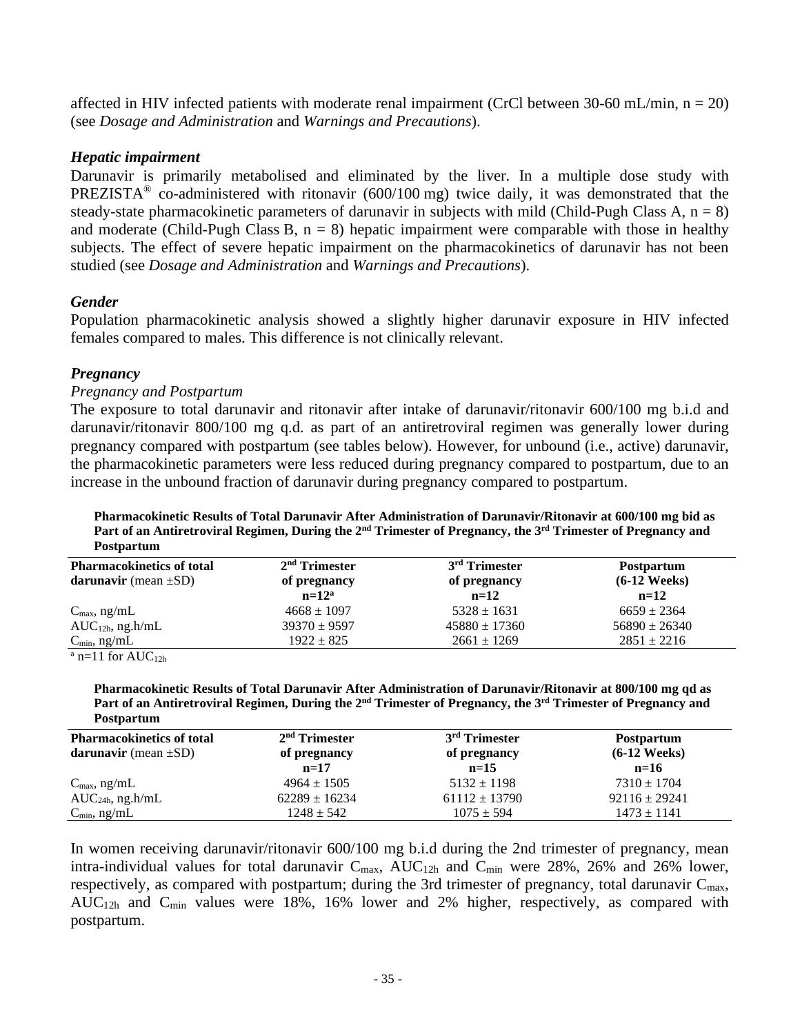affected in HIV infected patients with moderate renal impairment (CrCl between 30-60 mL/min, n = 20) (see *Dosage and Administration* and *Warnings and Precautions*).

### *Hepatic impairment*

Darunavir is primarily metabolised and eliminated by the liver. In a multiple dose study with PREZISTA® co-administered with ritonavir (600/100 mg) twice daily, it was demonstrated that the steady-state pharmacokinetic parameters of darunavir in subjects with mild (Child-Pugh Class A, n = 8) and moderate (Child-Pugh Class B, n = 8) hepatic impairment were comparable with those in healthy subjects. The effect of severe hepatic impairment on the pharmacokinetics of darunavir has not been studied (see *Dosage and Administration* and *Warnings and Precautions*).

### *Gender*

Population pharmacokinetic analysis showed a slightly higher darunavir exposure in HIV infected females compared to males. This difference is not clinically relevant.

### *Pregnancy*

*Pregnancy and Postpartum*

The exposure to total darunavir and ritonavir after intake of darunavir/ritonavir 600/100 mg b.i.d and darunavir/ritonavir 800/100 mg q.d. as part of an antiretroviral regimen was generally lower during pregnancy compared with postpartum (see tables below). However, for unbound (i.e., active) darunavir, the pharmacokinetic parameters were less reduced during pregnancy compared to postpartum, due to an increase in the unbound fraction of darunavir during pregnancy compared to postpartum.

**Pharmacokinetic Results of Total Darunavir After Administration of Darunavir/Ritonavir at 600/100 mg bid as Part of an Antiretroviral Regimen, During the 2nd Trimester of Pregnancy, the 3rd Trimester of Pregnancy and Postpartum**

| **Pharmacokinetics of total darunavir** (mean ±SD) | **2nd Trimester of pregnancy n=12[a]** | **3rd Trimester of pregnancy n=12** | **Postpartum (6-12 Weeks) n=12** |
|---|---|---|---|
| $C_{max}$, ng/mL | 4668 ± 1097 | 5328 ± 1631 | 6659 ± 2364 |
| $AUC_{12h}$, ng.h/mL | 39370 ± 9597 | 45880 ± 17360 | 56890 ± 26340 |
| $C_{min}$, ng/mL | 1922 ± 825 | 2661 ± 1269 | 2851 ± 2216 |

[a] n=11 for $AUC_{12h}$

**Pharmacokinetic Results of Total Darunavir After Administration of Darunavir/Ritonavir at 800/100 mg qd as Part of an Antiretroviral Regimen, During the 2nd Trimester of Pregnancy, the 3rd Trimester of Pregnancy and Postpartum**

| **Pharmacokinetics of total darunavir** (mean ±SD) | **2nd Trimester of pregnancy n=17** | **3rd Trimester of pregnancy n=15** | **Postpartum (6-12 Weeks) n=16** |
|---|---|---|---|
| $C_{max}$, ng/mL | 4964 ± 1505 | 5132 ± 1198 | 7310 ± 1704 |
| $AUC_{24h}$, ng.h/mL | 62289 ± 16234 | 61112 ± 13790 | 92116 ± 29241 |
| $C_{min}$, ng/mL | 1248 ± 542 | 1075 ± 594 | 1473 ± 1141 |

In women receiving darunavir/ritonavir 600/100 mg b.i.d during the 2nd trimester of pregnancy, mean intra-individual values for total darunavir $C_{max}$, $AUC_{12h}$ and $C_{min}$ were 28%, 26% and 26% lower, respectively, as compared with postpartum; during the 3rd trimester of pregnancy, total darunavir $C_{max}$, $AUC_{12h}$ and $C_{min}$ values were 18%, 16% lower and 2% higher, respectively, as compared with postpartum.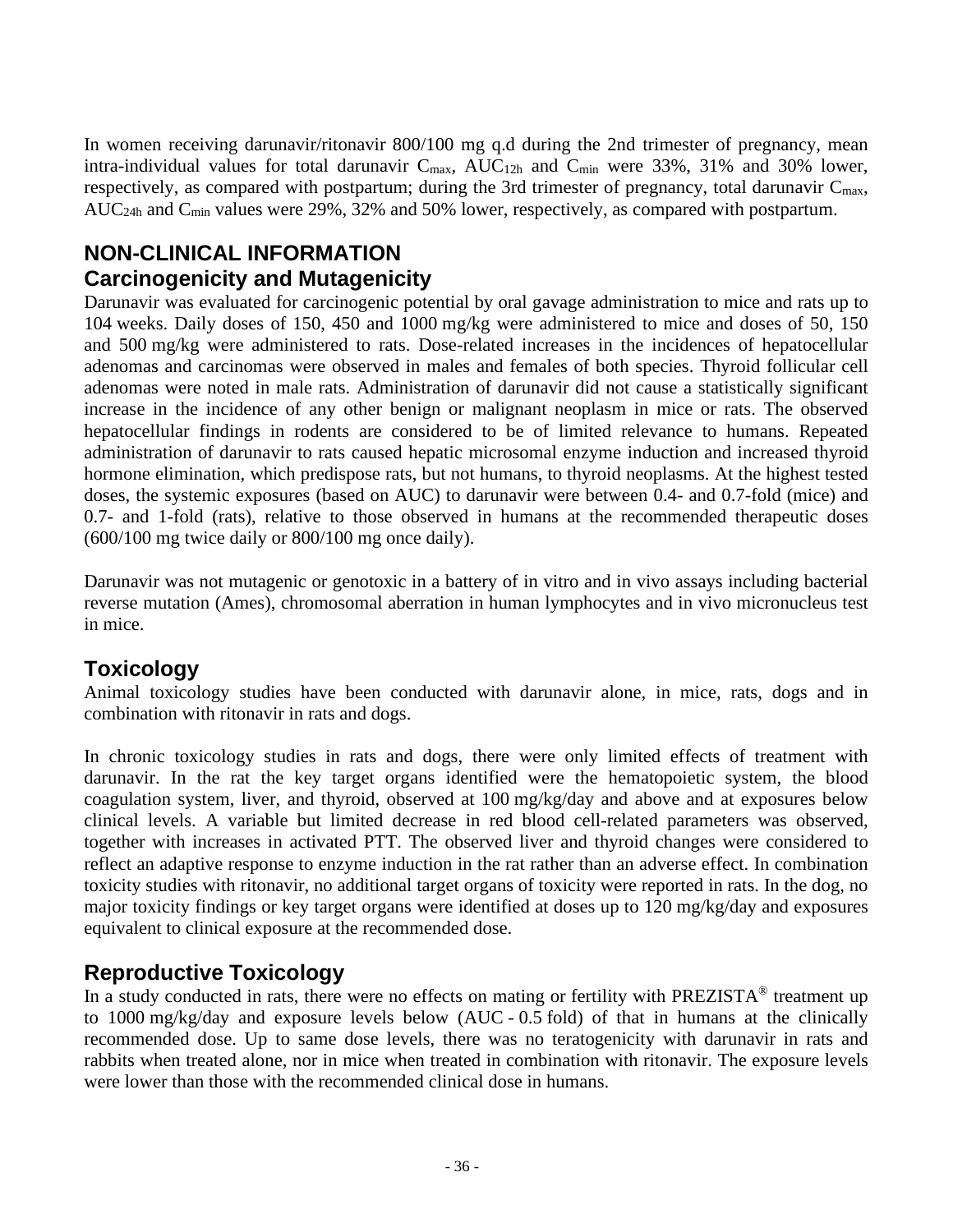In women receiving darunavir/ritonavir 800/100 mg q.d during the 2nd trimester of pregnancy, mean intra-individual values for total darunavir $C_{max}$, $AUC_{12h}$ and $C_{min}$ were 33%, 31% and 30% lower, respectively, as compared with postpartum; during the 3rd trimester of pregnancy, total darunavir $C_{max}$, $AUC_{24h}$ and $C_{min}$ values were 29%, 32% and 50% lower, respectively, as compared with postpartum.

# NON-CLINICAL INFORMATION

## Carcinogenicity and Mutagenicity

Darunavir was evaluated for carcinogenic potential by oral gavage administration to mice and rats up to 104 weeks. Daily doses of 150, 450 and 1000 mg/kg were administered to mice and doses of 50, 150 and 500 mg/kg were administered to rats. Dose-related increases in the incidences of hepatocellular adenomas and carcinomas were observed in males and females of both species. Thyroid follicular cell adenomas were noted in male rats. Administration of darunavir did not cause a statistically significant increase in the incidence of any other benign or malignant neoplasm in mice or rats. The observed hepatocellular findings in rodents are considered to be of limited relevance to humans. Repeated administration of darunavir to rats caused hepatic microsomal enzyme induction and increased thyroid hormone elimination, which predispose rats, but not humans, to thyroid neoplasms. At the highest tested doses, the systemic exposures (based on AUC) to darunavir were between 0.4- and 0.7-fold (mice) and 0.7- and 1-fold (rats), relative to those observed in humans at the recommended therapeutic doses (600/100 mg twice daily or 800/100 mg once daily).

Darunavir was not mutagenic or genotoxic in a battery of in vitro and in vivo assays including bacterial reverse mutation (Ames), chromosomal aberration in human lymphocytes and in vivo micronucleus test in mice.

## Toxicology

Animal toxicology studies have been conducted with darunavir alone, in mice, rats, dogs and in combination with ritonavir in rats and dogs.

In chronic toxicology studies in rats and dogs, there were only limited effects of treatment with darunavir. In the rat the key target organs identified were the hematopoietic system, the blood coagulation system, liver, and thyroid, observed at 100 mg/kg/day and above and at exposures below clinical levels. A variable but limited decrease in red blood cell-related parameters was observed, together with increases in activated PTT. The observed liver and thyroid changes were considered to reflect an adaptive response to enzyme induction in the rat rather than an adverse effect. In combination toxicity studies with ritonavir, no additional target organs of toxicity were reported in rats. In the dog, no major toxicity findings or key target organs were identified at doses up to 120 mg/kg/day and exposures equivalent to clinical exposure at the recommended dose.

## Reproductive Toxicology

In a study conducted in rats, there were no effects on mating or fertility with PREZISTA® treatment up to 1000 mg/kg/day and exposure levels below (AUC - 0.5 fold) of that in humans at the clinically recommended dose. Up to same dose levels, there was no teratogenicity with darunavir in rats and rabbits when treated alone, nor in mice when treated in combination with ritonavir. The exposure levels were lower than those with the recommended clinical dose in humans.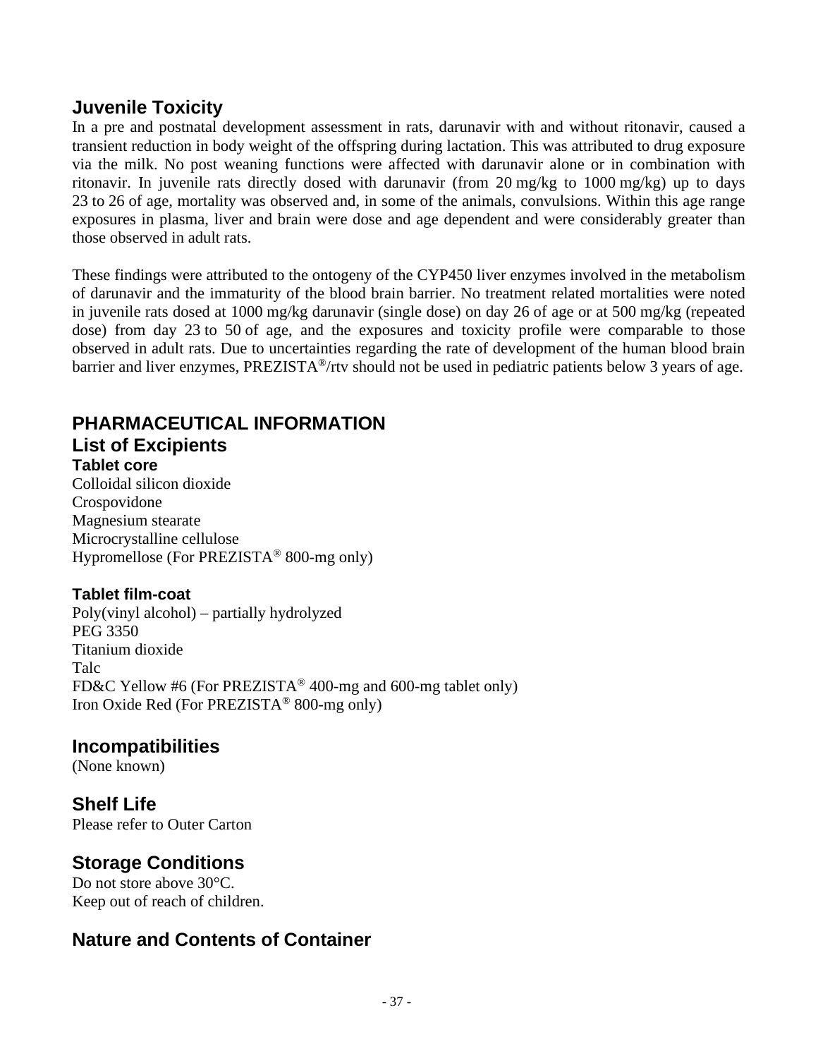## Juvenile Toxicity

In a pre and postnatal development assessment in rats, darunavir with and without ritonavir, caused a transient reduction in body weight of the offspring during lactation. This was attributed to drug exposure via the milk. No post weaning functions were affected with darunavir alone or in combination with ritonavir. In juvenile rats directly dosed with darunavir (from 20 mg/kg to 1000 mg/kg) up to days 23 to 26 of age, mortality was observed and, in some of the animals, convulsions. Within this age range exposures in plasma, liver and brain were dose and age dependent and were considerably greater than those observed in adult rats.

These findings were attributed to the ontogeny of the CYP450 liver enzymes involved in the metabolism of darunavir and the immaturity of the blood brain barrier. No treatment related mortalities were noted in juvenile rats dosed at 1000 mg/kg darunavir (single dose) on day 26 of age or at 500 mg/kg (repeated dose) from day 23 to 50 of age, and the exposures and toxicity profile were comparable to those observed in adult rats. Due to uncertainties regarding the rate of development of the human blood brain barrier and liver enzymes, PREZISTA®/rtv should not be used in pediatric patients below 3 years of age.

# PHARMACEUTICAL INFORMATION

## List of Excipients

### Tablet core

Colloidal silicon dioxide
Crospovidone
Magnesium stearate
Microcrystalline cellulose
Hypromellose (For PREZISTA® 800-mg only)

### Tablet film-coat

Poly(vinyl alcohol) – partially hydrolyzed
PEG 3350
Titanium dioxide
Talc
FD&C Yellow #6 (For PREZISTA® 400-mg and 600-mg tablet only)
Iron Oxide Red (For PREZISTA® 800-mg only)

## Incompatibilities

(None known)

## Shelf Life

Please refer to Outer Carton

## Storage Conditions

Do not store above 30°C.
Keep out of reach of children.

## Nature and Contents of Container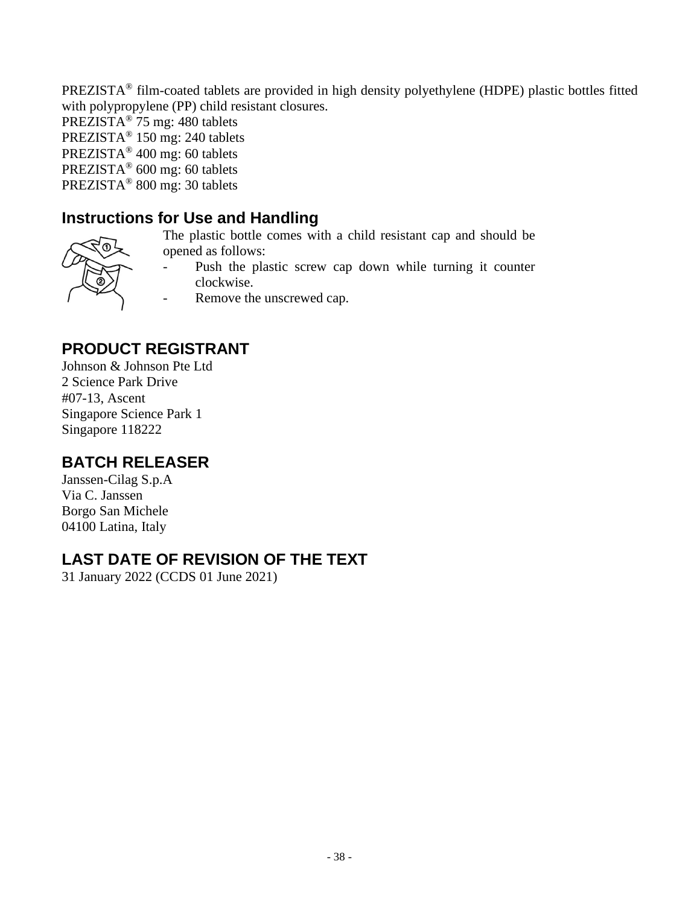PREZISTA® film-coated tablets are provided in high density polyethylene (HDPE) plastic bottles fitted with polypropylene (PP) child resistant closures.
PREZISTA® 75 mg: 480 tablets
PREZISTA® 150 mg: 240 tablets
PREZISTA® 400 mg: 60 tablets
PREZISTA® 600 mg: 60 tablets
PREZISTA® 800 mg: 30 tablets

## Instructions for Use and Handling

The plastic bottle comes with a child resistant cap and should be opened as follows:

- Push the plastic screw cap down while turning it counter clockwise.
- Remove the unscrewed cap.

## PRODUCT REGISTRANT

Johnson & Johnson Pte Ltd
2 Science Park Drive
#07-13, Ascent
Singapore Science Park 1
Singapore 118222

## BATCH RELEASER

Janssen-Cilag S.p.A
Via C. Janssen
Borgo San Michele
04100 Latina, Italy

## LAST DATE OF REVISION OF THE TEXT

31 January 2022 (CCDS 01 June 2021)